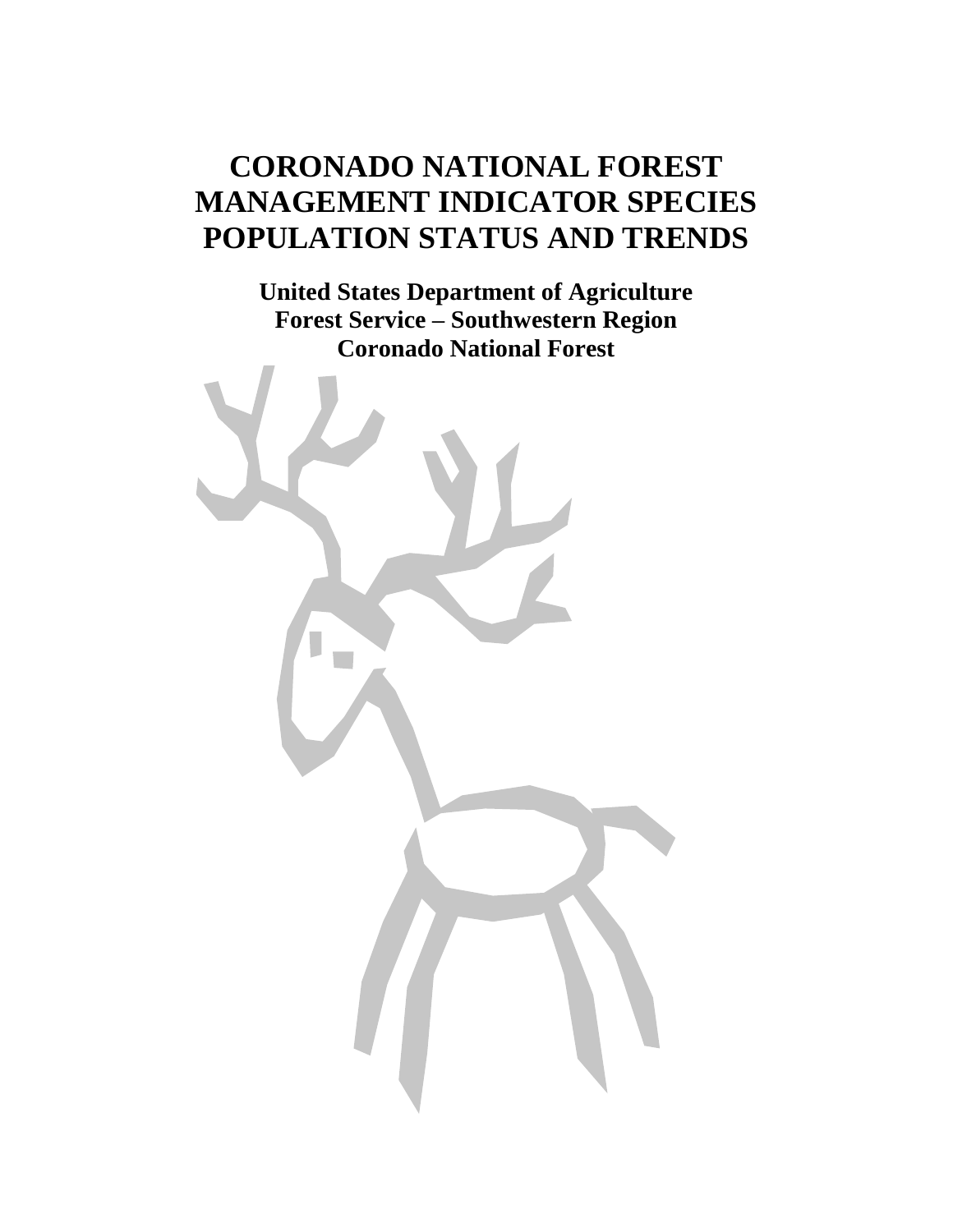# CORONADO NATIONAL FOREST MANAGEMENT INDICATOR SPECIES POPULATION STATUS AND TRENDS

**United States Department of Agriculture**
**Forest Service – Southwestern Region**
**Coronado National Forest**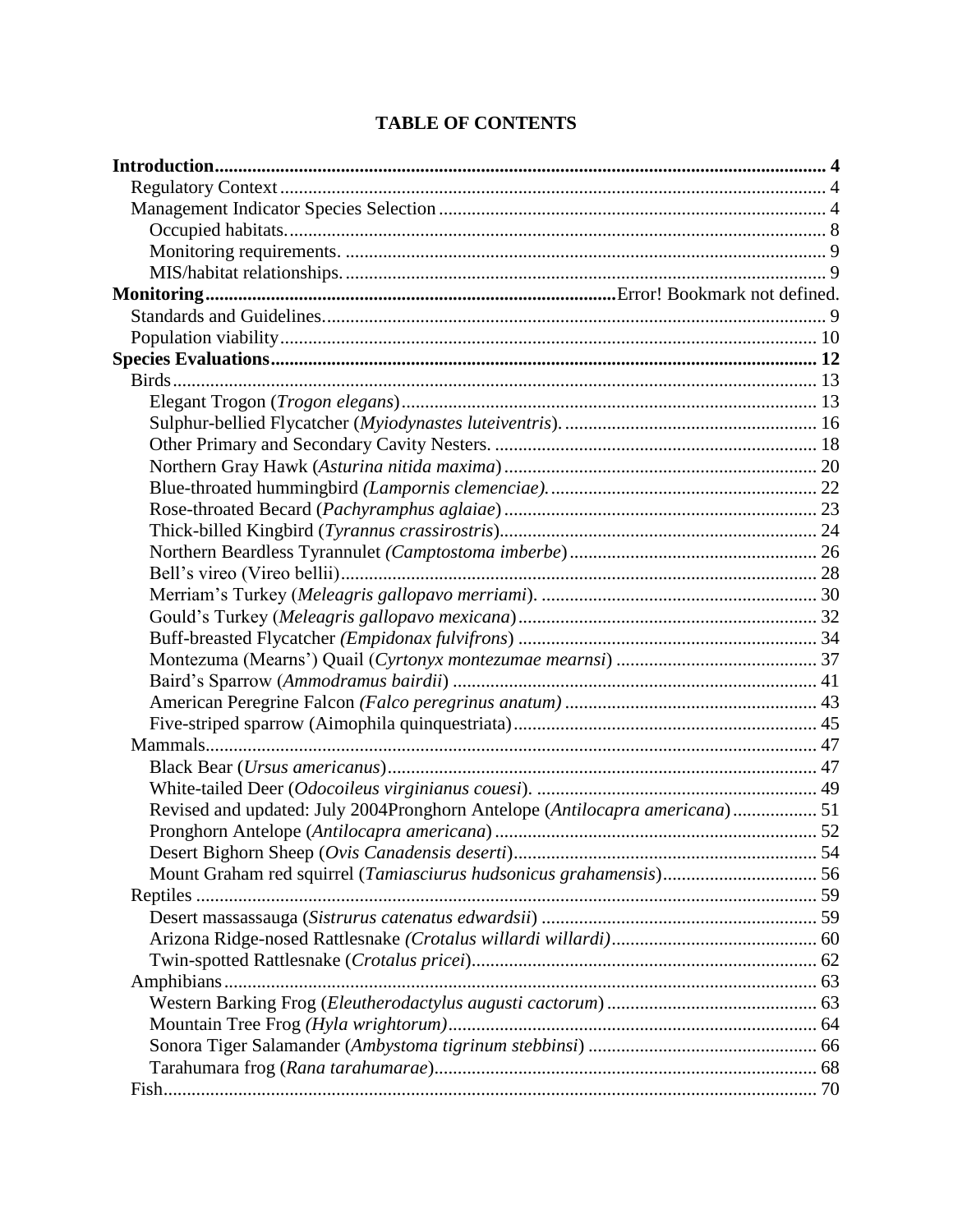# TABLE OF CONTENTS

**Introduction** .......... **4**
- Regulatory Context .......... 4
- Management Indicator Species Selection .......... 4
  - Occupied habitats. .......... 8
  - Monitoring requirements. .......... 9
  - MIS/habitat relationships. .......... 9

**Monitoring** .......... Error! Bookmark not defined.
- Standards and Guidelines. .......... 9
- Population viability .......... 10

**Species Evaluations** .......... **12**
- Birds .......... 13
  - Elegant Trogon (*Trogon elegans*) .......... 13
  - Sulphur-bellied Flycatcher (*Myiodynastes luteiventris*). .......... 16
  - Other Primary and Secondary Cavity Nesters. .......... 18
  - Northern Gray Hawk (*Asturina nitida maxima*) .......... 20
  - Blue-throated hummingbird *(Lampornis clemenciae).* .......... 22
  - Rose-throated Becard (*Pachyramphus aglaiae*) .......... 23
  - Thick-billed Kingbird (*Tyrannus crassirostris*) .......... 24
  - Northern Beardless Tyrannulet *(Camptostoma imberbe)* .......... 26
  - Bell's vireo (Vireo bellii) .......... 28
  - Merriam's Turkey (*Meleagris gallopavo merriami*). .......... 30
  - Gould's Turkey (*Meleagris gallopavo mexicana*) .......... 32
  - Buff-breasted Flycatcher (*Empidonax fulvifrons*) .......... 34
  - Montezuma (Mearns') Quail (*Cyrtonyx montezumae mearnsi*) .......... 37
  - Baird's Sparrow (*Ammodramus bairdii*) .......... 41
  - American Peregrine Falcon *(Falco peregrinus anatum)* .......... 43
  - Five-striped sparrow (Aimophila quinquestriata) .......... 45
- Mammals .......... 47
  - Black Bear (*Ursus americanus*) .......... 47
  - White-tailed Deer (*Odocoileus virginianus couesi*). .......... 49
  - Revised and updated: July 2004Pronghorn Antelope (*Antilocapra americana*) .......... 51
  - Pronghorn Antelope (*Antilocapra americana*) .......... 52
  - Desert Bighorn Sheep (*Ovis Canadensis deserti*) .......... 54
  - Mount Graham red squirrel (*Tamiasciurus hudsonicus grahamensis*) .......... 56
- Reptiles .......... 59
  - Desert massassauga (*Sistrurus catenatus edwardsii*) .......... 59
  - Arizona Ridge-nosed Rattlesnake *(Crotalus willardi willardi)* .......... 60
  - Twin-spotted Rattlesnake (*Crotalus pricei*) .......... 62
- Amphibians .......... 63
  - Western Barking Frog (*Eleutherodactylus augusti cactorum*) .......... 63
  - Mountain Tree Frog *(Hyla wrightorum)* .......... 64
  - Sonora Tiger Salamander (*Ambystoma tigrinum stebbinsi*) .......... 66
  - Tarahumara frog (*Rana tarahumarae*) .......... 68
- Fish .......... 70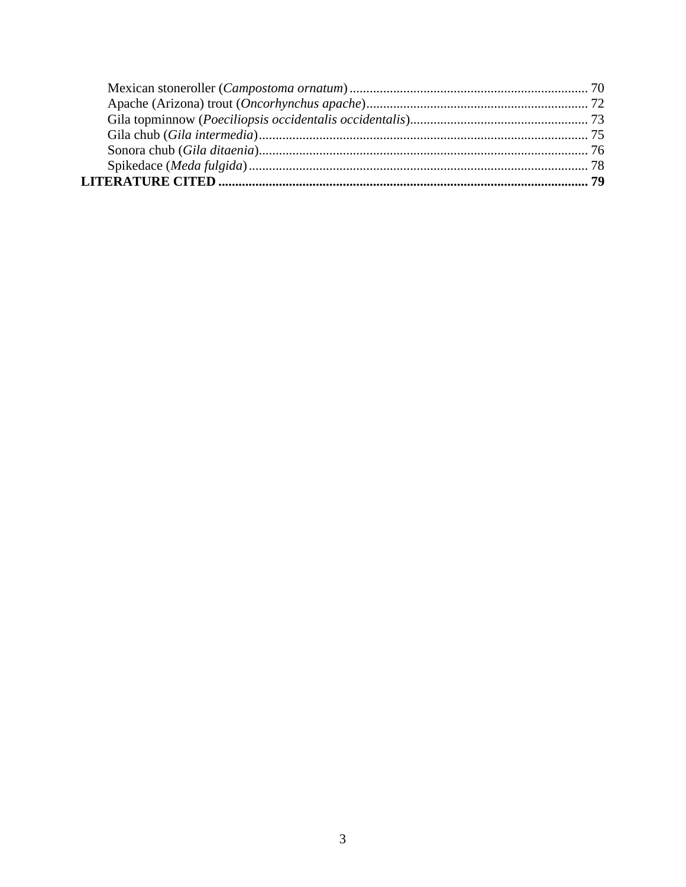Mexican stoneroller (*Campostoma ornatum*) ..... 70
Apache (Arizona) trout (*Oncorhynchus apache*) ..... 72
Gila topminnow (*Poeciliopsis occidentalis occidentalis*) ..... 73
Gila chub (*Gila intermedia*) ..... 75
Sonora chub (*Gila ditaenia*) ..... 76
Spikedace (*Meda fulgida*) ..... 78

**LITERATURE CITED ..... 79**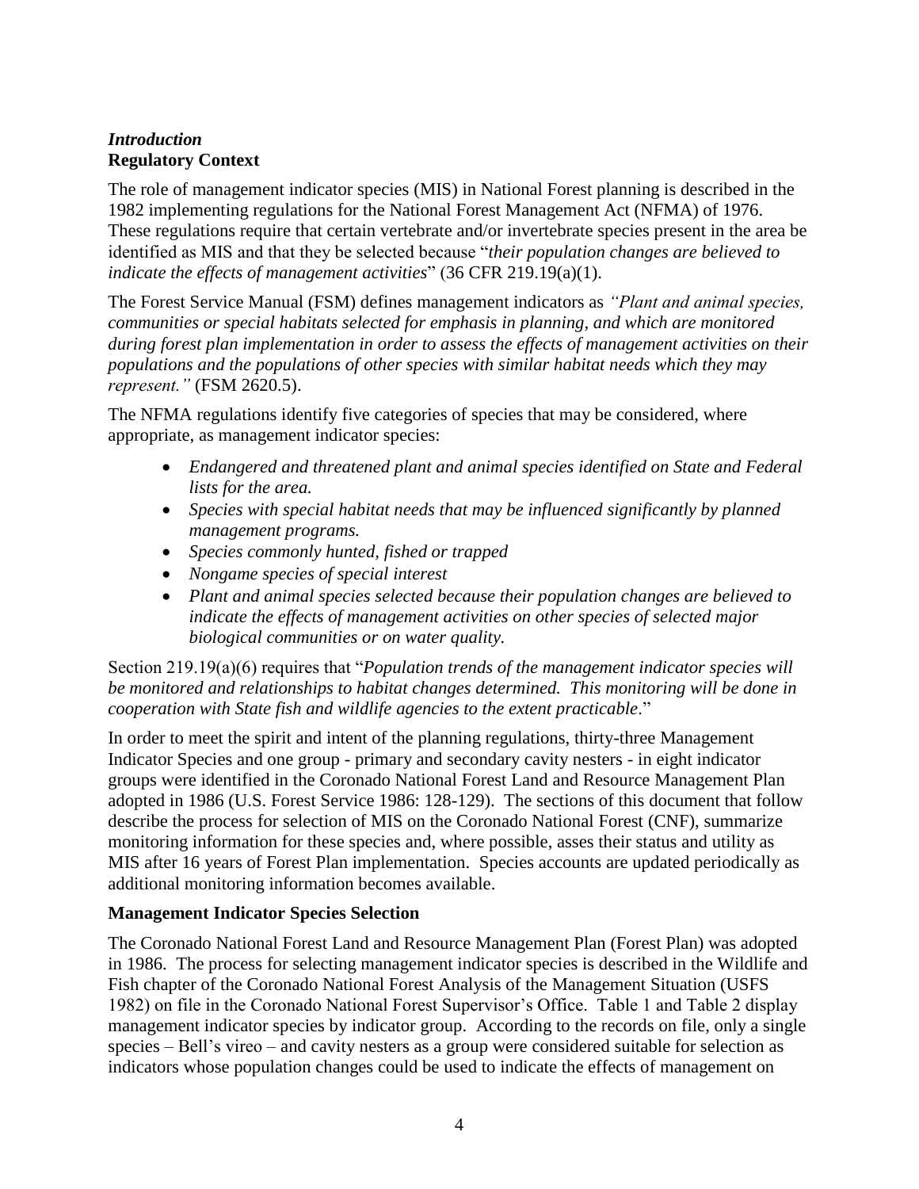### *Introduction*

**Regulatory Context**

The role of management indicator species (MIS) in National Forest planning is described in the 1982 implementing regulations for the National Forest Management Act (NFMA) of 1976. These regulations require that certain vertebrate and/or invertebrate species present in the area be identified as MIS and that they be selected because "*their population changes are believed to indicate the effects of management activities*" (36 CFR 219.19(a)(1).

The Forest Service Manual (FSM) defines management indicators as *"Plant and animal species, communities or special habitats selected for emphasis in planning, and which are monitored during forest plan implementation in order to assess the effects of management activities on their populations and the populations of other species with similar habitat needs which they may represent."* (FSM 2620.5).

The NFMA regulations identify five categories of species that may be considered, where appropriate, as management indicator species:

- *Endangered and threatened plant and animal species identified on State and Federal lists for the area.*
- *Species with special habitat needs that may be influenced significantly by planned management programs.*
- *Species commonly hunted, fished or trapped*
- *Nongame species of special interest*
- *Plant and animal species selected because their population changes are believed to indicate the effects of management activities on other species of selected major biological communities or on water quality.*

Section 219.19(a)(6) requires that "*Population trends of the management indicator species will be monitored and relationships to habitat changes determined. This monitoring will be done in cooperation with State fish and wildlife agencies to the extent practicable*."

In order to meet the spirit and intent of the planning regulations, thirty-three Management Indicator Species and one group - primary and secondary cavity nesters - in eight indicator groups were identified in the Coronado National Forest Land and Resource Management Plan adopted in 1986 (U.S. Forest Service 1986: 128-129). The sections of this document that follow describe the process for selection of MIS on the Coronado National Forest (CNF), summarize monitoring information for these species and, where possible, asses their status and utility as MIS after 16 years of Forest Plan implementation. Species accounts are updated periodically as additional monitoring information becomes available.

**Management Indicator Species Selection**

The Coronado National Forest Land and Resource Management Plan (Forest Plan) was adopted in 1986. The process for selecting management indicator species is described in the Wildlife and Fish chapter of the Coronado National Forest Analysis of the Management Situation (USFS 1982) on file in the Coronado National Forest Supervisor's Office. Table 1 and Table 2 display management indicator species by indicator group. According to the records on file, only a single species – Bell's vireo – and cavity nesters as a group were considered suitable for selection as indicators whose population changes could be used to indicate the effects of management on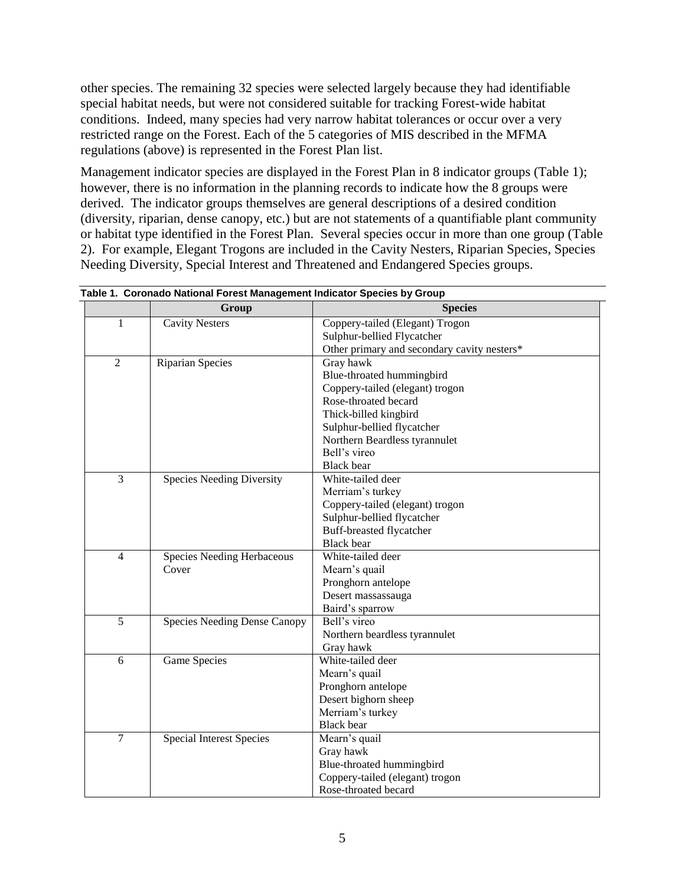other species. The remaining 32 species were selected largely because they had identifiable special habitat needs, but were not considered suitable for tracking Forest-wide habitat conditions. Indeed, many species had very narrow habitat tolerances or occur over a very restricted range on the Forest. Each of the 5 categories of MIS described in the MFMA regulations (above) is represented in the Forest Plan list.

Management indicator species are displayed in the Forest Plan in 8 indicator groups (Table 1); however, there is no information in the planning records to indicate how the 8 groups were derived. The indicator groups themselves are general descriptions of a desired condition (diversity, riparian, dense canopy, etc.) but are not statements of a quantifiable plant community or habitat type identified in the Forest Plan. Several species occur in more than one group (Table 2). For example, Elegant Trogons are included in the Cavity Nesters, Riparian Species, Species Needing Diversity, Special Interest and Threatened and Endangered Species groups.

**Table 1. Coronado National Forest Management Indicator Species by Group**

| | Group | Species |
|---|---|---|
| 1 | Cavity Nesters | Coppery-tailed (Elegant) Trogon<br>Sulphur-bellied Flycatcher<br>Other primary and secondary cavity nesters* |
| 2 | Riparian Species | Gray hawk<br>Blue-throated hummingbird<br>Coppery-tailed (elegant) trogon<br>Rose-throated becard<br>Thick-billed kingbird<br>Sulphur-bellied flycatcher<br>Northern Beardless tyrannulet<br>Bell's vireo<br>Black bear |
| 3 | Species Needing Diversity | White-tailed deer<br>Merriam's turkey<br>Coppery-tailed (elegant) trogon<br>Sulphur-bellied flycatcher<br>Buff-breasted flycatcher<br>Black bear |
| 4 | Species Needing Herbaceous Cover | White-tailed deer<br>Mearn's quail<br>Pronghorn antelope<br>Desert massassauga<br>Baird's sparrow |
| 5 | Species Needing Dense Canopy | Bell's vireo<br>Northern beardless tyrannulet<br>Gray hawk |
| 6 | Game Species | White-tailed deer<br>Mearn's quail<br>Pronghorn antelope<br>Desert bighorn sheep<br>Merriam's turkey<br>Black bear |
| 7 | Special Interest Species | Mearn's quail<br>Gray hawk<br>Blue-throated hummingbird<br>Coppery-tailed (elegant) trogon<br>Rose-throated becard |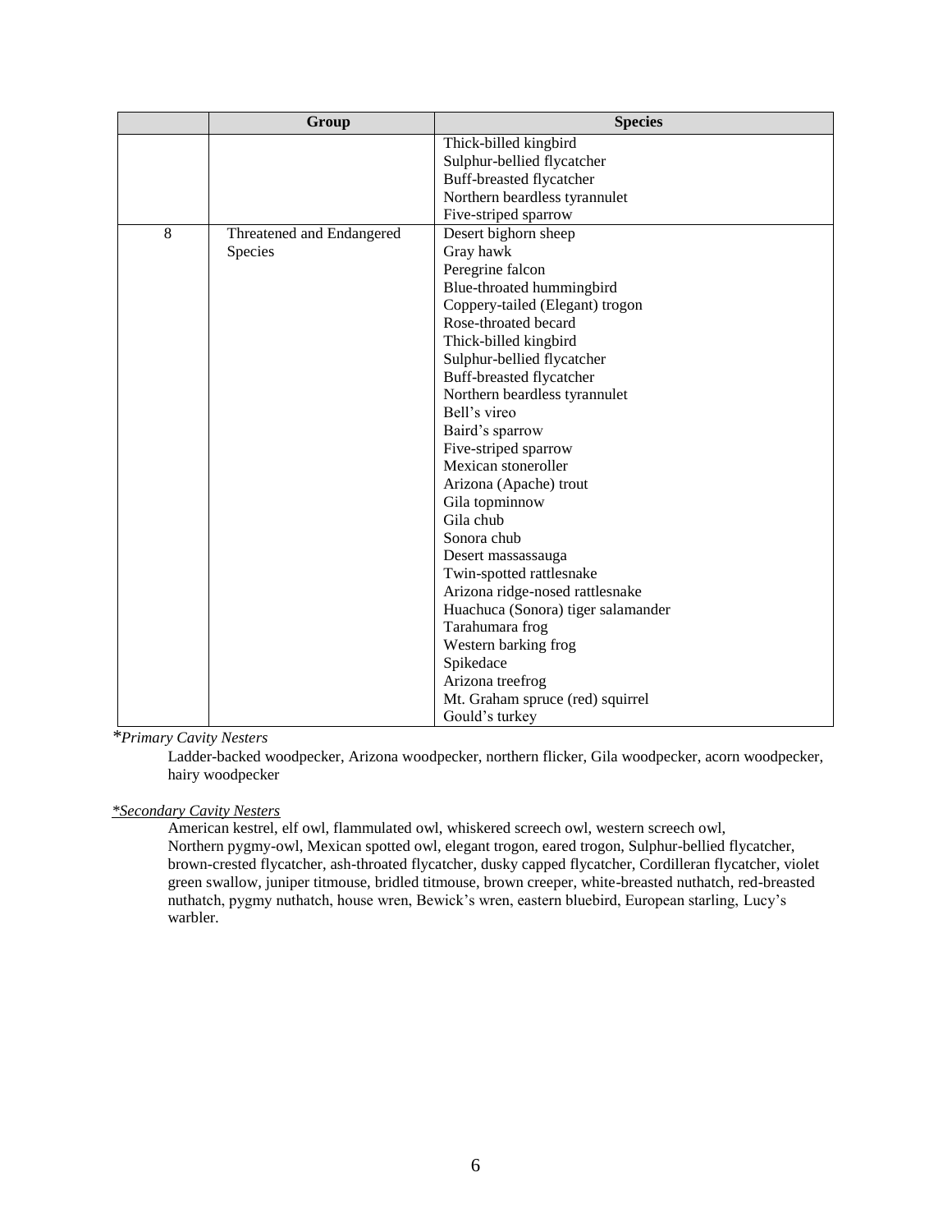| | Group | Species |
|---|---|---|
| | | Thick-billed kingbird<br>Sulphur-bellied flycatcher<br>Buff-breasted flycatcher<br>Northern beardless tyrannulet<br>Five-striped sparrow |
| 8 | Threatened and Endangered Species | Desert bighorn sheep<br>Gray hawk<br>Peregrine falcon<br>Blue-throated hummingbird<br>Coppery-tailed (Elegant) trogon<br>Rose-throated becard<br>Thick-billed kingbird<br>Sulphur-bellied flycatcher<br>Buff-breasted flycatcher<br>Northern beardless tyrannulet<br>Bell's vireo<br>Baird's sparrow<br>Five-striped sparrow<br>Mexican stoneroller<br>Arizona (Apache) trout<br>Gila topminnow<br>Gila chub<br>Sonora chub<br>Desert massassauga<br>Twin-spotted rattlesnake<br>Arizona ridge-nosed rattlesnake<br>Huachuca (Sonora) tiger salamander<br>Tarahumara frog<br>Western barking frog<br>Spikedace<br>Arizona treefrog<br>Mt. Graham spruce (red) squirrel<br>Gould's turkey |

**Primary Cavity Nesters*

Ladder-backed woodpecker, Arizona woodpecker, northern flicker, Gila woodpecker, acorn woodpecker, hairy woodpecker

*\*Secondary Cavity Nesters*

American kestrel, elf owl, flammulated owl, whiskered screech owl, western screech owl, Northern pygmy-owl, Mexican spotted owl, elegant trogon, eared trogon, Sulphur-bellied flycatcher, brown-crested flycatcher, ash-throated flycatcher, dusky capped flycatcher, Cordilleran flycatcher, violet green swallow, juniper titmouse, bridled titmouse, brown creeper, white-breasted nuthatch, red-breasted nuthatch, pygmy nuthatch, house wren, Bewick's wren, eastern bluebird, European starling, Lucy's warbler.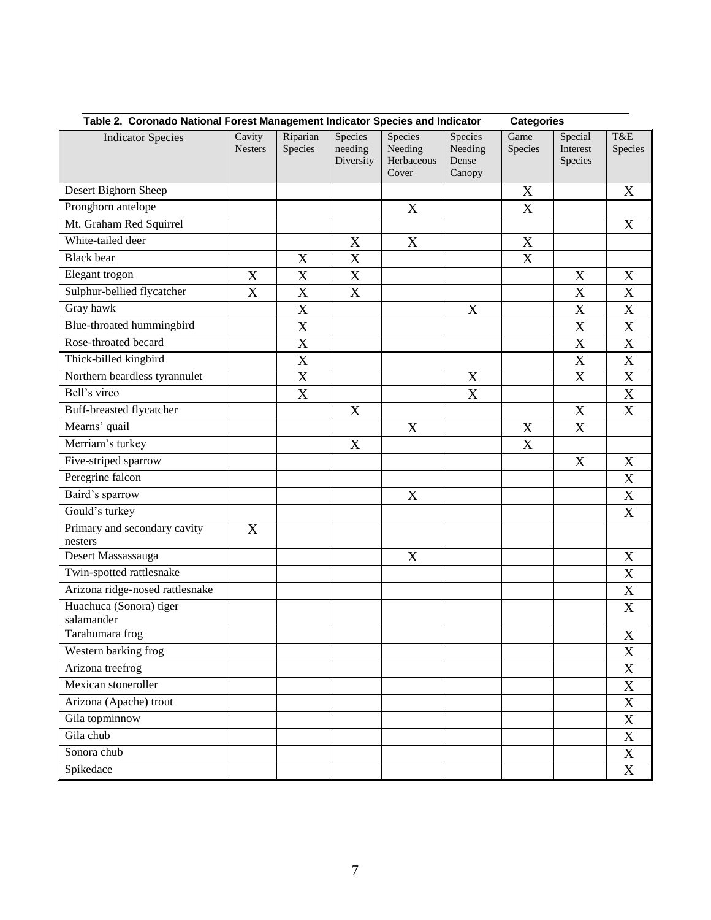**Table 2. Coronado National Forest Management Indicator Species and Indicator Categories**

| Indicator Species | Cavity Nesters | Riparian Species | Species needing Diversity | Species Needing Herbaceous Cover | Species Needing Dense Canopy | Game Species | Special Interest Species | T&E Species |
|---|---|---|---|---|---|---|---|---|
| Desert Bighorn Sheep | | | | | | X | | X |
| Pronghorn antelope | | | | X | | X | | |
| Mt. Graham Red Squirrel | | | | | | | | X |
| White-tailed deer | | | X | X | | X | | |
| Black bear | | X | X | | | X | | |
| Elegant trogon | X | X | X | | | | X | X |
| Sulphur-bellied flycatcher | X | X | X | | | | X | X |
| Gray hawk | | X | | | X | | X | X |
| Blue-throated hummingbird | | X | | | | | X | X |
| Rose-throated becard | | X | | | | | X | X |
| Thick-billed kingbird | | X | | | | | X | X |
| Northern beardless tyrannulet | | X | | | X | | X | X |
| Bell's vireo | | X | | | X | | | X |
| Buff-breasted flycatcher | | | X | | | | X | X |
| Mearns' quail | | | | X | | X | X | |
| Merriam's turkey | | | X | | | X | | |
| Five-striped sparrow | | | | | | | X | X |
| Peregrine falcon | | | | | | | | X |
| Baird's sparrow | | | | X | | | | X |
| Gould's turkey | | | | | | | | X |
| Primary and secondary cavity nesters | X | | | | | | | |
| Desert Massassauga | | | | X | | | | X |
| Twin-spotted rattlesnake | | | | | | | | X |
| Arizona ridge-nosed rattlesnake | | | | | | | | X |
| Huachuca (Sonora) tiger salamander | | | | | | | | X |
| Tarahumara frog | | | | | | | | X |
| Western barking frog | | | | | | | | X |
| Arizona treefrog | | | | | | | | X |
| Mexican stoneroller | | | | | | | | X |
| Arizona (Apache) trout | | | | | | | | X |
| Gila topminnow | | | | | | | | X |
| Gila chub | | | | | | | | X |
| Sonora chub | | | | | | | | X |
| Spikedace | | | | | | | | X |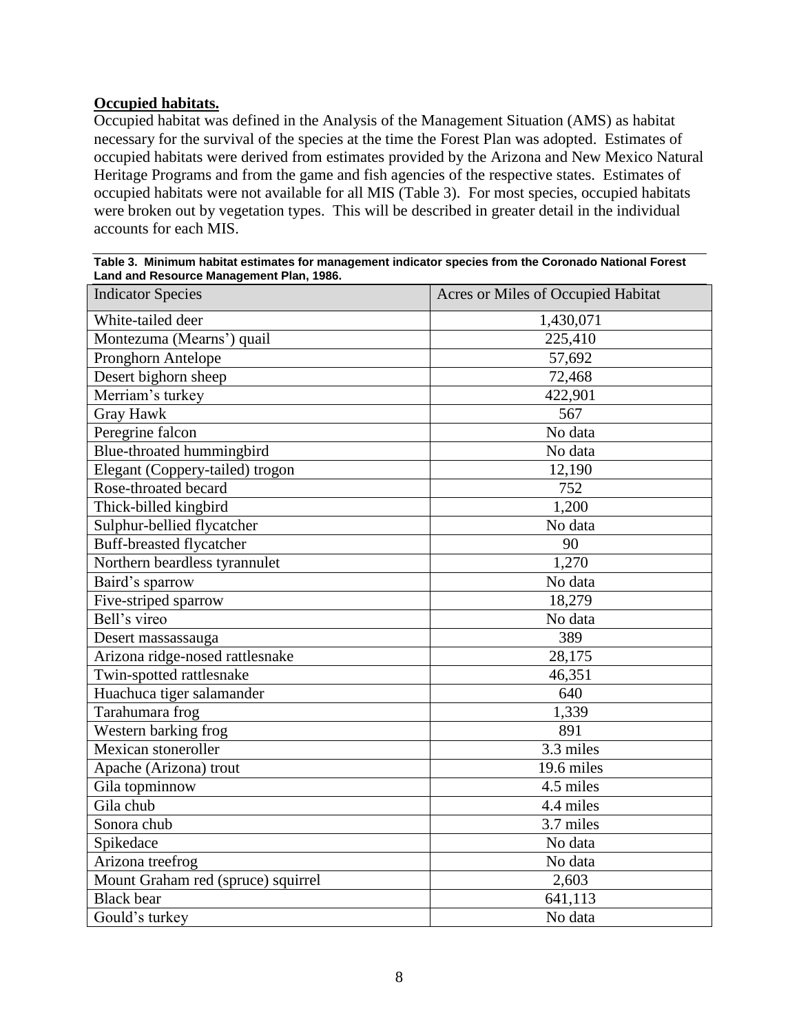**Occupied habitats.**

Occupied habitat was defined in the Analysis of the Management Situation (AMS) as habitat necessary for the survival of the species at the time the Forest Plan was adopted. Estimates of occupied habitats were derived from estimates provided by the Arizona and New Mexico Natural Heritage Programs and from the game and fish agencies of the respective states. Estimates of occupied habitats were not available for all MIS (Table 3). For most species, occupied habitats were broken out by vegetation types. This will be described in greater detail in the individual accounts for each MIS.

**Table 3. Minimum habitat estimates for management indicator species from the Coronado National Forest Land and Resource Management Plan, 1986.**

| Indicator Species | Acres or Miles of Occupied Habitat |
| --- | --- |
| White-tailed deer | 1,430,071 |
| Montezuma (Mearns') quail | 225,410 |
| Pronghorn Antelope | 57,692 |
| Desert bighorn sheep | 72,468 |
| Merriam's turkey | 422,901 |
| Gray Hawk | 567 |
| Peregrine falcon | No data |
| Blue-throated hummingbird | No data |
| Elegant (Coppery-tailed) trogon | 12,190 |
| Rose-throated becard | 752 |
| Thick-billed kingbird | 1,200 |
| Sulphur-bellied flycatcher | No data |
| Buff-breasted flycatcher | 90 |
| Northern beardless tyrannulet | 1,270 |
| Baird's sparrow | No data |
| Five-striped sparrow | 18,279 |
| Bell's vireo | No data |
| Desert massassauga | 389 |
| Arizona ridge-nosed rattlesnake | 28,175 |
| Twin-spotted rattlesnake | 46,351 |
| Huachuca tiger salamander | 640 |
| Tarahumara frog | 1,339 |
| Western barking frog | 891 |
| Mexican stoneroller | 3.3 miles |
| Apache (Arizona) trout | 19.6 miles |
| Gila topminnow | 4.5 miles |
| Gila chub | 4.4 miles |
| Sonora chub | 3.7 miles |
| Spikedace | No data |
| Arizona treefrog | No data |
| Mount Graham red (spruce) squirrel | 2,603 |
| Black bear | 641,113 |
| Gould's turkey | No data |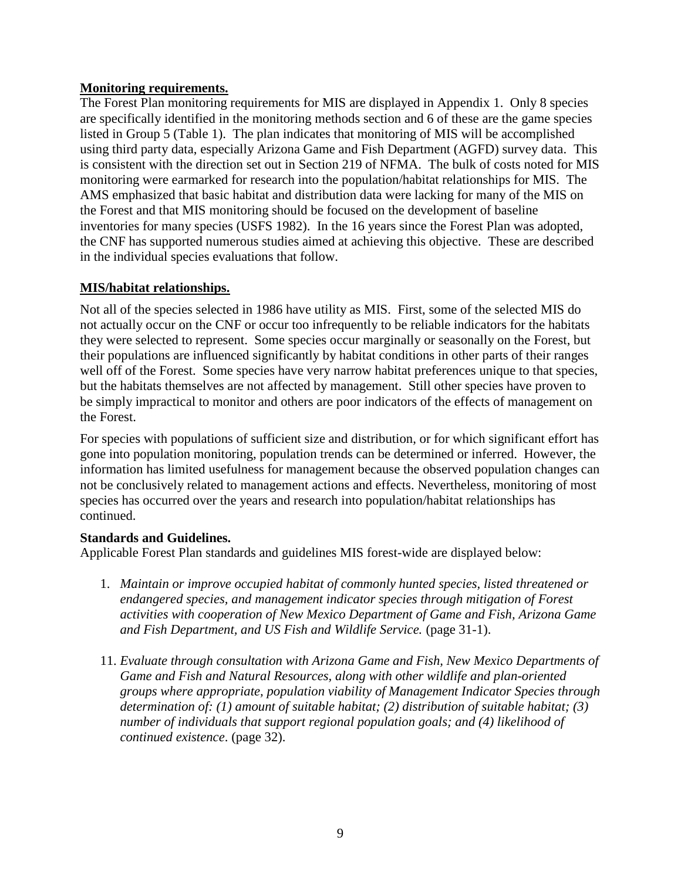**Monitoring requirements.**

The Forest Plan monitoring requirements for MIS are displayed in Appendix 1. Only 8 species are specifically identified in the monitoring methods section and 6 of these are the game species listed in Group 5 (Table 1). The plan indicates that monitoring of MIS will be accomplished using third party data, especially Arizona Game and Fish Department (AGFD) survey data. This is consistent with the direction set out in Section 219 of NFMA. The bulk of costs noted for MIS monitoring were earmarked for research into the population/habitat relationships for MIS. The AMS emphasized that basic habitat and distribution data were lacking for many of the MIS on the Forest and that MIS monitoring should be focused on the development of baseline inventories for many species (USFS 1982). In the 16 years since the Forest Plan was adopted, the CNF has supported numerous studies aimed at achieving this objective. These are described in the individual species evaluations that follow.

**MIS/habitat relationships.**

Not all of the species selected in 1986 have utility as MIS. First, some of the selected MIS do not actually occur on the CNF or occur too infrequently to be reliable indicators for the habitats they were selected to represent. Some species occur marginally or seasonally on the Forest, but their populations are influenced significantly by habitat conditions in other parts of their ranges well off of the Forest. Some species have very narrow habitat preferences unique to that species, but the habitats themselves are not affected by management. Still other species have proven to be simply impractical to monitor and others are poor indicators of the effects of management on the Forest.

For species with populations of sufficient size and distribution, or for which significant effort has gone into population monitoring, population trends can be determined or inferred. However, the information has limited usefulness for management because the observed population changes can not be conclusively related to management actions and effects. Nevertheless, monitoring of most species has occurred over the years and research into population/habitat relationships has continued.

**Standards and Guidelines.**

Applicable Forest Plan standards and guidelines MIS forest-wide are displayed below:

1. *Maintain or improve occupied habitat of commonly hunted species, listed threatened or endangered species, and management indicator species through mitigation of Forest activities with cooperation of New Mexico Department of Game and Fish, Arizona Game and Fish Department, and US Fish and Wildlife Service.* (page 31-1).

11. *Evaluate through consultation with Arizona Game and Fish, New Mexico Departments of Game and Fish and Natural Resources, along with other wildlife and plan-oriented groups where appropriate, population viability of Management Indicator Species through determination of: (1) amount of suitable habitat; (2) distribution of suitable habitat; (3) number of individuals that support regional population goals; and (4) likelihood of continued existence*. (page 32).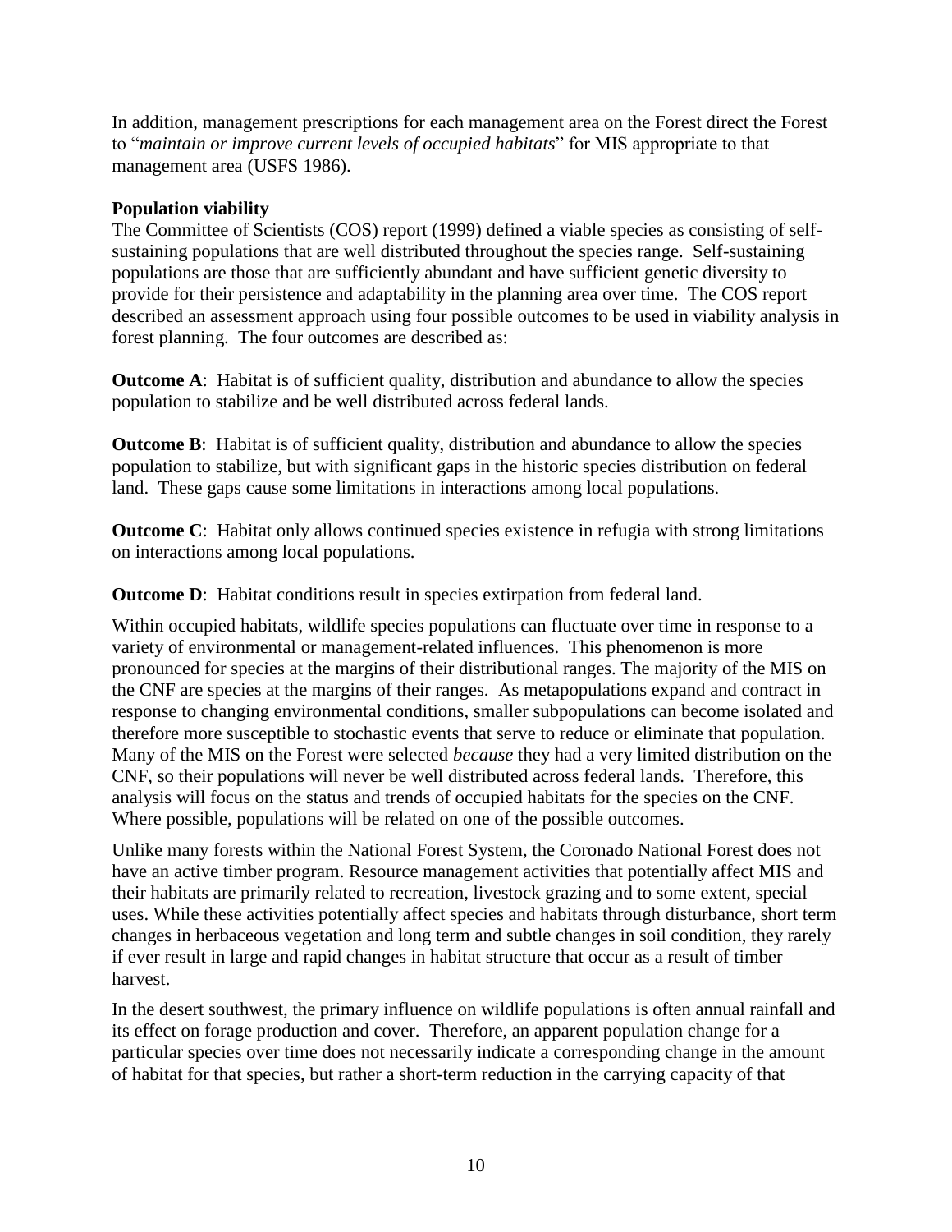In addition, management prescriptions for each management area on the Forest direct the Forest to "*maintain or improve current levels of occupied habitats*" for MIS appropriate to that management area (USFS 1986).

**Population viability**

The Committee of Scientists (COS) report (1999) defined a viable species as consisting of self-sustaining populations that are well distributed throughout the species range. Self-sustaining populations are those that are sufficiently abundant and have sufficient genetic diversity to provide for their persistence and adaptability in the planning area over time. The COS report described an assessment approach using four possible outcomes to be used in viability analysis in forest planning. The four outcomes are described as:

**Outcome A**: Habitat is of sufficient quality, distribution and abundance to allow the species population to stabilize and be well distributed across federal lands.

**Outcome B**: Habitat is of sufficient quality, distribution and abundance to allow the species population to stabilize, but with significant gaps in the historic species distribution on federal land. These gaps cause some limitations in interactions among local populations.

**Outcome C**: Habitat only allows continued species existence in refugia with strong limitations on interactions among local populations.

**Outcome D**: Habitat conditions result in species extirpation from federal land.

Within occupied habitats, wildlife species populations can fluctuate over time in response to a variety of environmental or management-related influences. This phenomenon is more pronounced for species at the margins of their distributional ranges. The majority of the MIS on the CNF are species at the margins of their ranges. As metapopulations expand and contract in response to changing environmental conditions, smaller subpopulations can become isolated and therefore more susceptible to stochastic events that serve to reduce or eliminate that population. Many of the MIS on the Forest were selected *because* they had a very limited distribution on the CNF, so their populations will never be well distributed across federal lands. Therefore, this analysis will focus on the status and trends of occupied habitats for the species on the CNF. Where possible, populations will be related on one of the possible outcomes.

Unlike many forests within the National Forest System, the Coronado National Forest does not have an active timber program. Resource management activities that potentially affect MIS and their habitats are primarily related to recreation, livestock grazing and to some extent, special uses. While these activities potentially affect species and habitats through disturbance, short term changes in herbaceous vegetation and long term and subtle changes in soil condition, they rarely if ever result in large and rapid changes in habitat structure that occur as a result of timber harvest.

In the desert southwest, the primary influence on wildlife populations is often annual rainfall and its effect on forage production and cover. Therefore, an apparent population change for a particular species over time does not necessarily indicate a corresponding change in the amount of habitat for that species, but rather a short-term reduction in the carrying capacity of that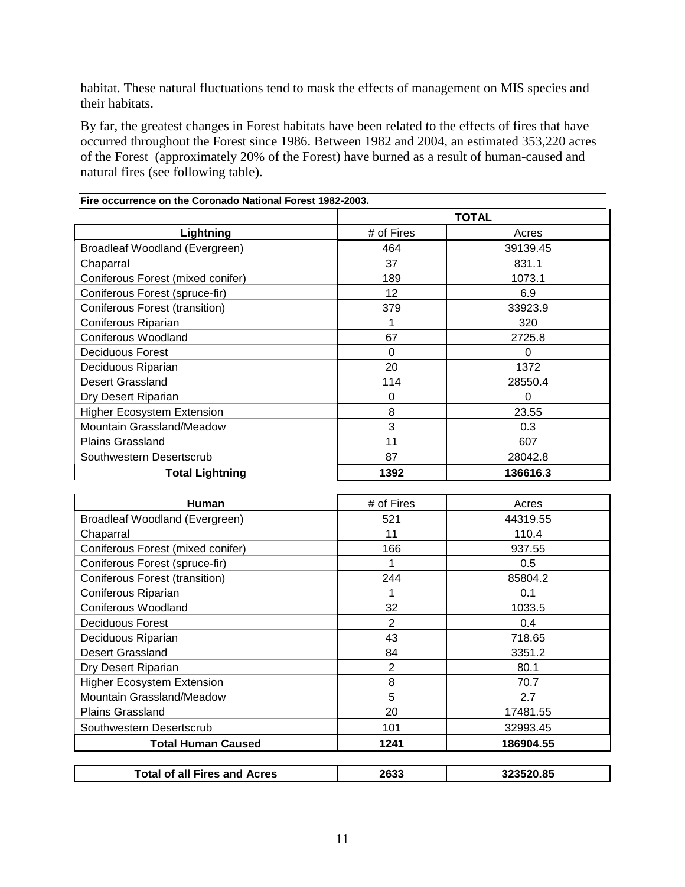habitat. These natural fluctuations tend to mask the effects of management on MIS species and their habitats.

By far, the greatest changes in Forest habitats have been related to the effects of fires that have occurred throughout the Forest since 1986. Between 1982 and 2004, an estimated 353,220 acres of the Forest (approximately 20% of the Forest) have burned as a result of human-caused and natural fires (see following table).

**Fire occurrence on the Coronado National Forest 1982-2003.**

| | TOTAL | |
|---|---|---|
| **Lightning** | # of Fires | Acres |
| Broadleaf Woodland (Evergreen) | 464 | 39139.45 |
| Chaparral | 37 | 831.1 |
| Coniferous Forest (mixed conifer) | 189 | 1073.1 |
| Coniferous Forest (spruce-fir) | 12 | 6.9 |
| Coniferous Forest (transition) | 379 | 33923.9 |
| Coniferous Riparian | 1 | 320 |
| Coniferous Woodland | 67 | 2725.8 |
| Deciduous Forest | 0 | 0 |
| Deciduous Riparian | 20 | 1372 |
| Desert Grassland | 114 | 28550.4 |
| Dry Desert Riparian | 0 | 0 |
| Higher Ecosystem Extension | 8 | 23.55 |
| Mountain Grassland/Meadow | 3 | 0.3 |
| Plains Grassland | 11 | 607 |
| Southwestern Desertscrub | 87 | 28042.8 |
| **Total Lightning** | **1392** | **136616.3** |
| **Human** | # of Fires | Acres |
| Broadleaf Woodland (Evergreen) | 521 | 44319.55 |
| Chaparral | 11 | 110.4 |
| Coniferous Forest (mixed conifer) | 166 | 937.55 |
| Coniferous Forest (spruce-fir) | 1 | 0.5 |
| Coniferous Forest (transition) | 244 | 85804.2 |
| Coniferous Riparian | 1 | 0.1 |
| Coniferous Woodland | 32 | 1033.5 |
| Deciduous Forest | 2 | 0.4 |
| Deciduous Riparian | 43 | 718.65 |
| Desert Grassland | 84 | 3351.2 |
| Dry Desert Riparian | 2 | 80.1 |
| Higher Ecosystem Extension | 8 | 70.7 |
| Mountain Grassland/Meadow | 5 | 2.7 |
| Plains Grassland | 20 | 17481.55 |
| Southwestern Desertscrub | 101 | 32993.45 |
| **Total Human Caused** | **1241** | **186904.55** |
| **Total of all Fires and Acres** | **2633** | **323520.85** |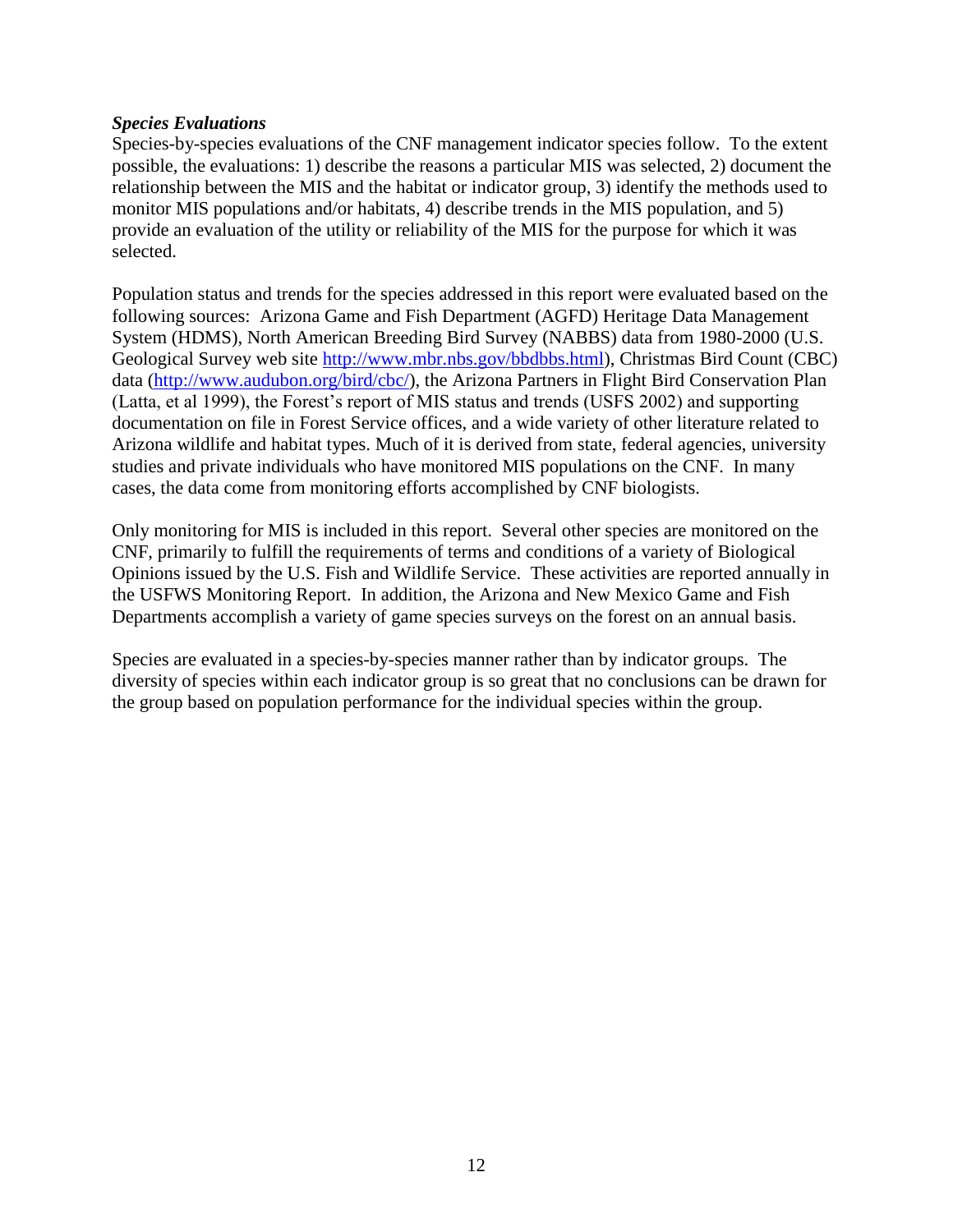### *Species Evaluations*

Species-by-species evaluations of the CNF management indicator species follow. To the extent possible, the evaluations: 1) describe the reasons a particular MIS was selected, 2) document the relationship between the MIS and the habitat or indicator group, 3) identify the methods used to monitor MIS populations and/or habitats, 4) describe trends in the MIS population, and 5) provide an evaluation of the utility or reliability of the MIS for the purpose for which it was selected.

Population status and trends for the species addressed in this report were evaluated based on the following sources: Arizona Game and Fish Department (AGFD) Heritage Data Management System (HDMS), North American Breeding Bird Survey (NABBS) data from 1980-2000 (U.S. Geological Survey web site http://www.mbr.nbs.gov/bbdbbs.html), Christmas Bird Count (CBC) data (http://www.audubon.org/bird/cbc/), the Arizona Partners in Flight Bird Conservation Plan (Latta, et al 1999), the Forest's report of MIS status and trends (USFS 2002) and supporting documentation on file in Forest Service offices, and a wide variety of other literature related to Arizona wildlife and habitat types. Much of it is derived from state, federal agencies, university studies and private individuals who have monitored MIS populations on the CNF. In many cases, the data come from monitoring efforts accomplished by CNF biologists.

Only monitoring for MIS is included in this report. Several other species are monitored on the CNF, primarily to fulfill the requirements of terms and conditions of a variety of Biological Opinions issued by the U.S. Fish and Wildlife Service. These activities are reported annually in the USFWS Monitoring Report. In addition, the Arizona and New Mexico Game and Fish Departments accomplish a variety of game species surveys on the forest on an annual basis.

Species are evaluated in a species-by-species manner rather than by indicator groups. The diversity of species within each indicator group is so great that no conclusions can be drawn for the group based on population performance for the individual species within the group.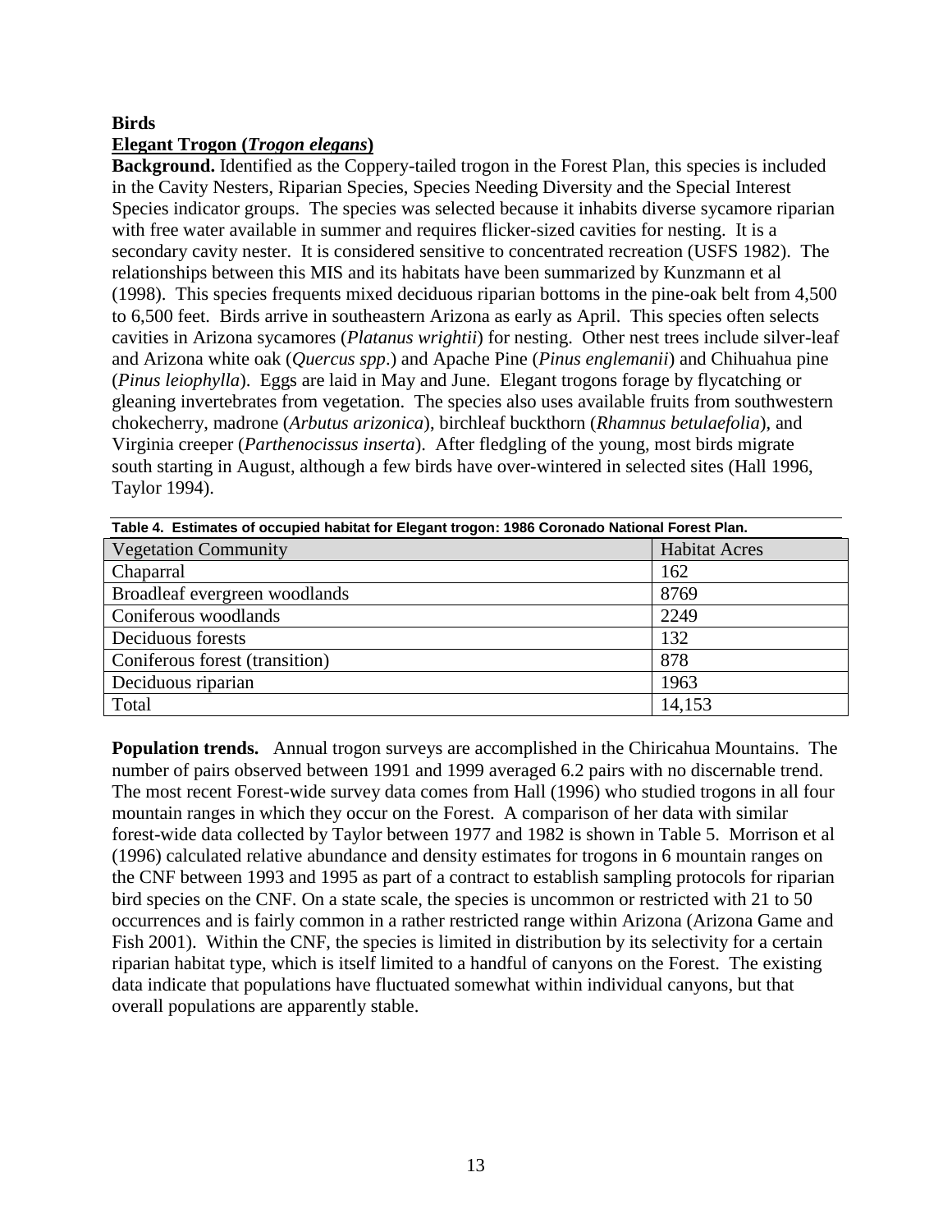## Birds

### Elegant Trogon (*Trogon elegans*)

**Background.** Identified as the Coppery-tailed trogon in the Forest Plan, this species is included in the Cavity Nesters, Riparian Species, Species Needing Diversity and the Special Interest Species indicator groups. The species was selected because it inhabits diverse sycamore riparian with free water available in summer and requires flicker-sized cavities for nesting. It is a secondary cavity nester. It is considered sensitive to concentrated recreation (USFS 1982). The relationships between this MIS and its habitats have been summarized by Kunzmann et al (1998). This species frequents mixed deciduous riparian bottoms in the pine-oak belt from 4,500 to 6,500 feet. Birds arrive in southeastern Arizona as early as April. This species often selects cavities in Arizona sycamores (*Platanus wrightii*) for nesting. Other nest trees include silver-leaf and Arizona white oak (*Quercus spp*.) and Apache Pine (*Pinus englemanii*) and Chihuahua pine (*Pinus leiophylla*). Eggs are laid in May and June. Elegant trogons forage by flycatching or gleaning invertebrates from vegetation. The species also uses available fruits from southwestern chokecherry, madrone (*Arbutus arizonica*), birchleaf buckthorn (*Rhamnus betulaefolia*), and Virginia creeper (*Parthenocissus inserta*). After fledgling of the young, most birds migrate south starting in August, although a few birds have over-wintered in selected sites (Hall 1996, Taylor 1994).

**Table 4. Estimates of occupied habitat for Elegant trogon: 1986 Coronado National Forest Plan.**

| Vegetation Community | Habitat Acres |
|---|---|
| Chaparral | 162 |
| Broadleaf evergreen woodlands | 8769 |
| Coniferous woodlands | 2249 |
| Deciduous forests | 132 |
| Coniferous forest (transition) | 878 |
| Deciduous riparian | 1963 |
| Total | 14,153 |

**Population trends.** Annual trogon surveys are accomplished in the Chiricahua Mountains. The number of pairs observed between 1991 and 1999 averaged 6.2 pairs with no discernable trend. The most recent Forest-wide survey data comes from Hall (1996) who studied trogons in all four mountain ranges in which they occur on the Forest. A comparison of her data with similar forest-wide data collected by Taylor between 1977 and 1982 is shown in Table 5. Morrison et al (1996) calculated relative abundance and density estimates for trogons in 6 mountain ranges on the CNF between 1993 and 1995 as part of a contract to establish sampling protocols for riparian bird species on the CNF. On a state scale, the species is uncommon or restricted with 21 to 50 occurrences and is fairly common in a rather restricted range within Arizona (Arizona Game and Fish 2001). Within the CNF, the species is limited in distribution by its selectivity for a certain riparian habitat type, which is itself limited to a handful of canyons on the Forest. The existing data indicate that populations have fluctuated somewhat within individual canyons, but that overall populations are apparently stable.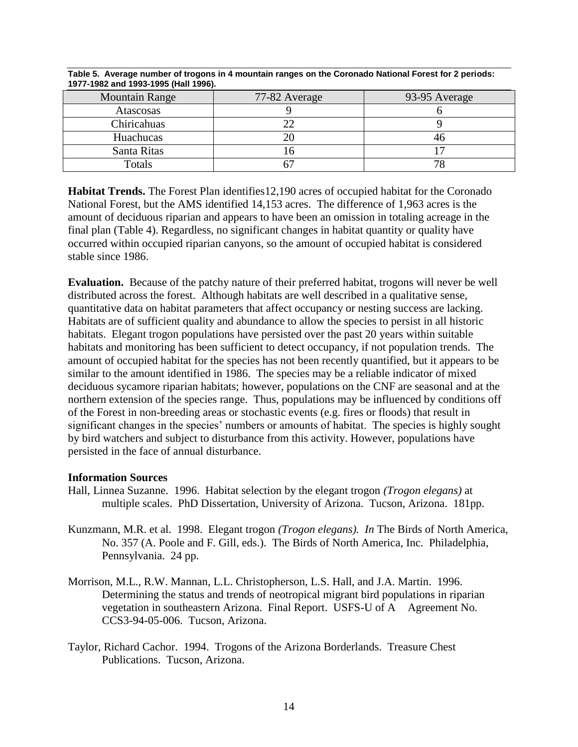**Table 5. Average number of trogons in 4 mountain ranges on the Coronado National Forest for 2 periods: 1977-1982 and 1993-1995 (Hall 1996).**

| Mountain Range | 77-82 Average | 93-95 Average |
|---|---|---|
| Atascosas | 9 | 6 |
| Chiricahuas | 22 | 9 |
| Huachucas | 20 | 46 |
| Santa Ritas | 16 | 17 |
| Totals | 67 | 78 |

**Habitat Trends.** The Forest Plan identifies12,190 acres of occupied habitat for the Coronado National Forest, but the AMS identified 14,153 acres. The difference of 1,963 acres is the amount of deciduous riparian and appears to have been an omission in totaling acreage in the final plan (Table 4). Regardless, no significant changes in habitat quantity or quality have occurred within occupied riparian canyons, so the amount of occupied habitat is considered stable since 1986.

**Evaluation.** Because of the patchy nature of their preferred habitat, trogons will never be well distributed across the forest. Although habitats are well described in a qualitative sense, quantitative data on habitat parameters that affect occupancy or nesting success are lacking. Habitats are of sufficient quality and abundance to allow the species to persist in all historic habitats. Elegant trogon populations have persisted over the past 20 years within suitable habitats and monitoring has been sufficient to detect occupancy, if not population trends. The amount of occupied habitat for the species has not been recently quantified, but it appears to be similar to the amount identified in 1986. The species may be a reliable indicator of mixed deciduous sycamore riparian habitats; however, populations on the CNF are seasonal and at the northern extension of the species range. Thus, populations may be influenced by conditions off of the Forest in non-breeding areas or stochastic events (e.g. fires or floods) that result in significant changes in the species' numbers or amounts of habitat. The species is highly sought by bird watchers and subject to disturbance from this activity. However, populations have persisted in the face of annual disturbance.

**Information Sources**

Hall, Linnea Suzanne. 1996. Habitat selection by the elegant trogon *(Trogon elegans)* at multiple scales. PhD Dissertation, University of Arizona. Tucson, Arizona. 181pp.

Kunzmann, M.R. et al. 1998. Elegant trogon *(Trogon elegans). In* The Birds of North America, No. 357 (A. Poole and F. Gill, eds.). The Birds of North America, Inc. Philadelphia, Pennsylvania. 24 pp.

Morrison, M.L., R.W. Mannan, L.L. Christopherson, L.S. Hall, and J.A. Martin. 1996. Determining the status and trends of neotropical migrant bird populations in riparian vegetation in southeastern Arizona. Final Report. USFS-U of A Agreement No. CCS3-94-05-006. Tucson, Arizona.

Taylor, Richard Cachor. 1994. Trogons of the Arizona Borderlands. Treasure Chest Publications. Tucson, Arizona.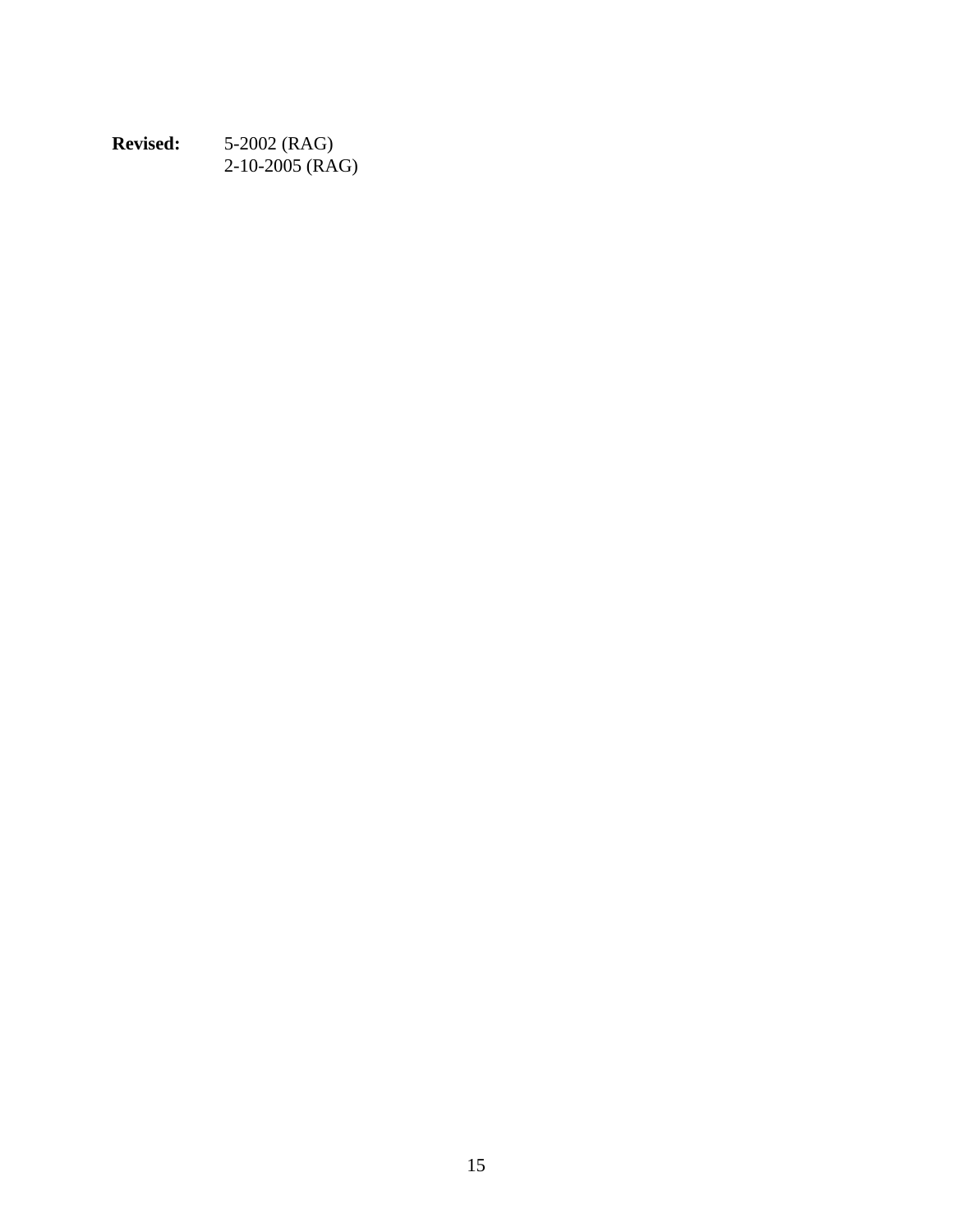**Revised:** 5-2002 (RAG)
2-10-2005 (RAG)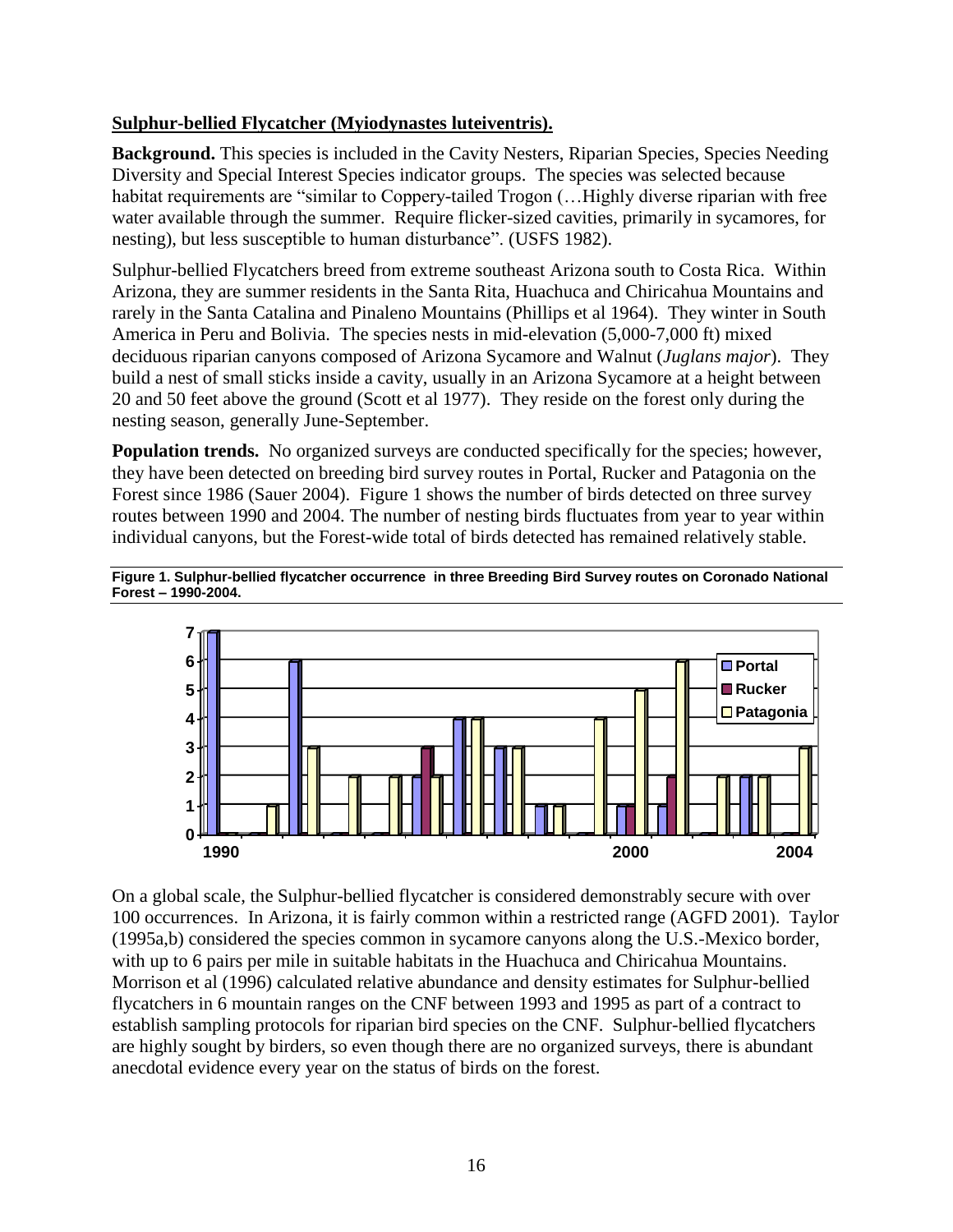**Sulphur-bellied Flycatcher (Myiodynastes luteiventris).**

**Background.** This species is included in the Cavity Nesters, Riparian Species, Species Needing Diversity and Special Interest Species indicator groups. The species was selected because habitat requirements are "similar to Coppery-tailed Trogon (…Highly diverse riparian with free water available through the summer. Require flicker-sized cavities, primarily in sycamores, for nesting), but less susceptible to human disturbance". (USFS 1982).

Sulphur-bellied Flycatchers breed from extreme southeast Arizona south to Costa Rica. Within Arizona, they are summer residents in the Santa Rita, Huachuca and Chiricahua Mountains and rarely in the Santa Catalina and Pinaleno Mountains (Phillips et al 1964). They winter in South America in Peru and Bolivia. The species nests in mid-elevation (5,000-7,000 ft) mixed deciduous riparian canyons composed of Arizona Sycamore and Walnut (*Juglans major*). They build a nest of small sticks inside a cavity, usually in an Arizona Sycamore at a height between 20 and 50 feet above the ground (Scott et al 1977). They reside on the forest only during the nesting season, generally June-September.

**Population trends.** No organized surveys are conducted specifically for the species; however, they have been detected on breeding bird survey routes in Portal, Rucker and Patagonia on the Forest since 1986 (Sauer 2004). Figure 1 shows the number of birds detected on three survey routes between 1990 and 2004. The number of nesting birds fluctuates from year to year within individual canyons, but the Forest-wide total of birds detected has remained relatively stable.

**Figure 1. Sulphur-bellied flycatcher occurrence in three Breeding Bird Survey routes on Coronado National Forest – 1990-2004.**

On a global scale, the Sulphur-bellied flycatcher is considered demonstrably secure with over 100 occurrences. In Arizona, it is fairly common within a restricted range (AGFD 2001). Taylor (1995a,b) considered the species common in sycamore canyons along the U.S.-Mexico border, with up to 6 pairs per mile in suitable habitats in the Huachuca and Chiricahua Mountains. Morrison et al (1996) calculated relative abundance and density estimates for Sulphur-bellied flycatchers in 6 mountain ranges on the CNF between 1993 and 1995 as part of a contract to establish sampling protocols for riparian bird species on the CNF. Sulphur-bellied flycatchers are highly sought by birders, so even though there are no organized surveys, there is abundant anecdotal evidence every year on the status of birds on the forest.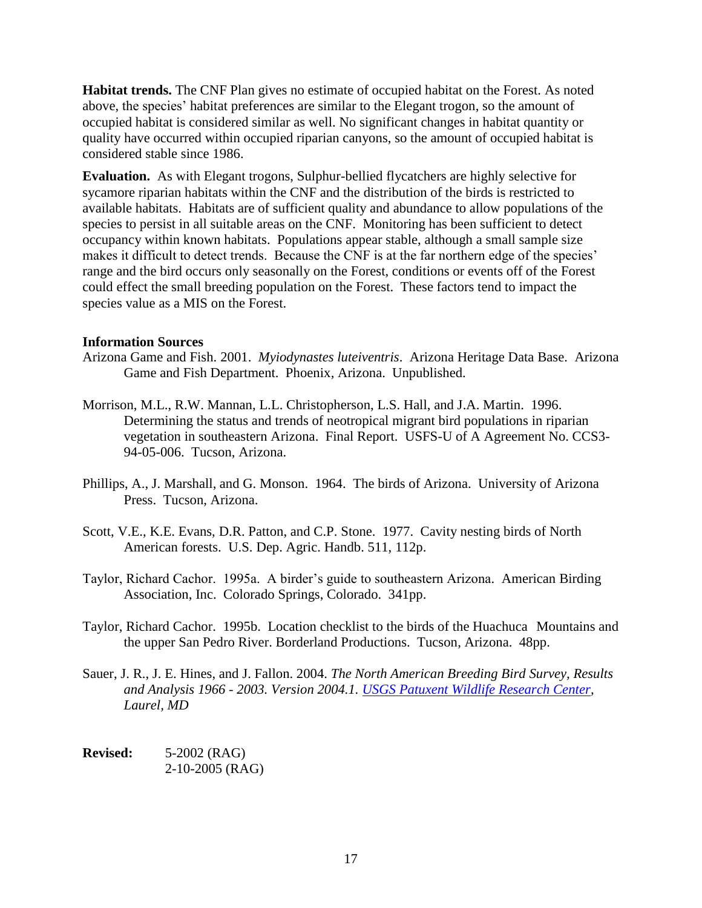**Habitat trends.** The CNF Plan gives no estimate of occupied habitat on the Forest. As noted above, the species' habitat preferences are similar to the Elegant trogon, so the amount of occupied habitat is considered similar as well. No significant changes in habitat quantity or quality have occurred within occupied riparian canyons, so the amount of occupied habitat is considered stable since 1986.

**Evaluation.** As with Elegant trogons, Sulphur-bellied flycatchers are highly selective for sycamore riparian habitats within the CNF and the distribution of the birds is restricted to available habitats. Habitats are of sufficient quality and abundance to allow populations of the species to persist in all suitable areas on the CNF. Monitoring has been sufficient to detect occupancy within known habitats. Populations appear stable, although a small sample size makes it difficult to detect trends. Because the CNF is at the far northern edge of the species' range and the bird occurs only seasonally on the Forest, conditions or events off of the Forest could effect the small breeding population on the Forest. These factors tend to impact the species value as a MIS on the Forest.

### Information Sources

Arizona Game and Fish. 2001. *Myiodynastes luteiventris*. Arizona Heritage Data Base. Arizona Game and Fish Department. Phoenix, Arizona. Unpublished.

Morrison, M.L., R.W. Mannan, L.L. Christopherson, L.S. Hall, and J.A. Martin. 1996. Determining the status and trends of neotropical migrant bird populations in riparian vegetation in southeastern Arizona. Final Report. USFS-U of A Agreement No. CCS3-94-05-006. Tucson, Arizona.

Phillips, A., J. Marshall, and G. Monson. 1964. The birds of Arizona. University of Arizona Press. Tucson, Arizona.

Scott, V.E., K.E. Evans, D.R. Patton, and C.P. Stone. 1977. Cavity nesting birds of North American forests. U.S. Dep. Agric. Handb. 511, 112p.

Taylor, Richard Cachor. 1995a. A birder's guide to southeastern Arizona. American Birding Association, Inc. Colorado Springs, Colorado. 341pp.

Taylor, Richard Cachor. 1995b. Location checklist to the birds of the Huachuca Mountains and the upper San Pedro River. Borderland Productions. Tucson, Arizona. 48pp.

Sauer, J. R., J. E. Hines, and J. Fallon. 2004. *The North American Breeding Bird Survey, Results and Analysis 1966 - 2003. Version 2004.1. USGS Patuxent Wildlife Research Center, Laurel, MD*

**Revised:** 5-2002 (RAG)
2-10-2005 (RAG)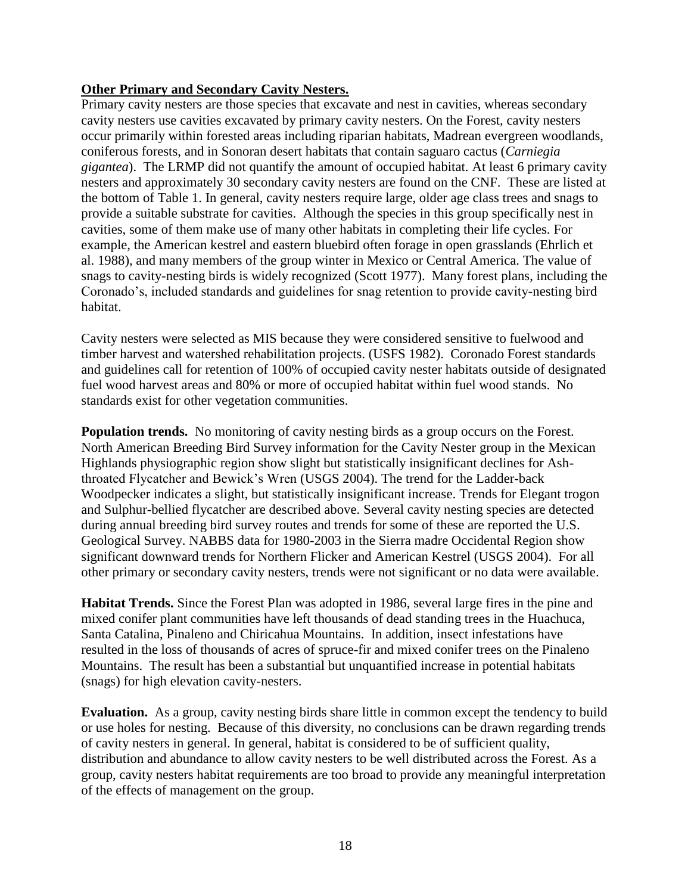**Other Primary and Secondary Cavity Nesters.**

Primary cavity nesters are those species that excavate and nest in cavities, whereas secondary cavity nesters use cavities excavated by primary cavity nesters. On the Forest, cavity nesters occur primarily within forested areas including riparian habitats, Madrean evergreen woodlands, coniferous forests, and in Sonoran desert habitats that contain saguaro cactus (*Carniegia gigantea*). The LRMP did not quantify the amount of occupied habitat. At least 6 primary cavity nesters and approximately 30 secondary cavity nesters are found on the CNF. These are listed at the bottom of Table 1. In general, cavity nesters require large, older age class trees and snags to provide a suitable substrate for cavities. Although the species in this group specifically nest in cavities, some of them make use of many other habitats in completing their life cycles. For example, the American kestrel and eastern bluebird often forage in open grasslands (Ehrlich et al. 1988), and many members of the group winter in Mexico or Central America. The value of snags to cavity-nesting birds is widely recognized (Scott 1977). Many forest plans, including the Coronado's, included standards and guidelines for snag retention to provide cavity-nesting bird habitat.

Cavity nesters were selected as MIS because they were considered sensitive to fuelwood and timber harvest and watershed rehabilitation projects. (USFS 1982). Coronado Forest standards and guidelines call for retention of 100% of occupied cavity nester habitats outside of designated fuel wood harvest areas and 80% or more of occupied habitat within fuel wood stands. No standards exist for other vegetation communities.

**Population trends.** No monitoring of cavity nesting birds as a group occurs on the Forest. North American Breeding Bird Survey information for the Cavity Nester group in the Mexican Highlands physiographic region show slight but statistically insignificant declines for Ash-throated Flycatcher and Bewick's Wren (USGS 2004). The trend for the Ladder-back Woodpecker indicates a slight, but statistically insignificant increase. Trends for Elegant trogon and Sulphur-bellied flycatcher are described above. Several cavity nesting species are detected during annual breeding bird survey routes and trends for some of these are reported the U.S. Geological Survey. NABBS data for 1980-2003 in the Sierra madre Occidental Region show significant downward trends for Northern Flicker and American Kestrel (USGS 2004). For all other primary or secondary cavity nesters, trends were not significant or no data were available.

**Habitat Trends.** Since the Forest Plan was adopted in 1986, several large fires in the pine and mixed conifer plant communities have left thousands of dead standing trees in the Huachuca, Santa Catalina, Pinaleno and Chiricahua Mountains. In addition, insect infestations have resulted in the loss of thousands of acres of spruce-fir and mixed conifer trees on the Pinaleno Mountains. The result has been a substantial but unquantified increase in potential habitats (snags) for high elevation cavity-nesters.

**Evaluation.** As a group, cavity nesting birds share little in common except the tendency to build or use holes for nesting. Because of this diversity, no conclusions can be drawn regarding trends of cavity nesters in general. In general, habitat is considered to be of sufficient quality, distribution and abundance to allow cavity nesters to be well distributed across the Forest. As a group, cavity nesters habitat requirements are too broad to provide any meaningful interpretation of the effects of management on the group.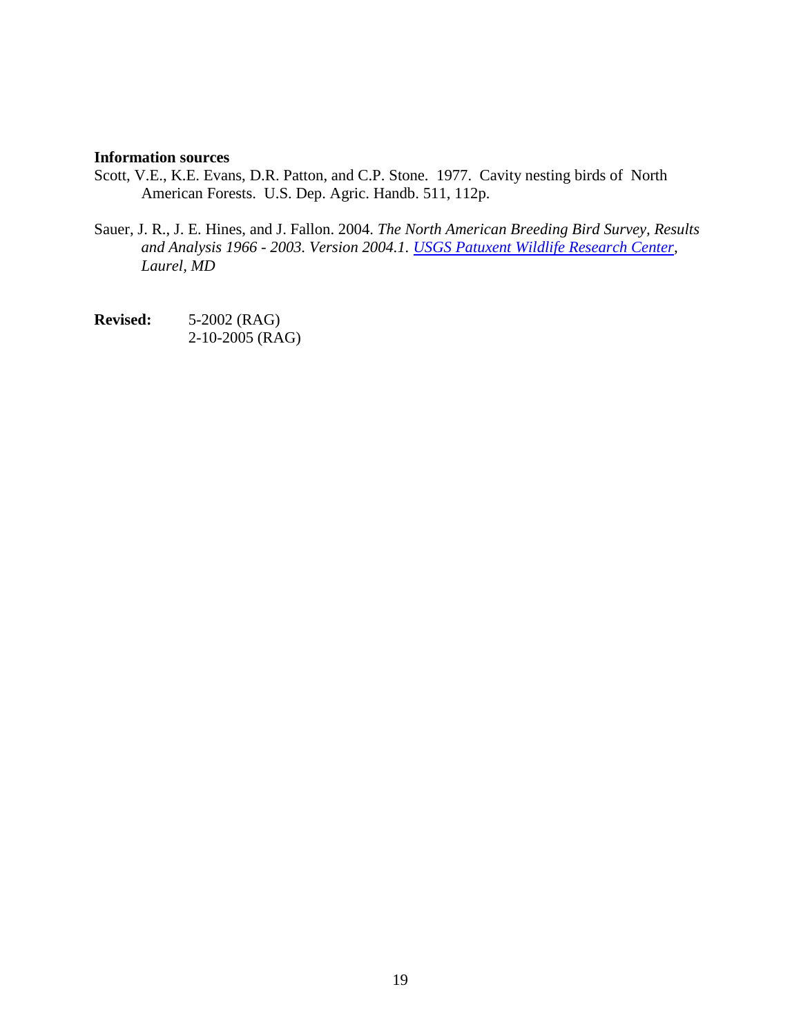**Information sources**

Scott, V.E., K.E. Evans, D.R. Patton, and C.P. Stone. 1977. Cavity nesting birds of North American Forests. U.S. Dep. Agric. Handb. 511, 112p.

Sauer, J. R., J. E. Hines, and J. Fallon. 2004. *The North American Breeding Bird Survey, Results and Analysis 1966 - 2003. Version 2004.1. USGS Patuxent Wildlife Research Center, Laurel, MD*

**Revised:** 5-2002 (RAG)
2-10-2005 (RAG)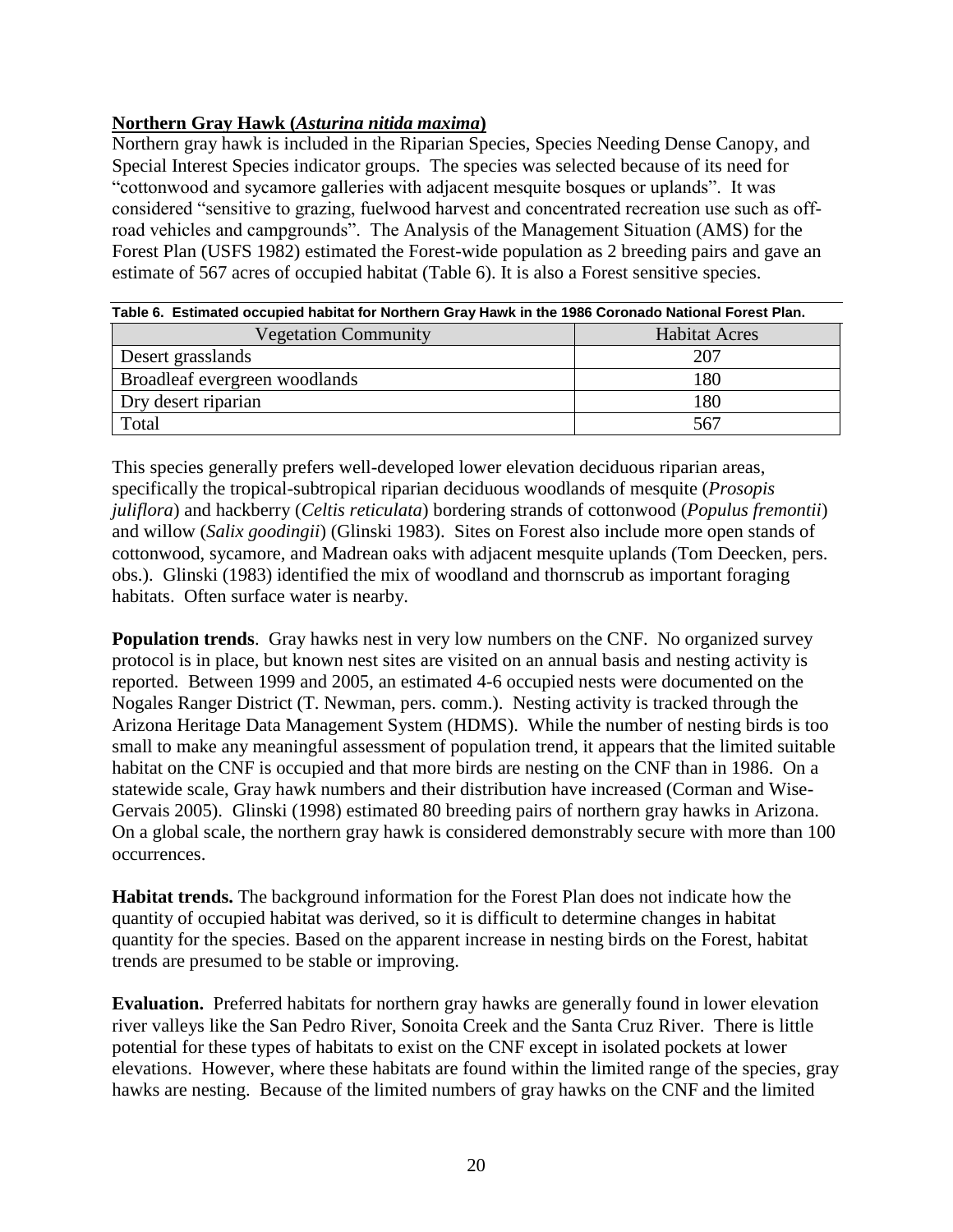**Northern Gray Hawk (*Asturina nitida maxima*)**

Northern gray hawk is included in the Riparian Species, Species Needing Dense Canopy, and Special Interest Species indicator groups. The species was selected because of its need for "cottonwood and sycamore galleries with adjacent mesquite bosques or uplands". It was considered "sensitive to grazing, fuelwood harvest and concentrated recreation use such as off-road vehicles and campgrounds". The Analysis of the Management Situation (AMS) for the Forest Plan (USFS 1982) estimated the Forest-wide population as 2 breeding pairs and gave an estimate of 567 acres of occupied habitat (Table 6). It is also a Forest sensitive species.

**Table 6. Estimated occupied habitat for Northern Gray Hawk in the 1986 Coronado National Forest Plan.**

| Vegetation Community | Habitat Acres |
|---|---|
| Desert grasslands | 207 |
| Broadleaf evergreen woodlands | 180 |
| Dry desert riparian | 180 |
| Total | 567 |

This species generally prefers well-developed lower elevation deciduous riparian areas, specifically the tropical-subtropical riparian deciduous woodlands of mesquite (*Prosopis juliflora*) and hackberry (*Celtis reticulata*) bordering strands of cottonwood (*Populus fremontii*) and willow (*Salix goodingii*) (Glinski 1983). Sites on Forest also include more open stands of cottonwood, sycamore, and Madrean oaks with adjacent mesquite uplands (Tom Deecken, pers. obs.). Glinski (1983) identified the mix of woodland and thornscrub as important foraging habitats. Often surface water is nearby.

**Population trends**. Gray hawks nest in very low numbers on the CNF. No organized survey protocol is in place, but known nest sites are visited on an annual basis and nesting activity is reported. Between 1999 and 2005, an estimated 4-6 occupied nests were documented on the Nogales Ranger District (T. Newman, pers. comm.). Nesting activity is tracked through the Arizona Heritage Data Management System (HDMS). While the number of nesting birds is too small to make any meaningful assessment of population trend, it appears that the limited suitable habitat on the CNF is occupied and that more birds are nesting on the CNF than in 1986. On a statewide scale, Gray hawk numbers and their distribution have increased (Corman and Wise-Gervais 2005). Glinski (1998) estimated 80 breeding pairs of northern gray hawks in Arizona. On a global scale, the northern gray hawk is considered demonstrably secure with more than 100 occurrences.

**Habitat trends.** The background information for the Forest Plan does not indicate how the quantity of occupied habitat was derived, so it is difficult to determine changes in habitat quantity for the species. Based on the apparent increase in nesting birds on the Forest, habitat trends are presumed to be stable or improving.

**Evaluation.** Preferred habitats for northern gray hawks are generally found in lower elevation river valleys like the San Pedro River, Sonoita Creek and the Santa Cruz River. There is little potential for these types of habitats to exist on the CNF except in isolated pockets at lower elevations. However, where these habitats are found within the limited range of the species, gray hawks are nesting. Because of the limited numbers of gray hawks on the CNF and the limited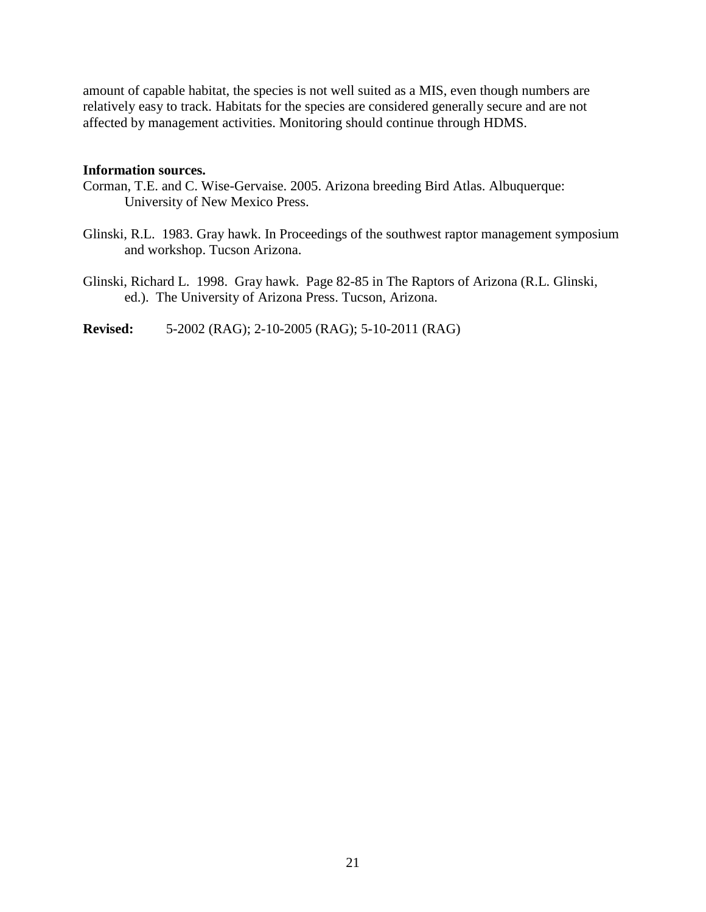amount of capable habitat, the species is not well suited as a MIS, even though numbers are relatively easy to track. Habitats for the species are considered generally secure and are not affected by management activities. Monitoring should continue through HDMS.

**Information sources.**

Corman, T.E. and C. Wise-Gervaise. 2005. Arizona breeding Bird Atlas. Albuquerque: University of New Mexico Press.

Glinski, R.L. 1983. Gray hawk. In Proceedings of the southwest raptor management symposium and workshop. Tucson Arizona.

Glinski, Richard L. 1998. Gray hawk. Page 82-85 in The Raptors of Arizona (R.L. Glinski, ed.). The University of Arizona Press. Tucson, Arizona.

**Revised:** 5-2002 (RAG); 2-10-2005 (RAG); 5-10-2011 (RAG)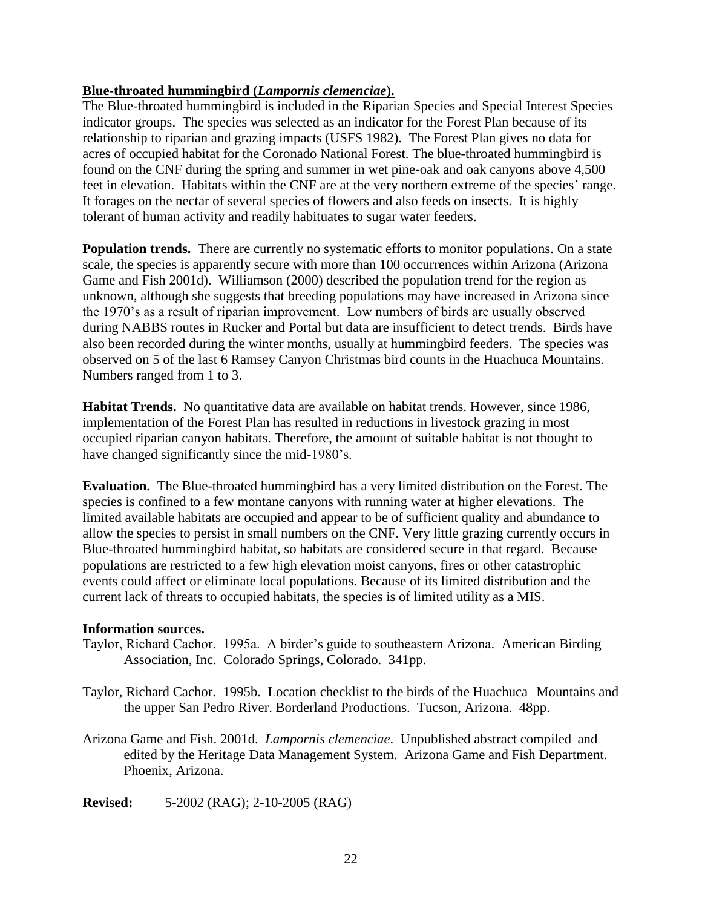**Blue-throated hummingbird (*Lampornis clemenciae*).**

The Blue-throated hummingbird is included in the Riparian Species and Special Interest Species indicator groups. The species was selected as an indicator for the Forest Plan because of its relationship to riparian and grazing impacts (USFS 1982). The Forest Plan gives no data for acres of occupied habitat for the Coronado National Forest. The blue-throated hummingbird is found on the CNF during the spring and summer in wet pine-oak and oak canyons above 4,500 feet in elevation. Habitats within the CNF are at the very northern extreme of the species' range. It forages on the nectar of several species of flowers and also feeds on insects. It is highly tolerant of human activity and readily habituates to sugar water feeders.

**Population trends.** There are currently no systematic efforts to monitor populations. On a state scale, the species is apparently secure with more than 100 occurrences within Arizona (Arizona Game and Fish 2001d). Williamson (2000) described the population trend for the region as unknown, although she suggests that breeding populations may have increased in Arizona since the 1970's as a result of riparian improvement. Low numbers of birds are usually observed during NABBS routes in Rucker and Portal but data are insufficient to detect trends. Birds have also been recorded during the winter months, usually at hummingbird feeders. The species was observed on 5 of the last 6 Ramsey Canyon Christmas bird counts in the Huachuca Mountains. Numbers ranged from 1 to 3.

**Habitat Trends.** No quantitative data are available on habitat trends. However, since 1986, implementation of the Forest Plan has resulted in reductions in livestock grazing in most occupied riparian canyon habitats. Therefore, the amount of suitable habitat is not thought to have changed significantly since the mid-1980's.

**Evaluation.** The Blue-throated hummingbird has a very limited distribution on the Forest. The species is confined to a few montane canyons with running water at higher elevations. The limited available habitats are occupied and appear to be of sufficient quality and abundance to allow the species to persist in small numbers on the CNF. Very little grazing currently occurs in Blue-throated hummingbird habitat, so habitats are considered secure in that regard. Because populations are restricted to a few high elevation moist canyons, fires or other catastrophic events could affect or eliminate local populations. Because of its limited distribution and the current lack of threats to occupied habitats, the species is of limited utility as a MIS.

**Information sources.**

Taylor, Richard Cachor. 1995a. A birder's guide to southeastern Arizona. American Birding Association, Inc. Colorado Springs, Colorado. 341pp.

Taylor, Richard Cachor. 1995b. Location checklist to the birds of the Huachuca Mountains and the upper San Pedro River. Borderland Productions. Tucson, Arizona. 48pp.

Arizona Game and Fish. 2001d. *Lampornis clemenciae*. Unpublished abstract compiled and edited by the Heritage Data Management System. Arizona Game and Fish Department. Phoenix, Arizona.

**Revised:** 5-2002 (RAG); 2-10-2005 (RAG)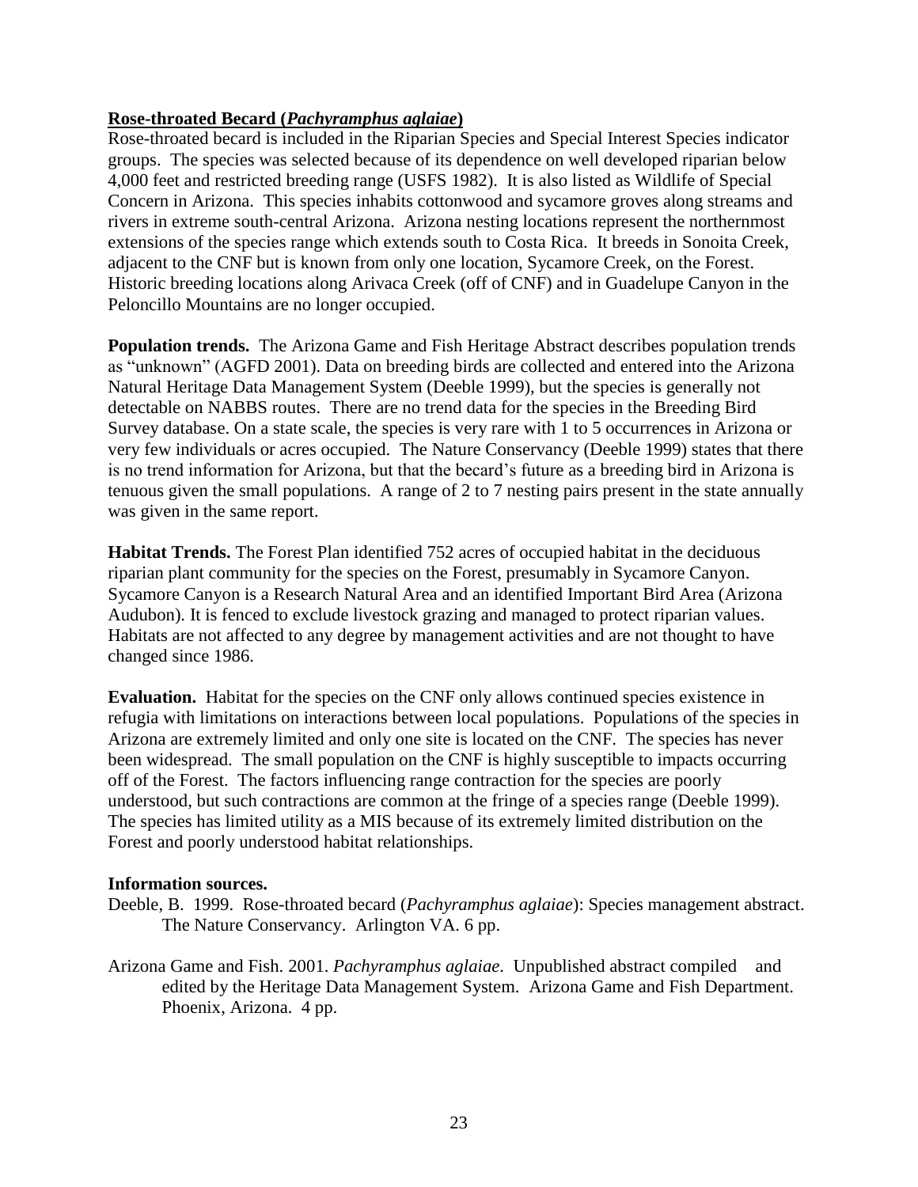**Rose-throated Becard (*Pachyramphus aglaiae*)**

Rose-throated becard is included in the Riparian Species and Special Interest Species indicator groups. The species was selected because of its dependence on well developed riparian below 4,000 feet and restricted breeding range (USFS 1982). It is also listed as Wildlife of Special Concern in Arizona. This species inhabits cottonwood and sycamore groves along streams and rivers in extreme south-central Arizona. Arizona nesting locations represent the northernmost extensions of the species range which extends south to Costa Rica. It breeds in Sonoita Creek, adjacent to the CNF but is known from only one location, Sycamore Creek, on the Forest. Historic breeding locations along Arivaca Creek (off of CNF) and in Guadelupe Canyon in the Peloncillo Mountains are no longer occupied.

**Population trends.** The Arizona Game and Fish Heritage Abstract describes population trends as "unknown" (AGFD 2001). Data on breeding birds are collected and entered into the Arizona Natural Heritage Data Management System (Deeble 1999), but the species is generally not detectable on NABBS routes. There are no trend data for the species in the Breeding Bird Survey database. On a state scale, the species is very rare with 1 to 5 occurrences in Arizona or very few individuals or acres occupied. The Nature Conservancy (Deeble 1999) states that there is no trend information for Arizona, but that the becard's future as a breeding bird in Arizona is tenuous given the small populations. A range of 2 to 7 nesting pairs present in the state annually was given in the same report.

**Habitat Trends.** The Forest Plan identified 752 acres of occupied habitat in the deciduous riparian plant community for the species on the Forest, presumably in Sycamore Canyon. Sycamore Canyon is a Research Natural Area and an identified Important Bird Area (Arizona Audubon). It is fenced to exclude livestock grazing and managed to protect riparian values. Habitats are not affected to any degree by management activities and are not thought to have changed since 1986.

**Evaluation.** Habitat for the species on the CNF only allows continued species existence in refugia with limitations on interactions between local populations. Populations of the species in Arizona are extremely limited and only one site is located on the CNF. The species has never been widespread. The small population on the CNF is highly susceptible to impacts occurring off of the Forest. The factors influencing range contraction for the species are poorly understood, but such contractions are common at the fringe of a species range (Deeble 1999). The species has limited utility as a MIS because of its extremely limited distribution on the Forest and poorly understood habitat relationships.

**Information sources.**

Deeble, B. 1999. Rose-throated becard (*Pachyramphus aglaiae*): Species management abstract. The Nature Conservancy. Arlington VA. 6 pp.

Arizona Game and Fish. 2001. *Pachyramphus aglaiae*. Unpublished abstract compiled and edited by the Heritage Data Management System. Arizona Game and Fish Department. Phoenix, Arizona. 4 pp.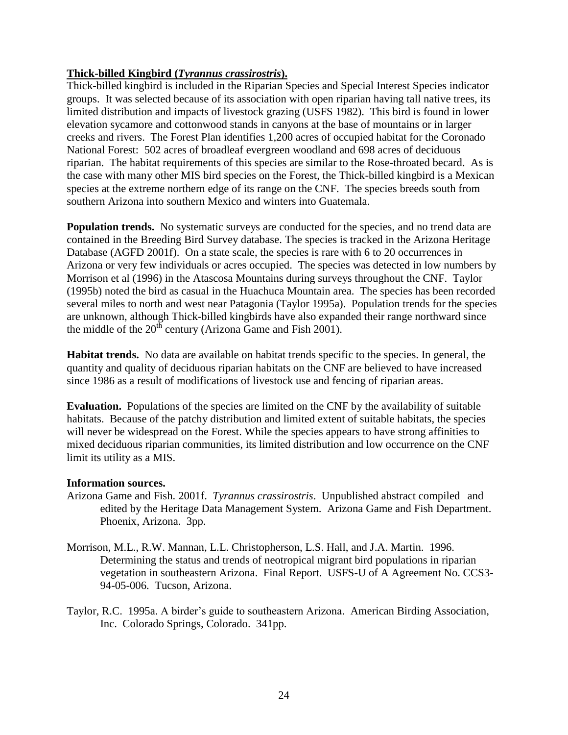**Thick-billed Kingbird (*Tyrannus crassirostris*).**

Thick-billed kingbird is included in the Riparian Species and Special Interest Species indicator groups. It was selected because of its association with open riparian having tall native trees, its limited distribution and impacts of livestock grazing (USFS 1982). This bird is found in lower elevation sycamore and cottonwood stands in canyons at the base of mountains or in larger creeks and rivers. The Forest Plan identifies 1,200 acres of occupied habitat for the Coronado National Forest: 502 acres of broadleaf evergreen woodland and 698 acres of deciduous riparian. The habitat requirements of this species are similar to the Rose-throated becard. As is the case with many other MIS bird species on the Forest, the Thick-billed kingbird is a Mexican species at the extreme northern edge of its range on the CNF. The species breeds south from southern Arizona into southern Mexico and winters into Guatemala.

**Population trends.** No systematic surveys are conducted for the species, and no trend data are contained in the Breeding Bird Survey database. The species is tracked in the Arizona Heritage Database (AGFD 2001f). On a state scale, the species is rare with 6 to 20 occurrences in Arizona or very few individuals or acres occupied. The species was detected in low numbers by Morrison et al (1996) in the Atascosa Mountains during surveys throughout the CNF. Taylor (1995b) noted the bird as casual in the Huachuca Mountain area. The species has been recorded several miles to north and west near Patagonia (Taylor 1995a). Population trends for the species are unknown, although Thick-billed kingbirds have also expanded their range northward since the middle of the 20th century (Arizona Game and Fish 2001).

**Habitat trends.** No data are available on habitat trends specific to the species. In general, the quantity and quality of deciduous riparian habitats on the CNF are believed to have increased since 1986 as a result of modifications of livestock use and fencing of riparian areas.

**Evaluation.** Populations of the species are limited on the CNF by the availability of suitable habitats. Because of the patchy distribution and limited extent of suitable habitats, the species will never be widespread on the Forest. While the species appears to have strong affinities to mixed deciduous riparian communities, its limited distribution and low occurrence on the CNF limit its utility as a MIS.

**Information sources.**

Arizona Game and Fish. 2001f. *Tyrannus crassirostris*. Unpublished abstract compiled and edited by the Heritage Data Management System. Arizona Game and Fish Department. Phoenix, Arizona. 3pp.

Morrison, M.L., R.W. Mannan, L.L. Christopherson, L.S. Hall, and J.A. Martin. 1996. Determining the status and trends of neotropical migrant bird populations in riparian vegetation in southeastern Arizona. Final Report. USFS-U of A Agreement No. CCS3-94-05-006. Tucson, Arizona.

Taylor, R.C. 1995a. A birder's guide to southeastern Arizona. American Birding Association, Inc. Colorado Springs, Colorado. 341pp.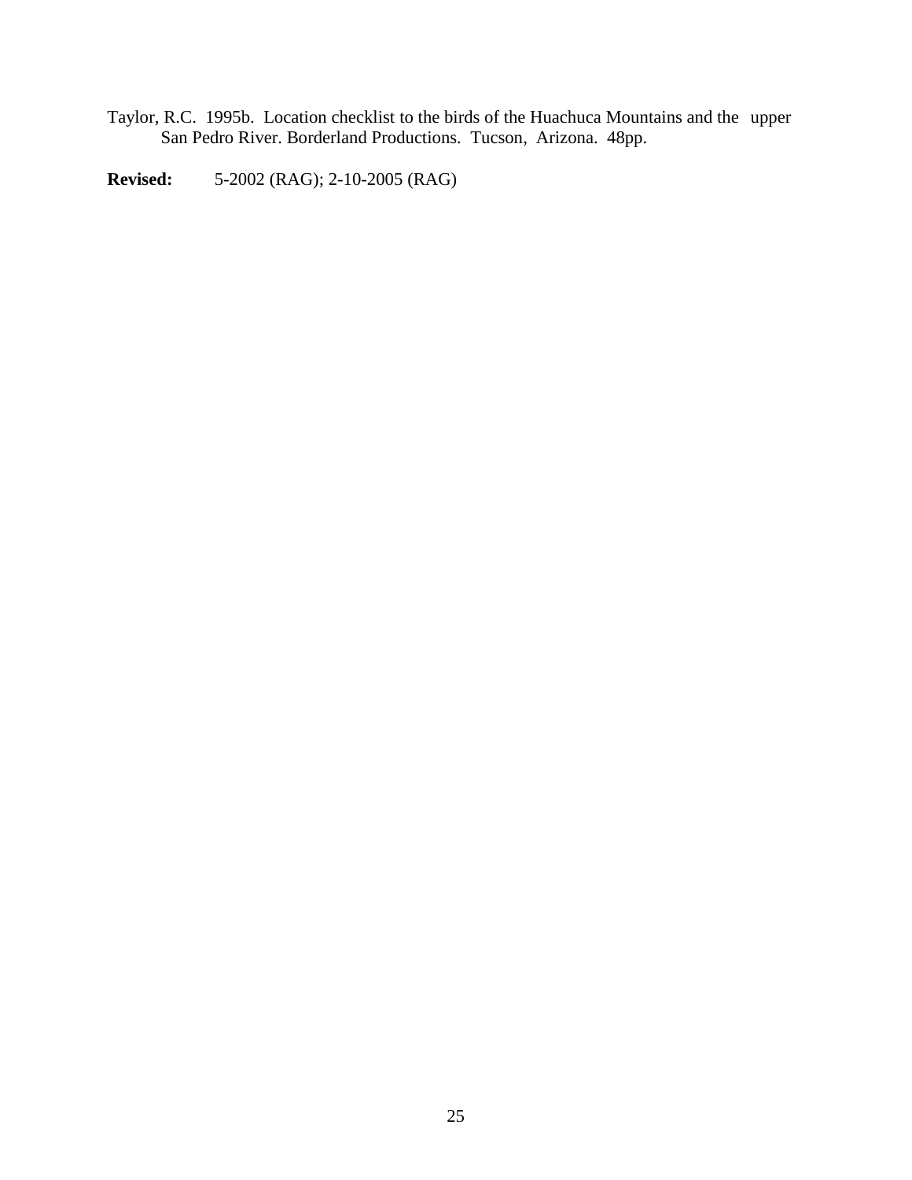Taylor, R.C. 1995b. Location checklist to the birds of the Huachuca Mountains and the upper San Pedro River. Borderland Productions. Tucson, Arizona. 48pp.

**Revised:** 5-2002 (RAG); 2-10-2005 (RAG)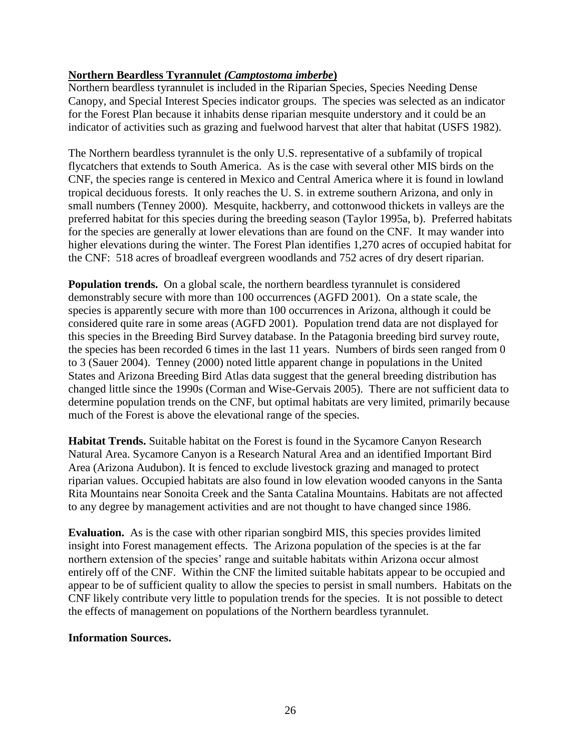**Northern Beardless Tyrannulet *(Camptostoma imberbe*)**

Northern beardless tyrannulet is included in the Riparian Species, Species Needing Dense Canopy, and Special Interest Species indicator groups. The species was selected as an indicator for the Forest Plan because it inhabits dense riparian mesquite understory and it could be an indicator of activities such as grazing and fuelwood harvest that alter that habitat (USFS 1982).

The Northern beardless tyrannulet is the only U.S. representative of a subfamily of tropical flycatchers that extends to South America. As is the case with several other MIS birds on the CNF, the species range is centered in Mexico and Central America where it is found in lowland tropical deciduous forests. It only reaches the U. S. in extreme southern Arizona, and only in small numbers (Tenney 2000). Mesquite, hackberry, and cottonwood thickets in valleys are the preferred habitat for this species during the breeding season (Taylor 1995a, b). Preferred habitats for the species are generally at lower elevations than are found on the CNF. It may wander into higher elevations during the winter. The Forest Plan identifies 1,270 acres of occupied habitat for the CNF: 518 acres of broadleaf evergreen woodlands and 752 acres of dry desert riparian.

**Population trends.** On a global scale, the northern beardless tyrannulet is considered demonstrably secure with more than 100 occurrences (AGFD 2001). On a state scale, the species is apparently secure with more than 100 occurrences in Arizona, although it could be considered quite rare in some areas (AGFD 2001). Population trend data are not displayed for this species in the Breeding Bird Survey database. In the Patagonia breeding bird survey route, the species has been recorded 6 times in the last 11 years. Numbers of birds seen ranged from 0 to 3 (Sauer 2004). Tenney (2000) noted little apparent change in populations in the United States and Arizona Breeding Bird Atlas data suggest that the general breeding distribution has changed little since the 1990s (Corman and Wise-Gervais 2005). There are not sufficient data to determine population trends on the CNF, but optimal habitats are very limited, primarily because much of the Forest is above the elevational range of the species.

**Habitat Trends.** Suitable habitat on the Forest is found in the Sycamore Canyon Research Natural Area. Sycamore Canyon is a Research Natural Area and an identified Important Bird Area (Arizona Audubon). It is fenced to exclude livestock grazing and managed to protect riparian values. Occupied habitats are also found in low elevation wooded canyons in the Santa Rita Mountains near Sonoita Creek and the Santa Catalina Mountains. Habitats are not affected to any degree by management activities and are not thought to have changed since 1986.

**Evaluation.** As is the case with other riparian songbird MIS, this species provides limited insight into Forest management effects. The Arizona population of the species is at the far northern extension of the species' range and suitable habitats within Arizona occur almost entirely off of the CNF. Within the CNF the limited suitable habitats appear to be occupied and appear to be of sufficient quality to allow the species to persist in small numbers. Habitats on the CNF likely contribute very little to population trends for the species. It is not possible to detect the effects of management on populations of the Northern beardless tyrannulet.

**Information Sources.**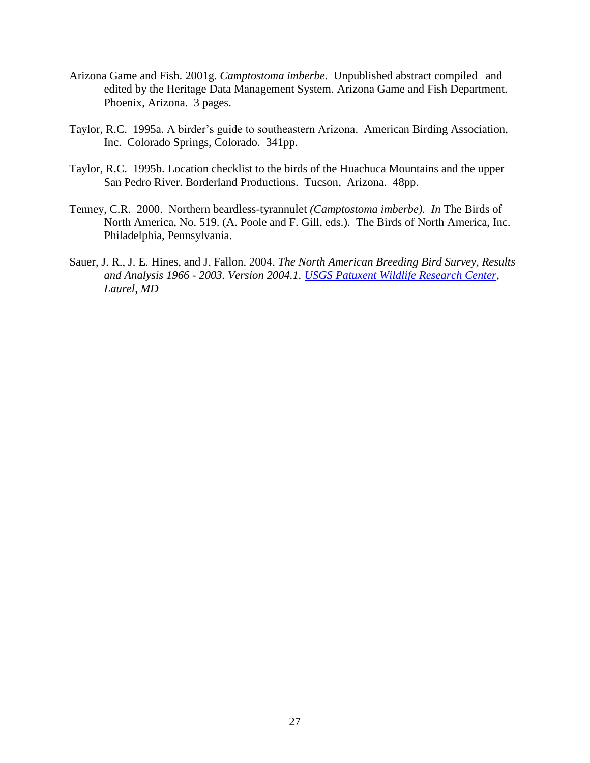Arizona Game and Fish. 2001g. *Camptostoma imberbe*. Unpublished abstract compiled and edited by the Heritage Data Management System. Arizona Game and Fish Department. Phoenix, Arizona. 3 pages.

Taylor, R.C. 1995a. A birder's guide to southeastern Arizona. American Birding Association, Inc. Colorado Springs, Colorado. 341pp.

Taylor, R.C. 1995b. Location checklist to the birds of the Huachuca Mountains and the upper San Pedro River. Borderland Productions. Tucson, Arizona. 48pp.

Tenney, C.R. 2000. Northern beardless-tyrannulet *(Camptostoma imberbe). In* The Birds of North America, No. 519. (A. Poole and F. Gill, eds.). The Birds of North America, Inc. Philadelphia, Pennsylvania.

Sauer, J. R., J. E. Hines, and J. Fallon. 2004. *The North American Breeding Bird Survey, Results and Analysis 1966 - 2003. Version 2004.1. USGS Patuxent Wildlife Research Center, Laurel, MD*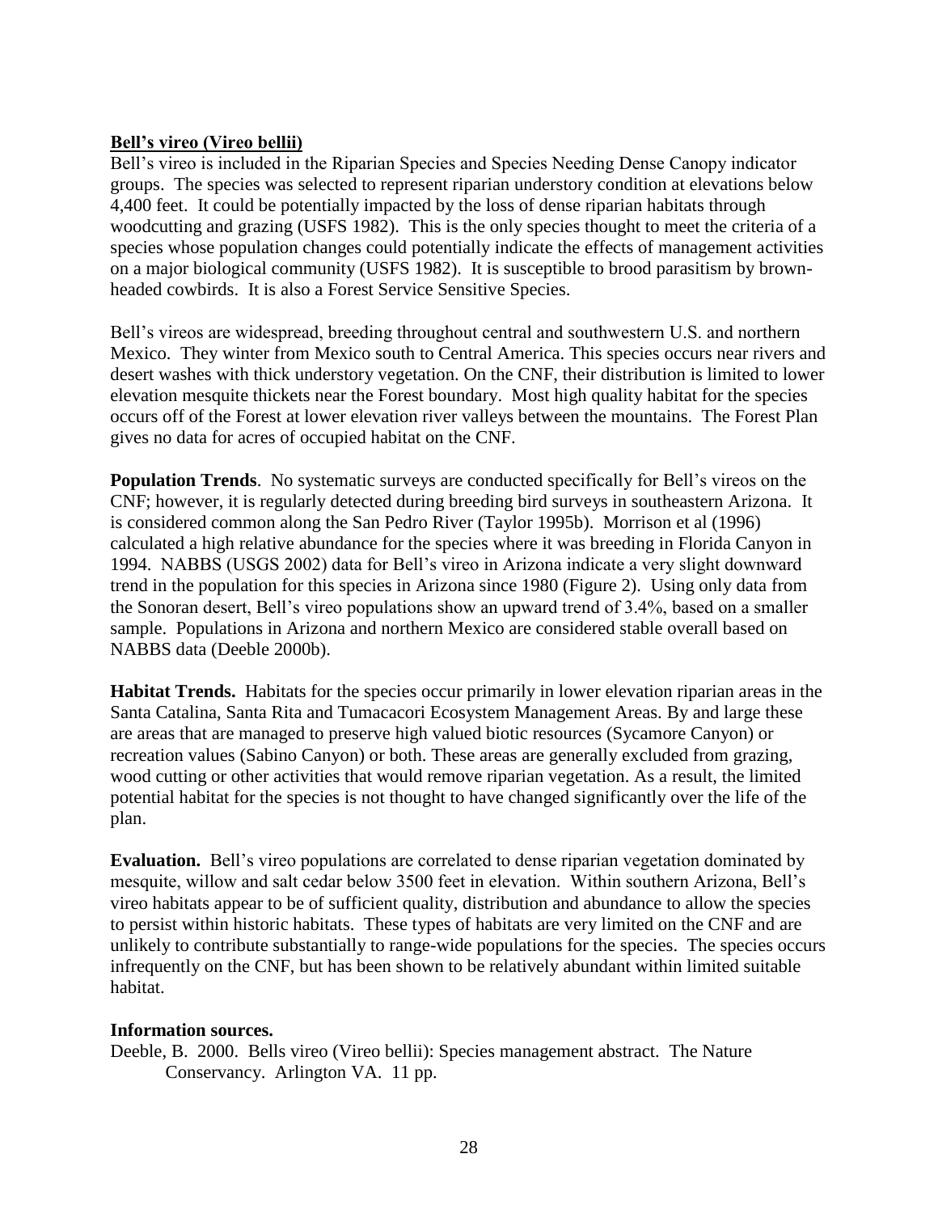**Bell's vireo (Vireo bellii)**

Bell's vireo is included in the Riparian Species and Species Needing Dense Canopy indicator groups. The species was selected to represent riparian understory condition at elevations below 4,400 feet. It could be potentially impacted by the loss of dense riparian habitats through woodcutting and grazing (USFS 1982). This is the only species thought to meet the criteria of a species whose population changes could potentially indicate the effects of management activities on a major biological community (USFS 1982). It is susceptible to brood parasitism by brown-headed cowbirds. It is also a Forest Service Sensitive Species.

Bell's vireos are widespread, breeding throughout central and southwestern U.S. and northern Mexico. They winter from Mexico south to Central America. This species occurs near rivers and desert washes with thick understory vegetation. On the CNF, their distribution is limited to lower elevation mesquite thickets near the Forest boundary. Most high quality habitat for the species occurs off of the Forest at lower elevation river valleys between the mountains. The Forest Plan gives no data for acres of occupied habitat on the CNF.

**Population Trends**. No systematic surveys are conducted specifically for Bell's vireos on the CNF; however, it is regularly detected during breeding bird surveys in southeastern Arizona. It is considered common along the San Pedro River (Taylor 1995b). Morrison et al (1996) calculated a high relative abundance for the species where it was breeding in Florida Canyon in 1994. NABBS (USGS 2002) data for Bell's vireo in Arizona indicate a very slight downward trend in the population for this species in Arizona since 1980 (Figure 2). Using only data from the Sonoran desert, Bell's vireo populations show an upward trend of 3.4%, based on a smaller sample. Populations in Arizona and northern Mexico are considered stable overall based on NABBS data (Deeble 2000b).

**Habitat Trends.** Habitats for the species occur primarily in lower elevation riparian areas in the Santa Catalina, Santa Rita and Tumacacori Ecosystem Management Areas. By and large these are areas that are managed to preserve high valued biotic resources (Sycamore Canyon) or recreation values (Sabino Canyon) or both. These areas are generally excluded from grazing, wood cutting or other activities that would remove riparian vegetation. As a result, the limited potential habitat for the species is not thought to have changed significantly over the life of the plan.

**Evaluation.** Bell's vireo populations are correlated to dense riparian vegetation dominated by mesquite, willow and salt cedar below 3500 feet in elevation. Within southern Arizona, Bell's vireo habitats appear to be of sufficient quality, distribution and abundance to allow the species to persist within historic habitats. These types of habitats are very limited on the CNF and are unlikely to contribute substantially to range-wide populations for the species. The species occurs infrequently on the CNF, but has been shown to be relatively abundant within limited suitable habitat.

**Information sources.**

Deeble, B. 2000. Bells vireo (Vireo bellii): Species management abstract. The Nature Conservancy. Arlington VA. 11 pp.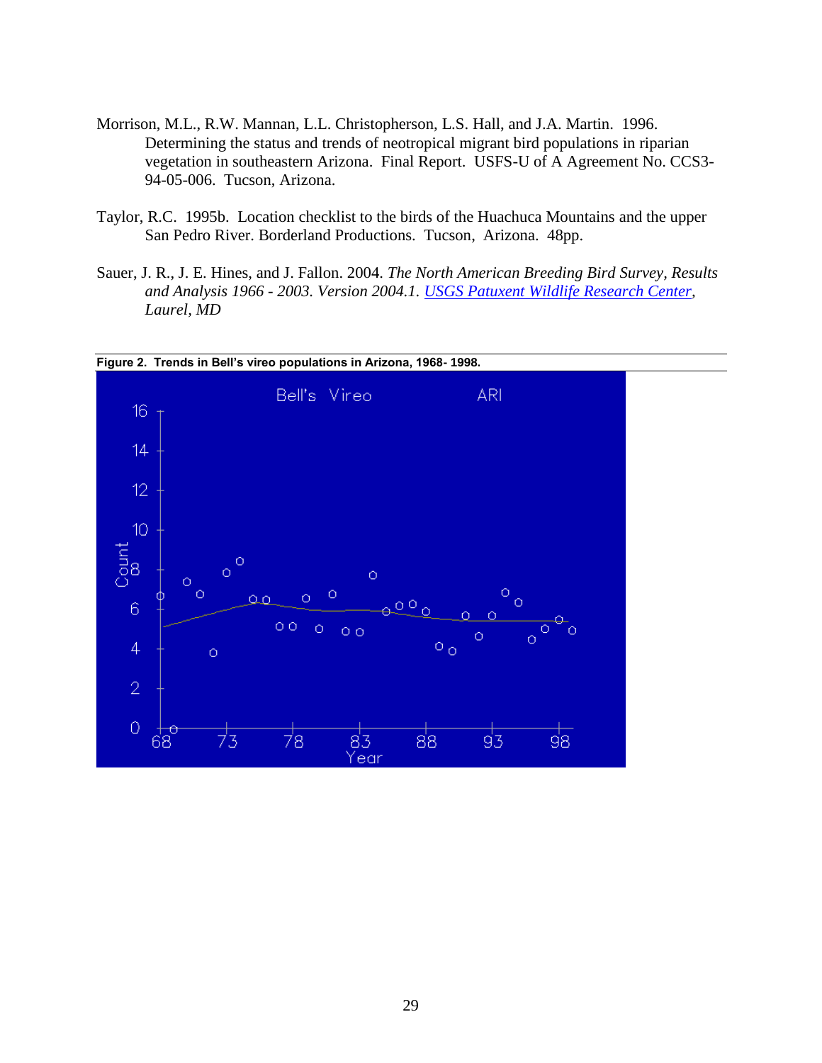Morrison, M.L., R.W. Mannan, L.L. Christopherson, L.S. Hall, and J.A. Martin. 1996. Determining the status and trends of neotropical migrant bird populations in riparian vegetation in southeastern Arizona. Final Report. USFS-U of A Agreement No. CCS3-94-05-006. Tucson, Arizona.

Taylor, R.C. 1995b. Location checklist to the birds of the Huachuca Mountains and the upper San Pedro River. Borderland Productions. Tucson, Arizona. 48pp.

Sauer, J. R., J. E. Hines, and J. Fallon. 2004. *The North American Breeding Bird Survey, Results and Analysis 1966 - 2003. Version 2004.1. USGS Patuxent Wildlife Research Center, Laurel, MD*

**Figure 2. Trends in Bell's vireo populations in Arizona, 1968- 1998.**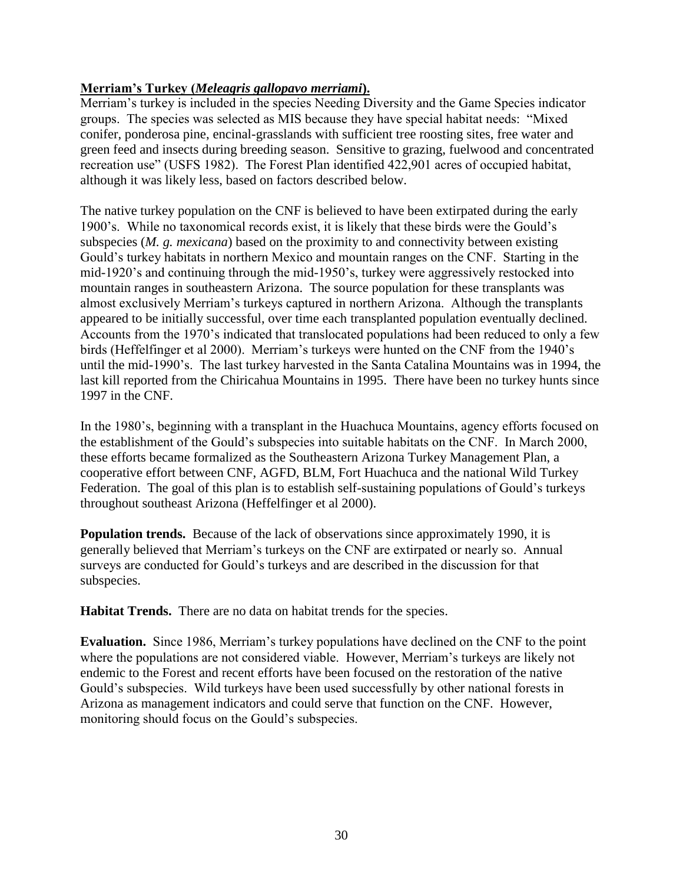**Merriam's Turkey (*Meleagris gallopavo merriami*).**
Merriam's turkey is included in the species Needing Diversity and the Game Species indicator groups. The species was selected as MIS because they have special habitat needs: "Mixed conifer, ponderosa pine, encinal-grasslands with sufficient tree roosting sites, free water and green feed and insects during breeding season. Sensitive to grazing, fuelwood and concentrated recreation use" (USFS 1982). The Forest Plan identified 422,901 acres of occupied habitat, although it was likely less, based on factors described below.

The native turkey population on the CNF is believed to have been extirpated during the early 1900's. While no taxonomical records exist, it is likely that these birds were the Gould's subspecies (*M. g. mexicana*) based on the proximity to and connectivity between existing Gould's turkey habitats in northern Mexico and mountain ranges on the CNF. Starting in the mid-1920's and continuing through the mid-1950's, turkey were aggressively restocked into mountain ranges in southeastern Arizona. The source population for these transplants was almost exclusively Merriam's turkeys captured in northern Arizona. Although the transplants appeared to be initially successful, over time each transplanted population eventually declined. Accounts from the 1970's indicated that translocated populations had been reduced to only a few birds (Heffelfinger et al 2000). Merriam's turkeys were hunted on the CNF from the 1940's until the mid-1990's. The last turkey harvested in the Santa Catalina Mountains was in 1994, the last kill reported from the Chiricahua Mountains in 1995. There have been no turkey hunts since 1997 in the CNF.

In the 1980's, beginning with a transplant in the Huachuca Mountains, agency efforts focused on the establishment of the Gould's subspecies into suitable habitats on the CNF. In March 2000, these efforts became formalized as the Southeastern Arizona Turkey Management Plan, a cooperative effort between CNF, AGFD, BLM, Fort Huachuca and the national Wild Turkey Federation. The goal of this plan is to establish self-sustaining populations of Gould's turkeys throughout southeast Arizona (Heffelfinger et al 2000).

**Population trends.** Because of the lack of observations since approximately 1990, it is generally believed that Merriam's turkeys on the CNF are extirpated or nearly so. Annual surveys are conducted for Gould's turkeys and are described in the discussion for that subspecies.

**Habitat Trends.** There are no data on habitat trends for the species.

**Evaluation.** Since 1986, Merriam's turkey populations have declined on the CNF to the point where the populations are not considered viable. However, Merriam's turkeys are likely not endemic to the Forest and recent efforts have been focused on the restoration of the native Gould's subspecies. Wild turkeys have been used successfully by other national forests in Arizona as management indicators and could serve that function on the CNF. However, monitoring should focus on the Gould's subspecies.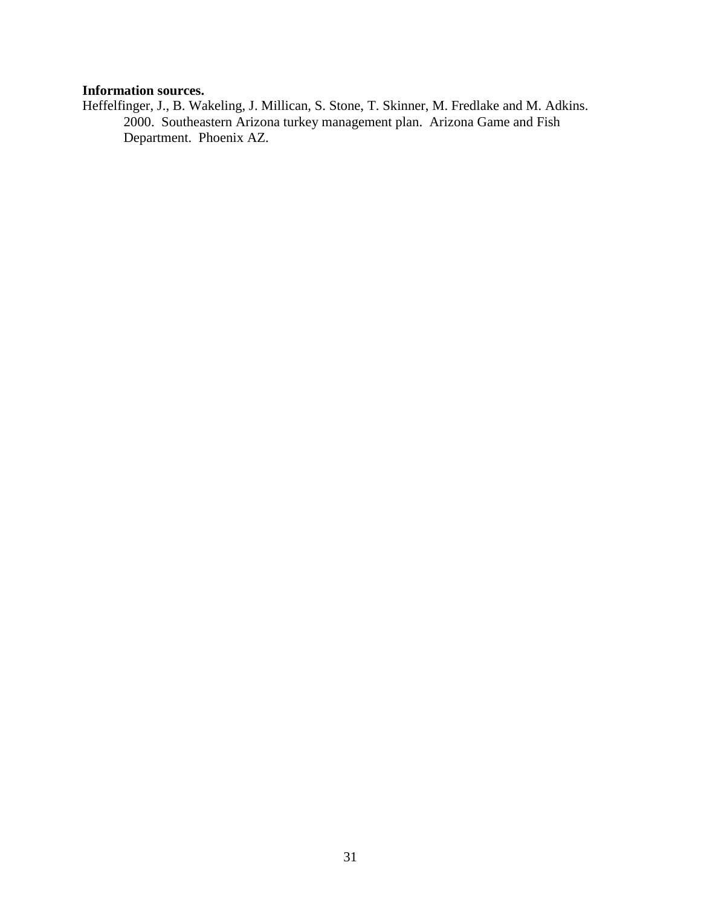**Information sources.**

Heffelfinger, J., B. Wakeling, J. Millican, S. Stone, T. Skinner, M. Fredlake and M. Adkins. 2000. Southeastern Arizona turkey management plan. Arizona Game and Fish Department. Phoenix AZ.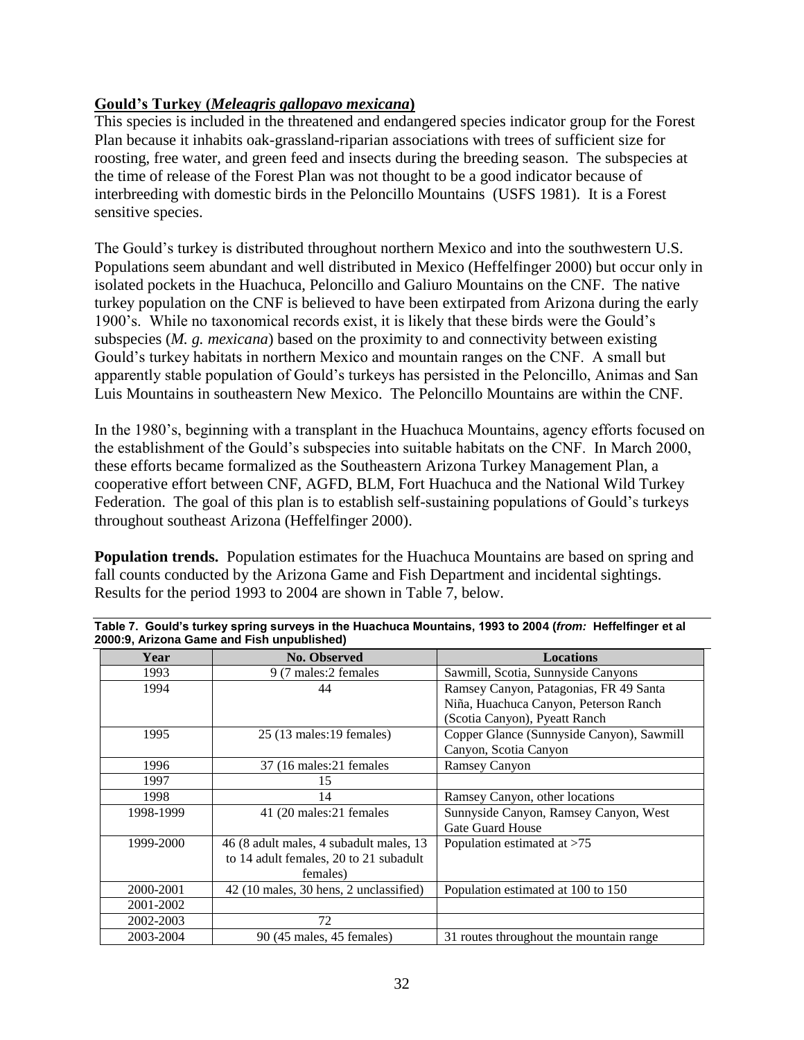## **Gould's Turkey (*Meleagris gallopavo mexicana*)**

This species is included in the threatened and endangered species indicator group for the Forest Plan because it inhabits oak-grassland-riparian associations with trees of sufficient size for roosting, free water, and green feed and insects during the breeding season. The subspecies at the time of release of the Forest Plan was not thought to be a good indicator because of interbreeding with domestic birds in the Peloncillo Mountains (USFS 1981). It is a Forest sensitive species.

The Gould's turkey is distributed throughout northern Mexico and into the southwestern U.S. Populations seem abundant and well distributed in Mexico (Heffelfinger 2000) but occur only in isolated pockets in the Huachuca, Peloncillo and Galiuro Mountains on the CNF. The native turkey population on the CNF is believed to have been extirpated from Arizona during the early 1900's. While no taxonomical records exist, it is likely that these birds were the Gould's subspecies (*M. g. mexicana*) based on the proximity to and connectivity between existing Gould's turkey habitats in northern Mexico and mountain ranges on the CNF. A small but apparently stable population of Gould's turkeys has persisted in the Peloncillo, Animas and San Luis Mountains in southeastern New Mexico. The Peloncillo Mountains are within the CNF.

In the 1980's, beginning with a transplant in the Huachuca Mountains, agency efforts focused on the establishment of the Gould's subspecies into suitable habitats on the CNF. In March 2000, these efforts became formalized as the Southeastern Arizona Turkey Management Plan, a cooperative effort between CNF, AGFD, BLM, Fort Huachuca and the National Wild Turkey Federation. The goal of this plan is to establish self-sustaining populations of Gould's turkeys throughout southeast Arizona (Heffelfinger 2000).

**Population trends.** Population estimates for the Huachuca Mountains are based on spring and fall counts conducted by the Arizona Game and Fish Department and incidental sightings. Results for the period 1993 to 2004 are shown in Table 7, below.

**Table 7. Gould's turkey spring surveys in the Huachuca Mountains, 1993 to 2004 (*from:* Heffelfinger et al 2000:9, Arizona Game and Fish unpublished)**

| Year | No. Observed | Locations |
|---|---|---|
| 1993 | 9 (7 males:2 females | Sawmill, Scotia, Sunnyside Canyons |
| 1994 | 44 | Ramsey Canyon, Patagonias, FR 49 Santa Niña, Huachuca Canyon, Peterson Ranch (Scotia Canyon), Pyeatt Ranch |
| 1995 | 25 (13 males:19 females) | Copper Glance (Sunnyside Canyon), Sawmill Canyon, Scotia Canyon |
| 1996 | 37 (16 males:21 females | Ramsey Canyon |
| 1997 | 15 | |
| 1998 | 14 | Ramsey Canyon, other locations |
| 1998-1999 | 41 (20 males:21 females | Sunnyside Canyon, Ramsey Canyon, West Gate Guard House |
| 1999-2000 | 46 (8 adult males, 4 subadult males, 13 to 14 adult females, 20 to 21 subadult females) | Population estimated at >75 |
| 2000-2001 | 42 (10 males, 30 hens, 2 unclassified) | Population estimated at 100 to 150 |
| 2001-2002 | | |
| 2002-2003 | 72 | |
| 2003-2004 | 90 (45 males, 45 females) | 31 routes throughout the mountain range |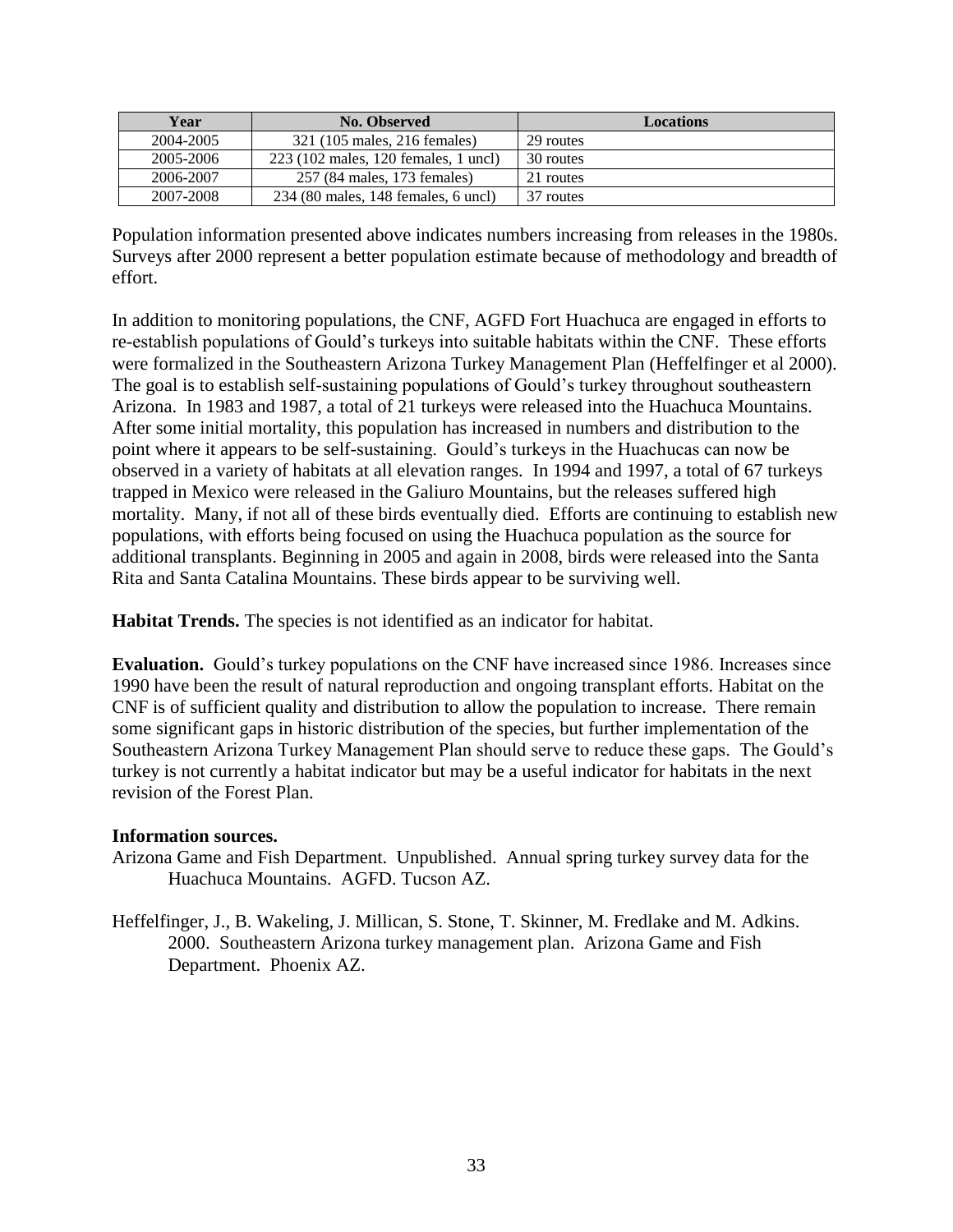| Year | No. Observed | Locations |
|---|---|---|
| 2004-2005 | 321 (105 males, 216 females) | 29 routes |
| 2005-2006 | 223 (102 males, 120 females, 1 uncl) | 30 routes |
| 2006-2007 | 257 (84 males, 173 females) | 21 routes |
| 2007-2008 | 234 (80 males, 148 females, 6 uncl) | 37 routes |

Population information presented above indicates numbers increasing from releases in the 1980s. Surveys after 2000 represent a better population estimate because of methodology and breadth of effort.

In addition to monitoring populations, the CNF, AGFD Fort Huachuca are engaged in efforts to re-establish populations of Gould's turkeys into suitable habitats within the CNF. These efforts were formalized in the Southeastern Arizona Turkey Management Plan (Heffelfinger et al 2000). The goal is to establish self-sustaining populations of Gould's turkey throughout southeastern Arizona. In 1983 and 1987, a total of 21 turkeys were released into the Huachuca Mountains. After some initial mortality, this population has increased in numbers and distribution to the point where it appears to be self-sustaining. Gould's turkeys in the Huachucas can now be observed in a variety of habitats at all elevation ranges. In 1994 and 1997, a total of 67 turkeys trapped in Mexico were released in the Galiuro Mountains, but the releases suffered high mortality. Many, if not all of these birds eventually died. Efforts are continuing to establish new populations, with efforts being focused on using the Huachuca population as the source for additional transplants. Beginning in 2005 and again in 2008, birds were released into the Santa Rita and Santa Catalina Mountains. These birds appear to be surviving well.

**Habitat Trends.** The species is not identified as an indicator for habitat.

**Evaluation.** Gould's turkey populations on the CNF have increased since 1986. Increases since 1990 have been the result of natural reproduction and ongoing transplant efforts. Habitat on the CNF is of sufficient quality and distribution to allow the population to increase. There remain some significant gaps in historic distribution of the species, but further implementation of the Southeastern Arizona Turkey Management Plan should serve to reduce these gaps. The Gould's turkey is not currently a habitat indicator but may be a useful indicator for habitats in the next revision of the Forest Plan.

**Information sources.**

Arizona Game and Fish Department. Unpublished. Annual spring turkey survey data for the Huachuca Mountains. AGFD. Tucson AZ.

Heffelfinger, J., B. Wakeling, J. Millican, S. Stone, T. Skinner, M. Fredlake and M. Adkins. 2000. Southeastern Arizona turkey management plan. Arizona Game and Fish Department. Phoenix AZ.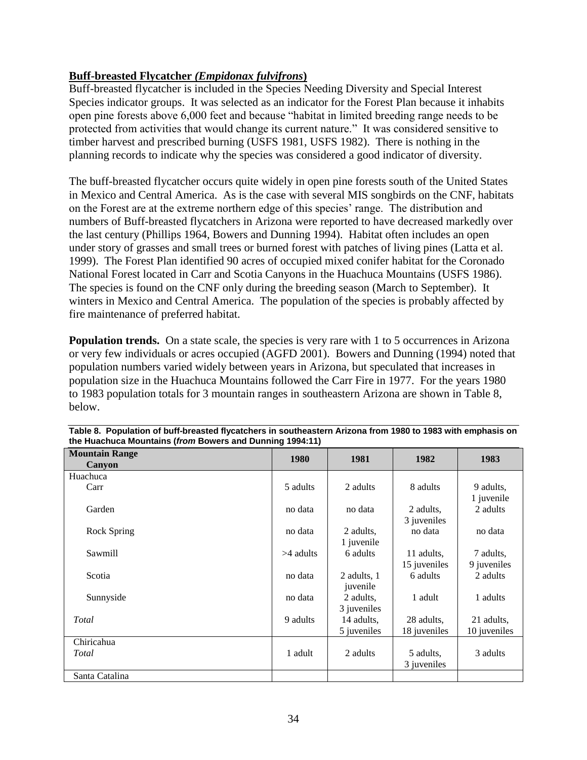**Buff-breasted Flycatcher *(Empidonax fulvifrons*)**

Buff-breasted flycatcher is included in the Species Needing Diversity and Special Interest Species indicator groups. It was selected as an indicator for the Forest Plan because it inhabits open pine forests above 6,000 feet and because "habitat in limited breeding range needs to be protected from activities that would change its current nature." It was considered sensitive to timber harvest and prescribed burning (USFS 1981, USFS 1982). There is nothing in the planning records to indicate why the species was considered a good indicator of diversity.

The buff-breasted flycatcher occurs quite widely in open pine forests south of the United States in Mexico and Central America. As is the case with several MIS songbirds on the CNF, habitats on the Forest are at the extreme northern edge of this species' range. The distribution and numbers of Buff-breasted flycatchers in Arizona were reported to have decreased markedly over the last century (Phillips 1964, Bowers and Dunning 1994). Habitat often includes an open under story of grasses and small trees or burned forest with patches of living pines (Latta et al. 1999). The Forest Plan identified 90 acres of occupied mixed conifer habitat for the Coronado National Forest located in Carr and Scotia Canyons in the Huachuca Mountains (USFS 1986). The species is found on the CNF only during the breeding season (March to September). It winters in Mexico and Central America. The population of the species is probably affected by fire maintenance of preferred habitat.

**Population trends.** On a state scale, the species is very rare with 1 to 5 occurrences in Arizona or very few individuals or acres occupied (AGFD 2001). Bowers and Dunning (1994) noted that population numbers varied widely between years in Arizona, but speculated that increases in population size in the Huachuca Mountains followed the Carr Fire in 1977. For the years 1980 to 1983 population totals for 3 mountain ranges in southeastern Arizona are shown in Table 8, below.

**Table 8. Population of buff-breasted flycatchers in southeastern Arizona from 1980 to 1983 with emphasis on the Huachuca Mountains (*from* Bowers and Dunning 1994:11)**

| Mountain Range<br>Canyon | 1980 | 1981 | 1982 | 1983 |
|---|---|---|---|---|
| Huachuca | | | | |
| Carr | 5 adults | 2 adults | 8 adults | 9 adults, 1 juvenile |
| Garden | no data | no data | 2 adults, 3 juveniles | 2 adults |
| Rock Spring | no data | 2 adults, 1 juvenile | no data | no data |
| Sawmill | >4 adults | 6 adults | 11 adults, 15 juveniles | 7 adults, 9 juveniles |
| Scotia | no data | 2 adults, 1 juvenile | 6 adults | 2 adults |
| Sunnyside | no data | 2 adults, 3 juveniles | 1 adult | 1 adults |
| *Total* | 9 adults | 14 adults, 5 juveniles | 28 adults, 18 juveniles | 21 adults, 10 juveniles |
| Chiricahua | | | | |
| *Total* | 1 adult | 2 adults | 5 adults, 3 juveniles | 3 adults |
| Santa Catalina | | | | |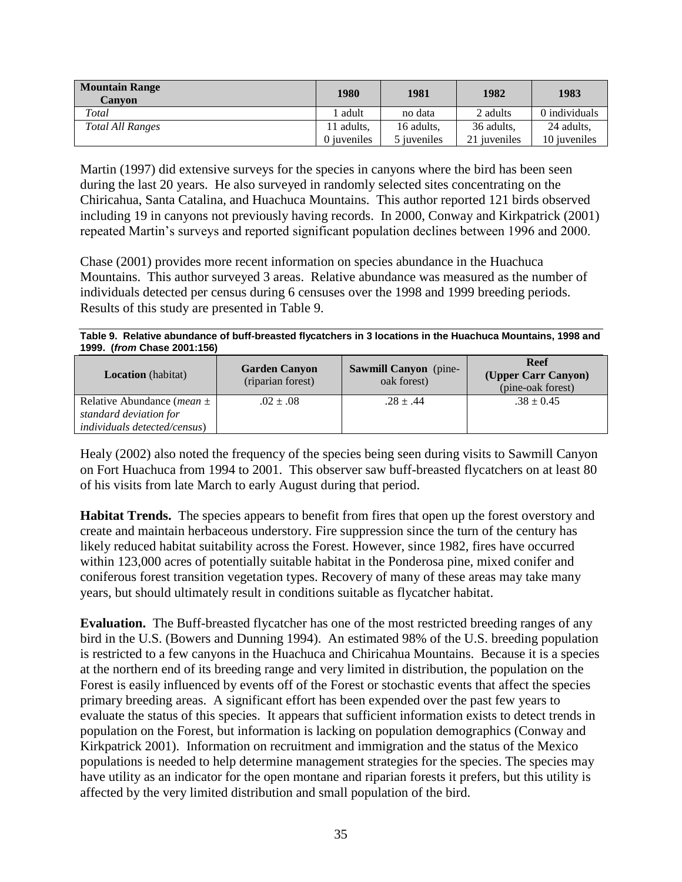| Mountain Range<br>Canyon | 1980 | 1981 | 1982 | 1983 |
|---|---|---|---|---|
| *Total* | 1 adult | no data | 2 adults | 0 individuals |
| *Total All Ranges* | 11 adults, 0 juveniles | 16 adults, 5 juveniles | 36 adults, 21 juveniles | 24 adults, 10 juveniles |

Martin (1997) did extensive surveys for the species in canyons where the bird has been seen during the last 20 years. He also surveyed in randomly selected sites concentrating on the Chiricahua, Santa Catalina, and Huachuca Mountains. This author reported 121 birds observed including 19 in canyons not previously having records. In 2000, Conway and Kirkpatrick (2001) repeated Martin's surveys and reported significant population declines between 1996 and 2000.

Chase (2001) provides more recent information on species abundance in the Huachuca Mountains. This author surveyed 3 areas. Relative abundance was measured as the number of individuals detected per census during 6 censuses over the 1998 and 1999 breeding periods. Results of this study are presented in Table 9.

**Table 9. Relative abundance of buff-breasted flycatchers in 3 locations in the Huachuca Mountains, 1998 and 1999. (*from* Chase 2001:156)**

| **Location** (habitat) | **Garden Canyon** (riparian forest) | **Sawmill Canyon** (pine-oak forest) | **Reef (Upper Carr Canyon)** (pine-oak forest) |
|---|---|---|---|
| Relative Abundance (*mean ± standard deviation for individuals detected/census*) | .02 ± .08 | .28 ± .44 | .38 ± 0.45 |

Healy (2002) also noted the frequency of the species being seen during visits to Sawmill Canyon on Fort Huachuca from 1994 to 2001. This observer saw buff-breasted flycatchers on at least 80 of his visits from late March to early August during that period.

**Habitat Trends.** The species appears to benefit from fires that open up the forest overstory and create and maintain herbaceous understory. Fire suppression since the turn of the century has likely reduced habitat suitability across the Forest. However, since 1982, fires have occurred within 123,000 acres of potentially suitable habitat in the Ponderosa pine, mixed conifer and coniferous forest transition vegetation types. Recovery of many of these areas may take many years, but should ultimately result in conditions suitable as flycatcher habitat.

**Evaluation.** The Buff-breasted flycatcher has one of the most restricted breeding ranges of any bird in the U.S. (Bowers and Dunning 1994). An estimated 98% of the U.S. breeding population is restricted to a few canyons in the Huachuca and Chiricahua Mountains. Because it is a species at the northern end of its breeding range and very limited in distribution, the population on the Forest is easily influenced by events off of the Forest or stochastic events that affect the species primary breeding areas. A significant effort has been expended over the past few years to evaluate the status of this species. It appears that sufficient information exists to detect trends in population on the Forest, but information is lacking on population demographics (Conway and Kirkpatrick 2001). Information on recruitment and immigration and the status of the Mexico populations is needed to help determine management strategies for the species. The species may have utility as an indicator for the open montane and riparian forests it prefers, but this utility is affected by the very limited distribution and small population of the bird.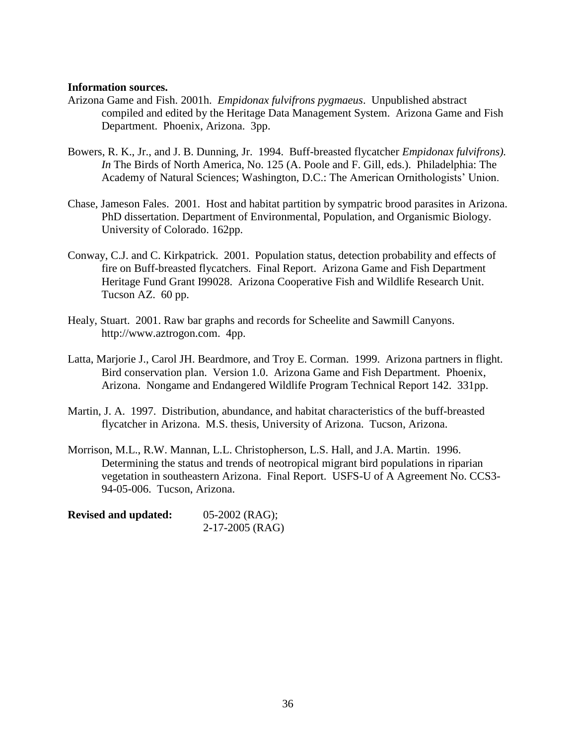**Information sources.**

Arizona Game and Fish. 2001h. *Empidonax fulvifrons pygmaeus*. Unpublished abstract compiled and edited by the Heritage Data Management System. Arizona Game and Fish Department. Phoenix, Arizona. 3pp.

Bowers, R. K., Jr., and J. B. Dunning, Jr. 1994. Buff-breasted flycatcher *Empidonax fulvifrons). In* The Birds of North America, No. 125 (A. Poole and F. Gill, eds.). Philadelphia: The Academy of Natural Sciences; Washington, D.C.: The American Ornithologists' Union.

Chase, Jameson Fales. 2001. Host and habitat partition by sympatric brood parasites in Arizona. PhD dissertation. Department of Environmental, Population, and Organismic Biology. University of Colorado. 162pp.

Conway, C.J. and C. Kirkpatrick. 2001. Population status, detection probability and effects of fire on Buff-breasted flycatchers. Final Report. Arizona Game and Fish Department Heritage Fund Grant I99028. Arizona Cooperative Fish and Wildlife Research Unit. Tucson AZ. 60 pp.

Healy, Stuart. 2001. Raw bar graphs and records for Scheelite and Sawmill Canyons. http://www.aztrogon.com. 4pp.

Latta, Marjorie J., Carol JH. Beardmore, and Troy E. Corman. 1999. Arizona partners in flight. Bird conservation plan. Version 1.0. Arizona Game and Fish Department. Phoenix, Arizona. Nongame and Endangered Wildlife Program Technical Report 142. 331pp.

Martin, J. A. 1997. Distribution, abundance, and habitat characteristics of the buff-breasted flycatcher in Arizona. M.S. thesis, University of Arizona. Tucson, Arizona.

Morrison, M.L., R.W. Mannan, L.L. Christopherson, L.S. Hall, and J.A. Martin. 1996. Determining the status and trends of neotropical migrant bird populations in riparian vegetation in southeastern Arizona. Final Report. USFS-U of A Agreement No. CCS3-94-05-006. Tucson, Arizona.

**Revised and updated:** 05-2002 (RAG);
2-17-2005 (RAG)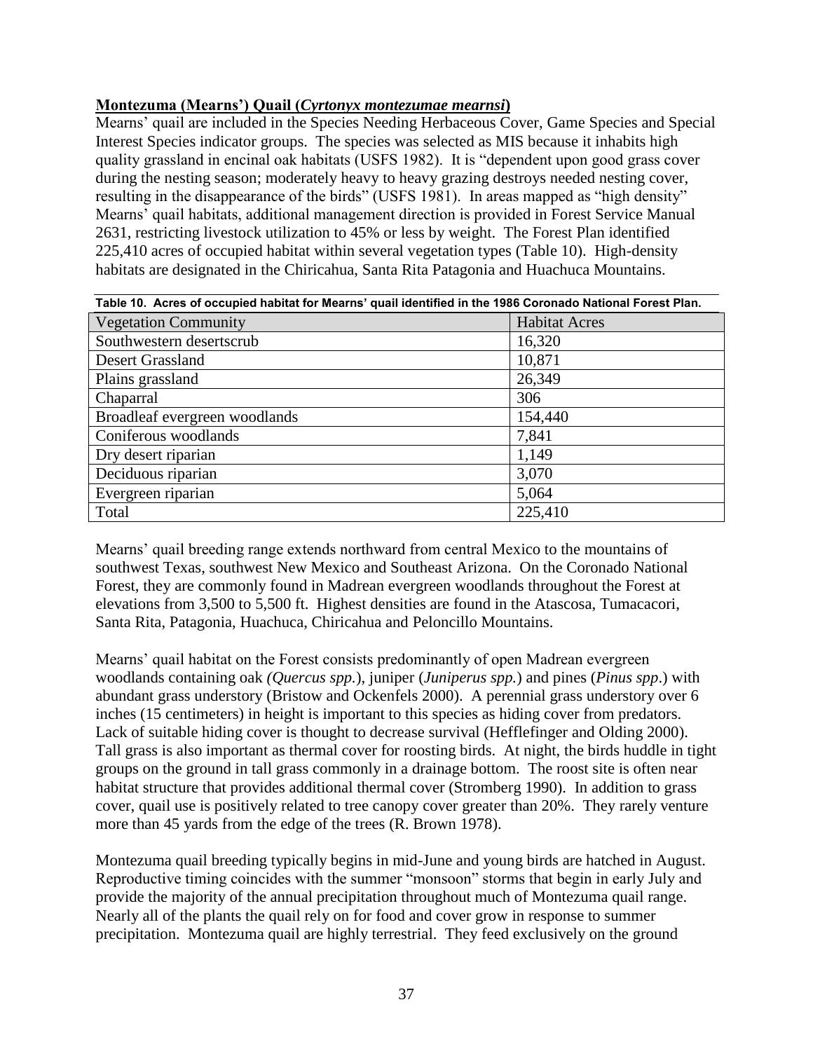**Montezuma (Mearns') Quail (*Cyrtonyx montezumae mearnsi*)**

Mearns' quail are included in the Species Needing Herbaceous Cover, Game Species and Special Interest Species indicator groups. The species was selected as MIS because it inhabits high quality grassland in encinal oak habitats (USFS 1982). It is "dependent upon good grass cover during the nesting season; moderately heavy to heavy grazing destroys needed nesting cover, resulting in the disappearance of the birds" (USFS 1981). In areas mapped as "high density" Mearns' quail habitats, additional management direction is provided in Forest Service Manual 2631, restricting livestock utilization to 45% or less by weight. The Forest Plan identified 225,410 acres of occupied habitat within several vegetation types (Table 10). High-density habitats are designated in the Chiricahua, Santa Rita Patagonia and Huachuca Mountains.

**Table 10. Acres of occupied habitat for Mearns' quail identified in the 1986 Coronado National Forest Plan.**

| Vegetation Community | Habitat Acres |
|---|---|
| Southwestern desertscrub | 16,320 |
| Desert Grassland | 10,871 |
| Plains grassland | 26,349 |
| Chaparral | 306 |
| Broadleaf evergreen woodlands | 154,440 |
| Coniferous woodlands | 7,841 |
| Dry desert riparian | 1,149 |
| Deciduous riparian | 3,070 |
| Evergreen riparian | 5,064 |
| Total | 225,410 |

Mearns' quail breeding range extends northward from central Mexico to the mountains of southwest Texas, southwest New Mexico and Southeast Arizona. On the Coronado National Forest, they are commonly found in Madrean evergreen woodlands throughout the Forest at elevations from 3,500 to 5,500 ft. Highest densities are found in the Atascosa, Tumacacori, Santa Rita, Patagonia, Huachuca, Chiricahua and Peloncillo Mountains.

Mearns' quail habitat on the Forest consists predominantly of open Madrean evergreen woodlands containing oak *(Quercus spp.*), juniper (*Juniperus spp.*) and pines (*Pinus spp*.) with abundant grass understory (Bristow and Ockenfels 2000). A perennial grass understory over 6 inches (15 centimeters) in height is important to this species as hiding cover from predators. Lack of suitable hiding cover is thought to decrease survival (Hefflefinger and Olding 2000). Tall grass is also important as thermal cover for roosting birds. At night, the birds huddle in tight groups on the ground in tall grass commonly in a drainage bottom. The roost site is often near habitat structure that provides additional thermal cover (Stromberg 1990). In addition to grass cover, quail use is positively related to tree canopy cover greater than 20%. They rarely venture more than 45 yards from the edge of the trees (R. Brown 1978).

Montezuma quail breeding typically begins in mid-June and young birds are hatched in August. Reproductive timing coincides with the summer "monsoon" storms that begin in early July and provide the majority of the annual precipitation throughout much of Montezuma quail range. Nearly all of the plants the quail rely on for food and cover grow in response to summer precipitation. Montezuma quail are highly terrestrial. They feed exclusively on the ground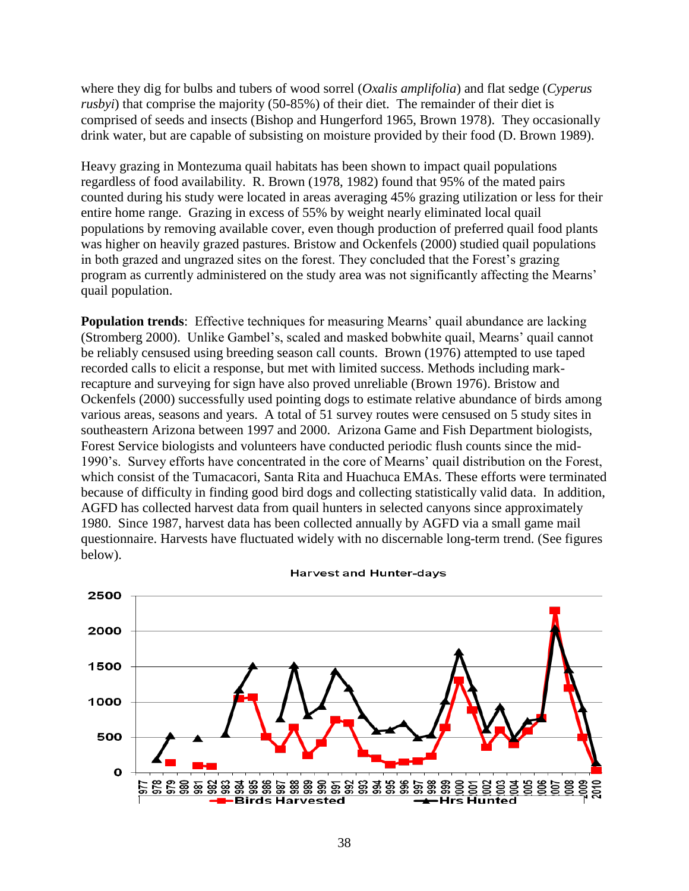where they dig for bulbs and tubers of wood sorrel (*Oxalis amplifolia*) and flat sedge (*Cyperus rusbyi*) that comprise the majority (50-85%) of their diet. The remainder of their diet is comprised of seeds and insects (Bishop and Hungerford 1965, Brown 1978). They occasionally drink water, but are capable of subsisting on moisture provided by their food (D. Brown 1989).

Heavy grazing in Montezuma quail habitats has been shown to impact quail populations regardless of food availability. R. Brown (1978, 1982) found that 95% of the mated pairs counted during his study were located in areas averaging 45% grazing utilization or less for their entire home range. Grazing in excess of 55% by weight nearly eliminated local quail populations by removing available cover, even though production of preferred quail food plants was higher on heavily grazed pastures. Bristow and Ockenfels (2000) studied quail populations in both grazed and ungrazed sites on the forest. They concluded that the Forest's grazing program as currently administered on the study area was not significantly affecting the Mearns' quail population.

**Population trends**: Effective techniques for measuring Mearns' quail abundance are lacking (Stromberg 2000). Unlike Gambel's, scaled and masked bobwhite quail, Mearns' quail cannot be reliably censused using breeding season call counts. Brown (1976) attempted to use taped recorded calls to elicit a response, but met with limited success. Methods including mark-recapture and surveying for sign have also proved unreliable (Brown 1976). Bristow and Ockenfels (2000) successfully used pointing dogs to estimate relative abundance of birds among various areas, seasons and years. A total of 51 survey routes were censused on 5 study sites in southeastern Arizona between 1997 and 2000. Arizona Game and Fish Department biologists, Forest Service biologists and volunteers have conducted periodic flush counts since the mid-1990's. Survey efforts have concentrated in the core of Mearns' quail distribution on the Forest, which consist of the Tumacacori, Santa Rita and Huachuca EMAs. These efforts were terminated because of difficulty in finding good bird dogs and collecting statistically valid data. In addition, AGFD has collected harvest data from quail hunters in selected canyons since approximately 1980. Since 1987, harvest data has been collected annually by AGFD via a small game mail questionnaire. Harvests have fluctuated widely with no discernable long-term trend. (See figures below).

Harvest and Hunter-days

(Chart: Birds Harvested and Hrs Hunted, 1977–2010; y-axis 0–2500)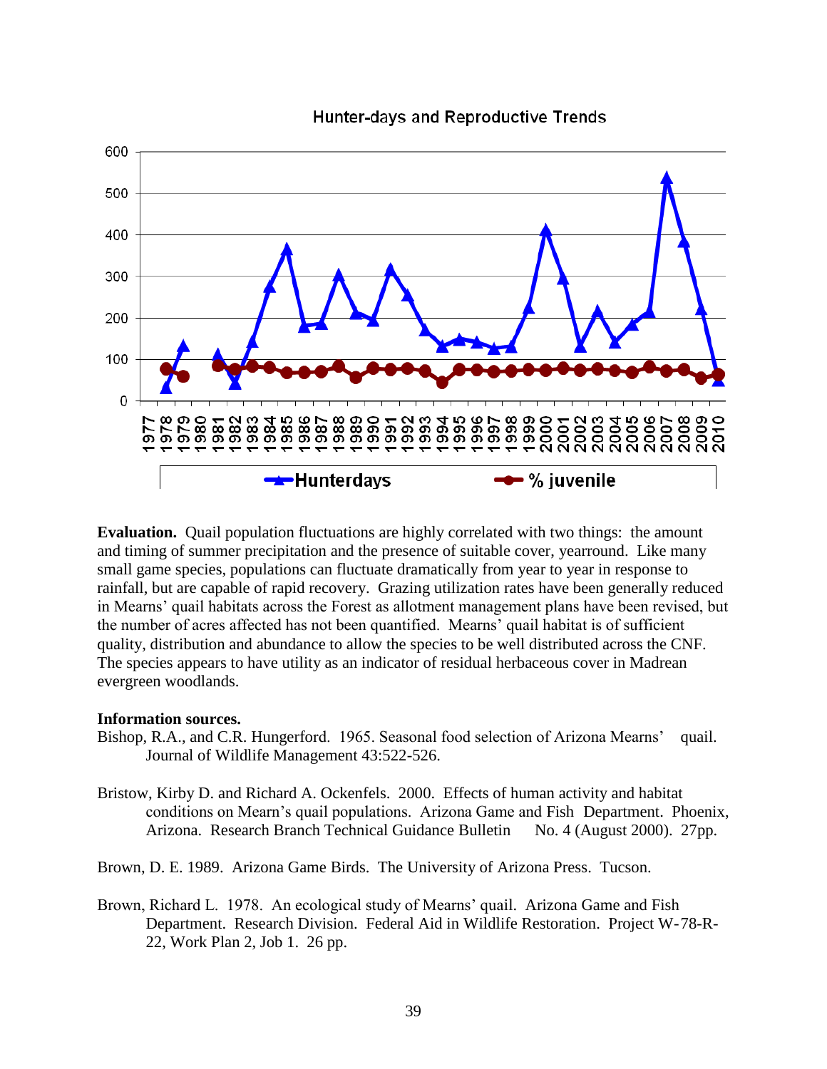Hunter-days and Reproductive Trends

**Evaluation.** Quail population fluctuations are highly correlated with two things: the amount and timing of summer precipitation and the presence of suitable cover, yearround. Like many small game species, populations can fluctuate dramatically from year to year in response to rainfall, but are capable of rapid recovery. Grazing utilization rates have been generally reduced in Mearns' quail habitats across the Forest as allotment management plans have been revised, but the number of acres affected has not been quantified. Mearns' quail habitat is of sufficient quality, distribution and abundance to allow the species to be well distributed across the CNF. The species appears to have utility as an indicator of residual herbaceous cover in Madrean evergreen woodlands.

**Information sources.**

Bishop, R.A., and C.R. Hungerford. 1965. Seasonal food selection of Arizona Mearns' quail. Journal of Wildlife Management 43:522-526.

Bristow, Kirby D. and Richard A. Ockenfels. 2000. Effects of human activity and habitat conditions on Mearn's quail populations. Arizona Game and Fish Department. Phoenix, Arizona. Research Branch Technical Guidance Bulletin No. 4 (August 2000). 27pp.

Brown, D. E. 1989. Arizona Game Birds. The University of Arizona Press. Tucson.

Brown, Richard L. 1978. An ecological study of Mearns' quail. Arizona Game and Fish Department. Research Division. Federal Aid in Wildlife Restoration. Project W-78-R-22, Work Plan 2, Job 1. 26 pp.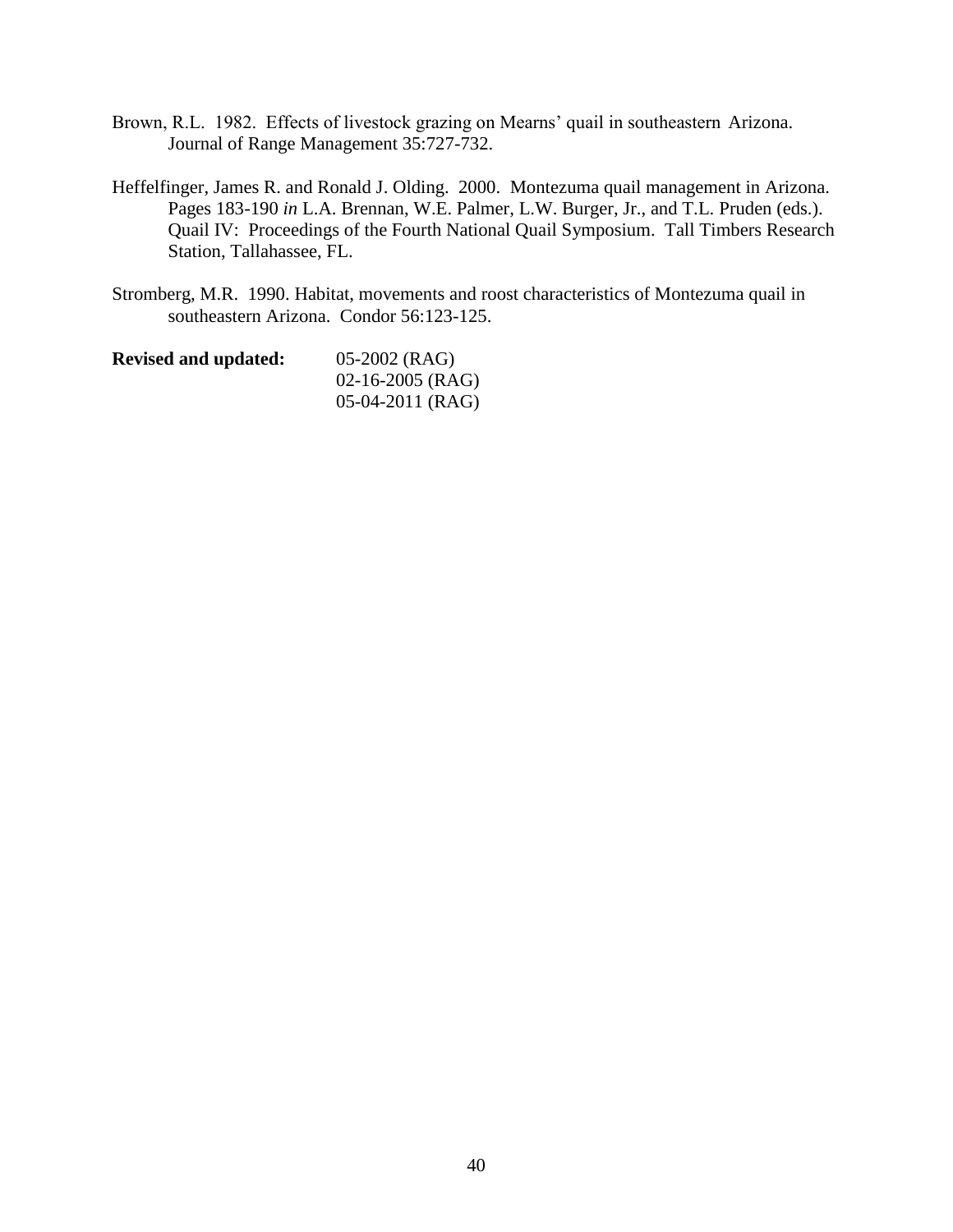Brown, R.L. 1982. Effects of livestock grazing on Mearns' quail in southeastern Arizona. Journal of Range Management 35:727-732.

Heffelfinger, James R. and Ronald J. Olding. 2000. Montezuma quail management in Arizona. Pages 183-190 *in* L.A. Brennan, W.E. Palmer, L.W. Burger, Jr., and T.L. Pruden (eds.). Quail IV: Proceedings of the Fourth National Quail Symposium. Tall Timbers Research Station, Tallahassee, FL.

Stromberg, M.R. 1990. Habitat, movements and roost characteristics of Montezuma quail in southeastern Arizona. Condor 56:123-125.

**Revised and updated:** 05-2002 (RAG)
02-16-2005 (RAG)
05-04-2011 (RAG)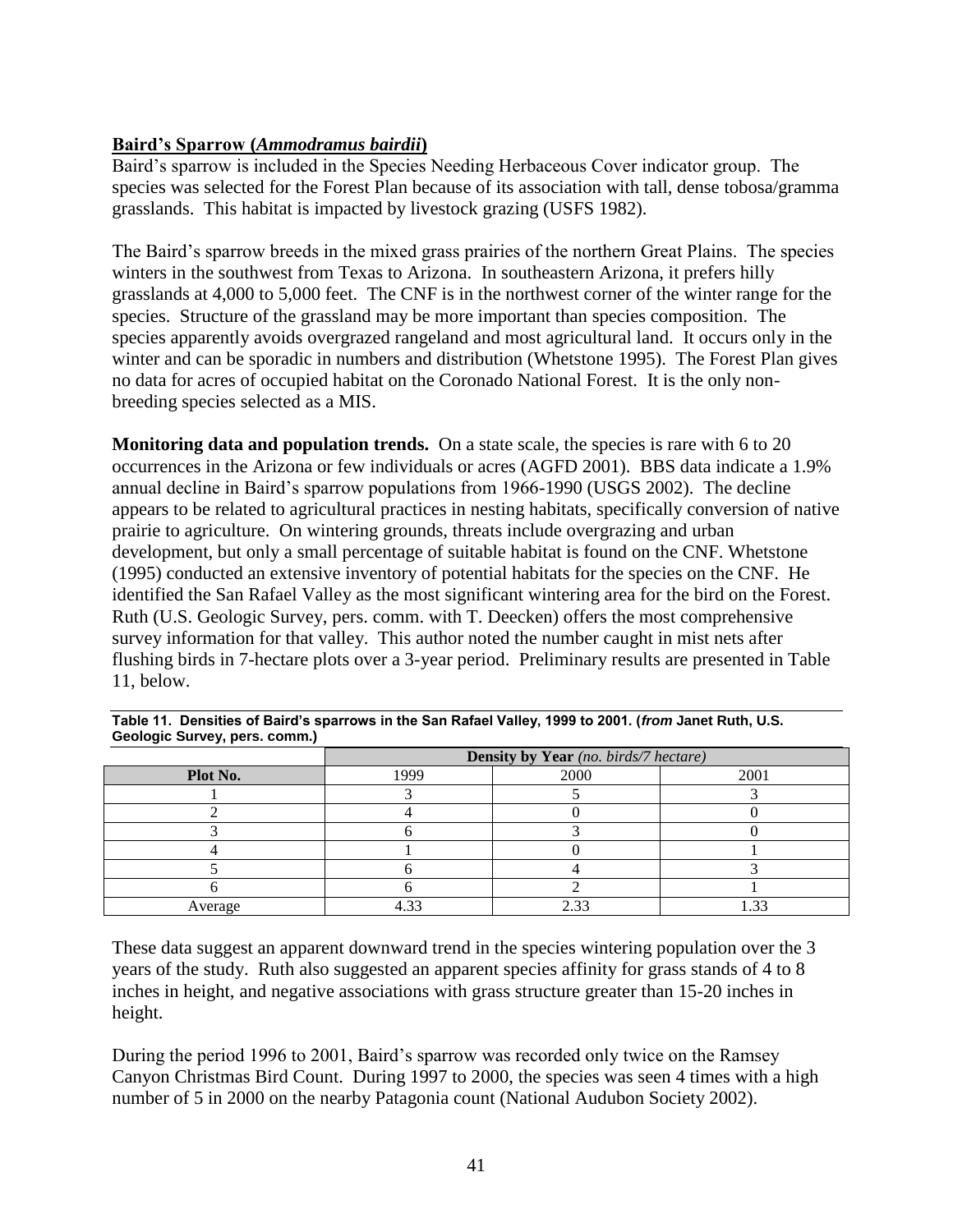## Baird's Sparrow (*Ammodramus bairdii*)

Baird's sparrow is included in the Species Needing Herbaceous Cover indicator group. The species was selected for the Forest Plan because of its association with tall, dense tobosa/gramma grasslands. This habitat is impacted by livestock grazing (USFS 1982).

The Baird's sparrow breeds in the mixed grass prairies of the northern Great Plains. The species winters in the southwest from Texas to Arizona. In southeastern Arizona, it prefers hilly grasslands at 4,000 to 5,000 feet. The CNF is in the northwest corner of the winter range for the species. Structure of the grassland may be more important than species composition. The species apparently avoids overgrazed rangeland and most agricultural land. It occurs only in the winter and can be sporadic in numbers and distribution (Whetstone 1995). The Forest Plan gives no data for acres of occupied habitat on the Coronado National Forest. It is the only non-breeding species selected as a MIS.

**Monitoring data and population trends.** On a state scale, the species is rare with 6 to 20 occurrences in the Arizona or few individuals or acres (AGFD 2001). BBS data indicate a 1.9% annual decline in Baird's sparrow populations from 1966-1990 (USGS 2002). The decline appears to be related to agricultural practices in nesting habitats, specifically conversion of native prairie to agriculture. On wintering grounds, threats include overgrazing and urban development, but only a small percentage of suitable habitat is found on the CNF. Whetstone (1995) conducted an extensive inventory of potential habitats for the species on the CNF. He identified the San Rafael Valley as the most significant wintering area for the bird on the Forest. Ruth (U.S. Geologic Survey, pers. comm. with T. Deecken) offers the most comprehensive survey information for that valley. This author noted the number caught in mist nets after flushing birds in 7-hectare plots over a 3-year period. Preliminary results are presented in Table 11, below.

**Table 11. Densities of Baird's sparrows in the San Rafael Valley, 1999 to 2001. (*from* Janet Ruth, U.S. Geologic Survey, pers. comm.)**

| | **Density by Year** *(no. birds/7 hectare)* | | |
|---|---|---|---|
| **Plot No.** | 1999 | 2000 | 2001 |
| 1 | 3 | 5 | 3 |
| 2 | 4 | 0 | 0 |
| 3 | 6 | 3 | 0 |
| 4 | 1 | 0 | 1 |
| 5 | 6 | 4 | 3 |
| 6 | 6 | 2 | 1 |
| Average | 4.33 | 2.33 | 1.33 |

These data suggest an apparent downward trend in the species wintering population over the 3 years of the study. Ruth also suggested an apparent species affinity for grass stands of 4 to 8 inches in height, and negative associations with grass structure greater than 15-20 inches in height.

During the period 1996 to 2001, Baird's sparrow was recorded only twice on the Ramsey Canyon Christmas Bird Count. During 1997 to 2000, the species was seen 4 times with a high number of 5 in 2000 on the nearby Patagonia count (National Audubon Society 2002).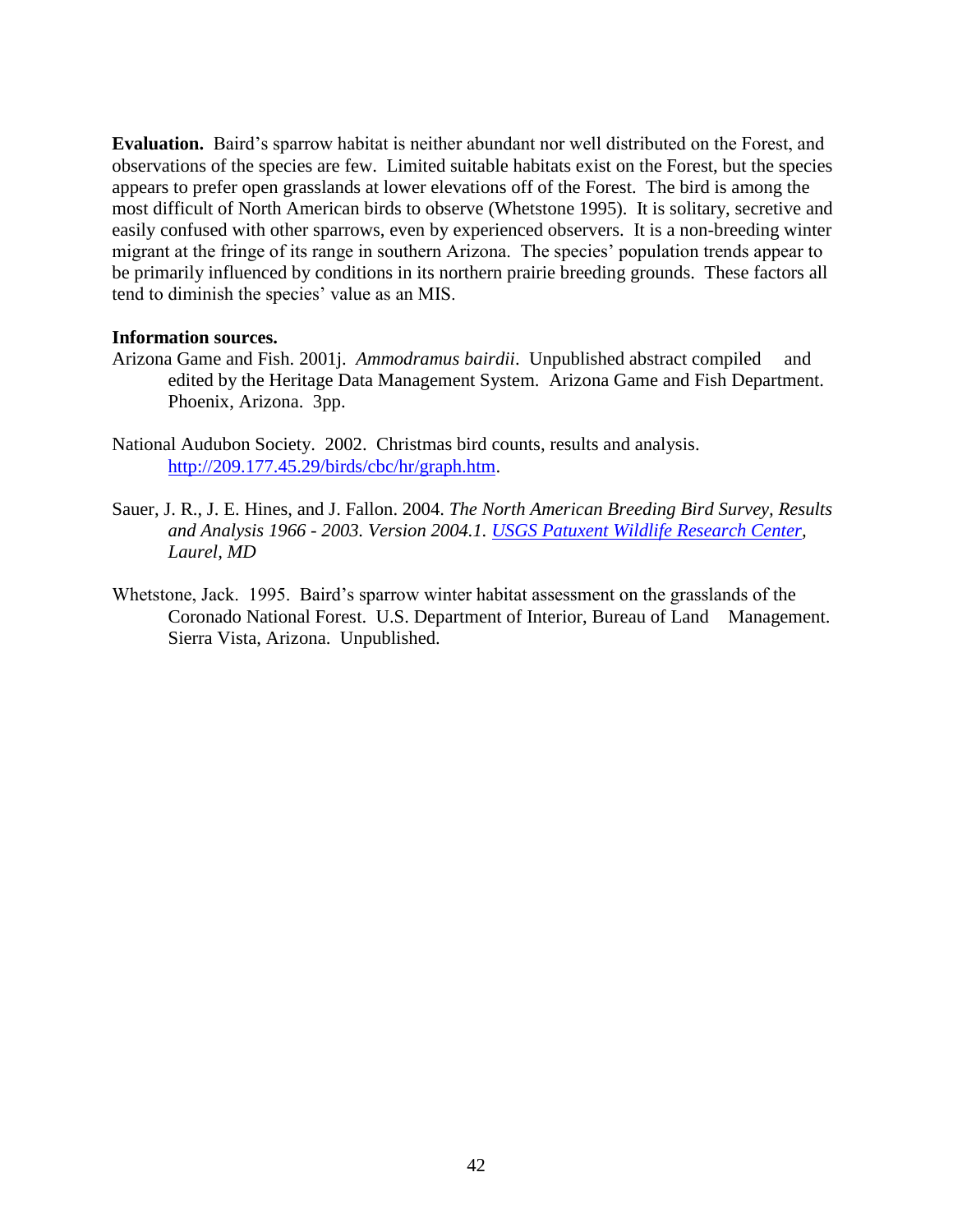**Evaluation.** Baird's sparrow habitat is neither abundant nor well distributed on the Forest, and observations of the species are few. Limited suitable habitats exist on the Forest, but the species appears to prefer open grasslands at lower elevations off of the Forest. The bird is among the most difficult of North American birds to observe (Whetstone 1995). It is solitary, secretive and easily confused with other sparrows, even by experienced observers. It is a non-breeding winter migrant at the fringe of its range in southern Arizona. The species' population trends appear to be primarily influenced by conditions in its northern prairie breeding grounds. These factors all tend to diminish the species' value as an MIS.

**Information sources.**

Arizona Game and Fish. 2001j. *Ammodramus bairdii*. Unpublished abstract compiled and edited by the Heritage Data Management System. Arizona Game and Fish Department. Phoenix, Arizona. 3pp.

National Audubon Society. 2002. Christmas bird counts, results and analysis. http://209.177.45.29/birds/cbc/hr/graph.htm.

Sauer, J. R., J. E. Hines, and J. Fallon. 2004. *The North American Breeding Bird Survey, Results and Analysis 1966 - 2003. Version 2004.1. USGS Patuxent Wildlife Research Center, Laurel, MD*

Whetstone, Jack. 1995. Baird's sparrow winter habitat assessment on the grasslands of the Coronado National Forest. U.S. Department of Interior, Bureau of Land Management. Sierra Vista, Arizona. Unpublished.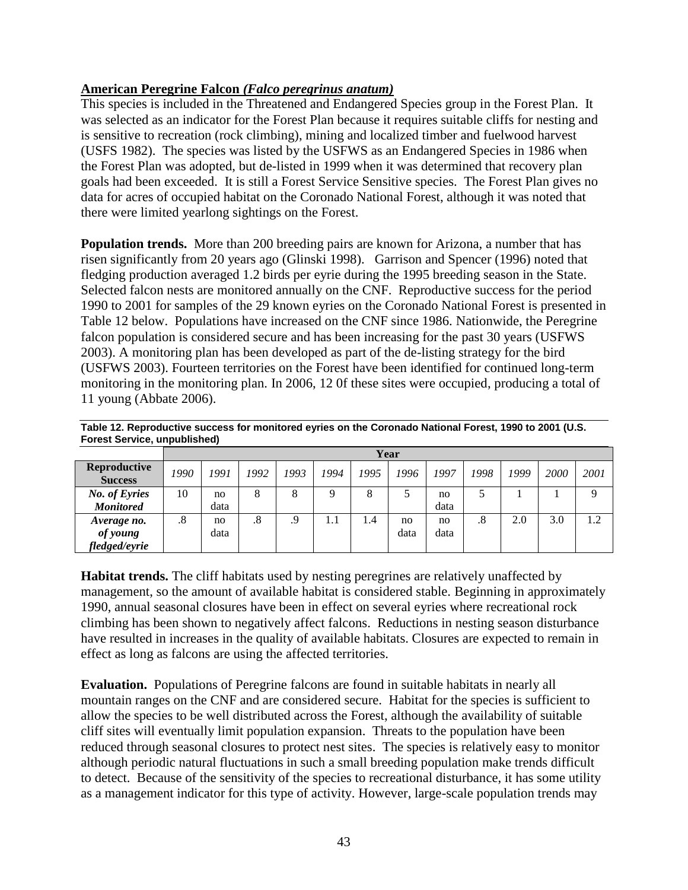**American Peregrine Falcon *(Falco peregrinus anatum)***

This species is included in the Threatened and Endangered Species group in the Forest Plan. It was selected as an indicator for the Forest Plan because it requires suitable cliffs for nesting and is sensitive to recreation (rock climbing), mining and localized timber and fuelwood harvest (USFS 1982). The species was listed by the USFWS as an Endangered Species in 1986 when the Forest Plan was adopted, but de-listed in 1999 when it was determined that recovery plan goals had been exceeded. It is still a Forest Service Sensitive species. The Forest Plan gives no data for acres of occupied habitat on the Coronado National Forest, although it was noted that there were limited yearlong sightings on the Forest.

**Population trends.** More than 200 breeding pairs are known for Arizona, a number that has risen significantly from 20 years ago (Glinski 1998). Garrison and Spencer (1996) noted that fledging production averaged 1.2 birds per eyrie during the 1995 breeding season in the State. Selected falcon nests are monitored annually on the CNF. Reproductive success for the period 1990 to 2001 for samples of the 29 known eyries on the Coronado National Forest is presented in Table 12 below. Populations have increased on the CNF since 1986. Nationwide, the Peregrine falcon population is considered secure and has been increasing for the past 30 years (USFWS 2003). A monitoring plan has been developed as part of the de-listing strategy for the bird (USFWS 2003). Fourteen territories on the Forest have been identified for continued long-term monitoring in the monitoring plan. In 2006, 12 0f these sites were occupied, producing a total of 11 young (Abbate 2006).

**Table 12. Reproductive success for monitored eyries on the Coronado National Forest, 1990 to 2001 (U.S. Forest Service, unpublished)**

| | Year | | | | | | | | | | | |
|---|---|---|---|---|---|---|---|---|---|---|---|---|
| **Reproductive Success** | *1990* | *1991* | *1992* | *1993* | *1994* | *1995* | *1996* | *1997* | *1998* | *1999* | *2000* | *2001* |
| ***No. of Eyries Monitored*** | 10 | no data | 8 | 8 | 9 | 8 | 5 | no data | 5 | 1 | 1 | 9 |
| ***Average no. of young fledged/eyrie*** | .8 | no data | .8 | .9 | 1.1 | 1.4 | no data | no data | .8 | 2.0 | 3.0 | 1.2 |

**Habitat trends.** The cliff habitats used by nesting peregrines are relatively unaffected by management, so the amount of available habitat is considered stable. Beginning in approximately 1990, annual seasonal closures have been in effect on several eyries where recreational rock climbing has been shown to negatively affect falcons. Reductions in nesting season disturbance have resulted in increases in the quality of available habitats. Closures are expected to remain in effect as long as falcons are using the affected territories.

**Evaluation.** Populations of Peregrine falcons are found in suitable habitats in nearly all mountain ranges on the CNF and are considered secure. Habitat for the species is sufficient to allow the species to be well distributed across the Forest, although the availability of suitable cliff sites will eventually limit population expansion. Threats to the population have been reduced through seasonal closures to protect nest sites. The species is relatively easy to monitor although periodic natural fluctuations in such a small breeding population make trends difficult to detect. Because of the sensitivity of the species to recreational disturbance, it has some utility as a management indicator for this type of activity. However, large-scale population trends may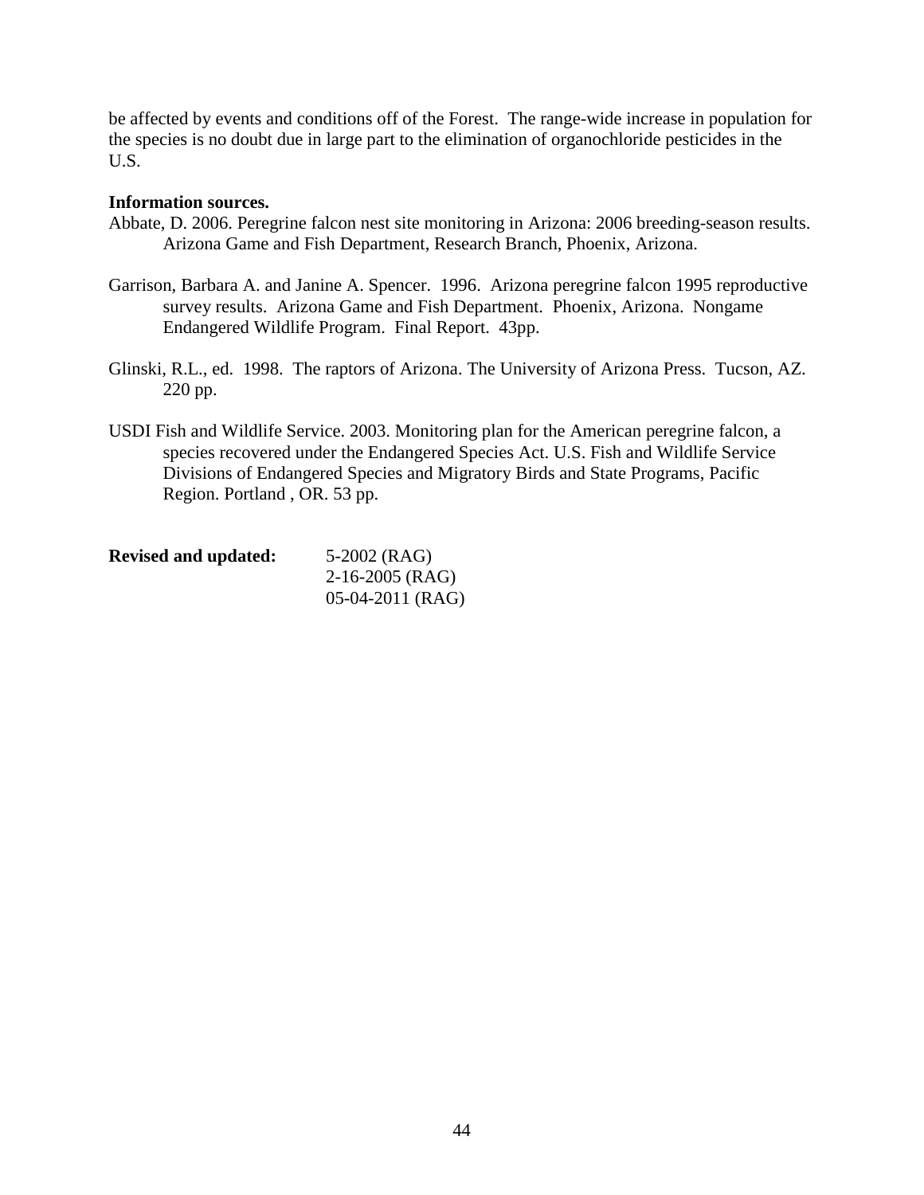be affected by events and conditions off of the Forest. The range-wide increase in population for the species is no doubt due in large part to the elimination of organochloride pesticides in the U.S.

**Information sources.**

Abbate, D. 2006. Peregrine falcon nest site monitoring in Arizona: 2006 breeding-season results. Arizona Game and Fish Department, Research Branch, Phoenix, Arizona.

Garrison, Barbara A. and Janine A. Spencer. 1996. Arizona peregrine falcon 1995 reproductive survey results. Arizona Game and Fish Department. Phoenix, Arizona. Nongame Endangered Wildlife Program. Final Report. 43pp.

Glinski, R.L., ed. 1998. The raptors of Arizona. The University of Arizona Press. Tucson, AZ. 220 pp.

USDI Fish and Wildlife Service. 2003. Monitoring plan for the American peregrine falcon, a species recovered under the Endangered Species Act. U.S. Fish and Wildlife Service Divisions of Endangered Species and Migratory Birds and State Programs, Pacific Region. Portland , OR. 53 pp.

**Revised and updated:** 5-2002 (RAG)
2-16-2005 (RAG)
05-04-2011 (RAG)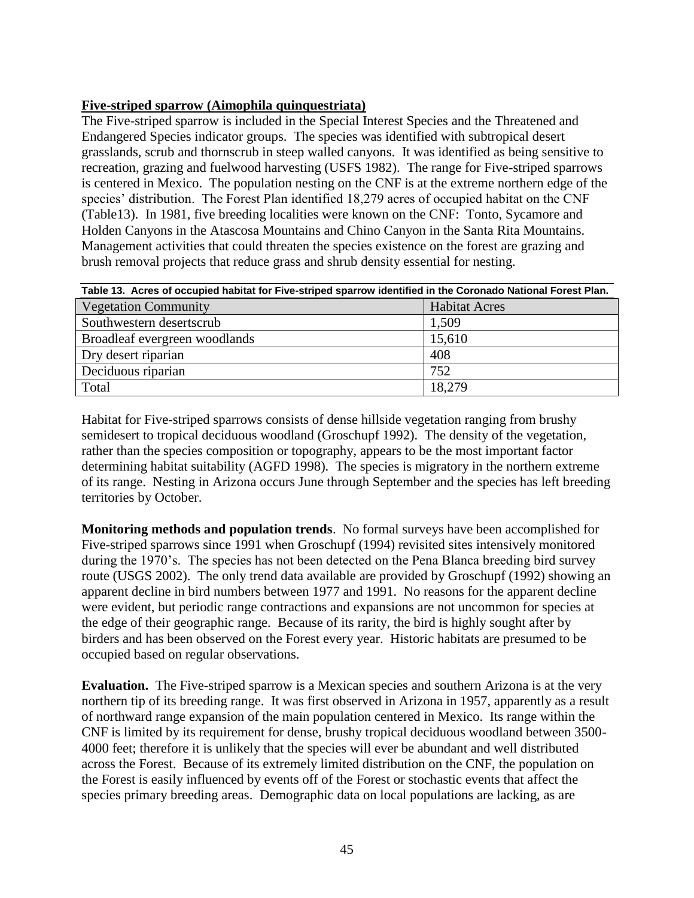**Five-striped sparrow (Aimophila quinquestriata)**

The Five-striped sparrow is included in the Special Interest Species and the Threatened and Endangered Species indicator groups. The species was identified with subtropical desert grasslands, scrub and thornscrub in steep walled canyons. It was identified as being sensitive to recreation, grazing and fuelwood harvesting (USFS 1982). The range for Five-striped sparrows is centered in Mexico. The population nesting on the CNF is at the extreme northern edge of the species' distribution. The Forest Plan identified 18,279 acres of occupied habitat on the CNF (Table13). In 1981, five breeding localities were known on the CNF: Tonto, Sycamore and Holden Canyons in the Atascosa Mountains and Chino Canyon in the Santa Rita Mountains. Management activities that could threaten the species existence on the forest are grazing and brush removal projects that reduce grass and shrub density essential for nesting.

**Table 13. Acres of occupied habitat for Five-striped sparrow identified in the Coronado National Forest Plan.**

| Vegetation Community | Habitat Acres |
| --- | --- |
| Southwestern desertscrub | 1,509 |
| Broadleaf evergreen woodlands | 15,610 |
| Dry desert riparian | 408 |
| Deciduous riparian | 752 |
| Total | 18,279 |

Habitat for Five-striped sparrows consists of dense hillside vegetation ranging from brushy semidesert to tropical deciduous woodland (Groschupf 1992). The density of the vegetation, rather than the species composition or topography, appears to be the most important factor determining habitat suitability (AGFD 1998). The species is migratory in the northern extreme of its range. Nesting in Arizona occurs June through September and the species has left breeding territories by October.

**Monitoring methods and population trends**. No formal surveys have been accomplished for Five-striped sparrows since 1991 when Groschupf (1994) revisited sites intensively monitored during the 1970's. The species has not been detected on the Pena Blanca breeding bird survey route (USGS 2002). The only trend data available are provided by Groschupf (1992) showing an apparent decline in bird numbers between 1977 and 1991. No reasons for the apparent decline were evident, but periodic range contractions and expansions are not uncommon for species at the edge of their geographic range. Because of its rarity, the bird is highly sought after by birders and has been observed on the Forest every year. Historic habitats are presumed to be occupied based on regular observations.

**Evaluation.** The Five-striped sparrow is a Mexican species and southern Arizona is at the very northern tip of its breeding range. It was first observed in Arizona in 1957, apparently as a result of northward range expansion of the main population centered in Mexico. Its range within the CNF is limited by its requirement for dense, brushy tropical deciduous woodland between 3500-4000 feet; therefore it is unlikely that the species will ever be abundant and well distributed across the Forest. Because of its extremely limited distribution on the CNF, the population on the Forest is easily influenced by events off of the Forest or stochastic events that affect the species primary breeding areas. Demographic data on local populations are lacking, as are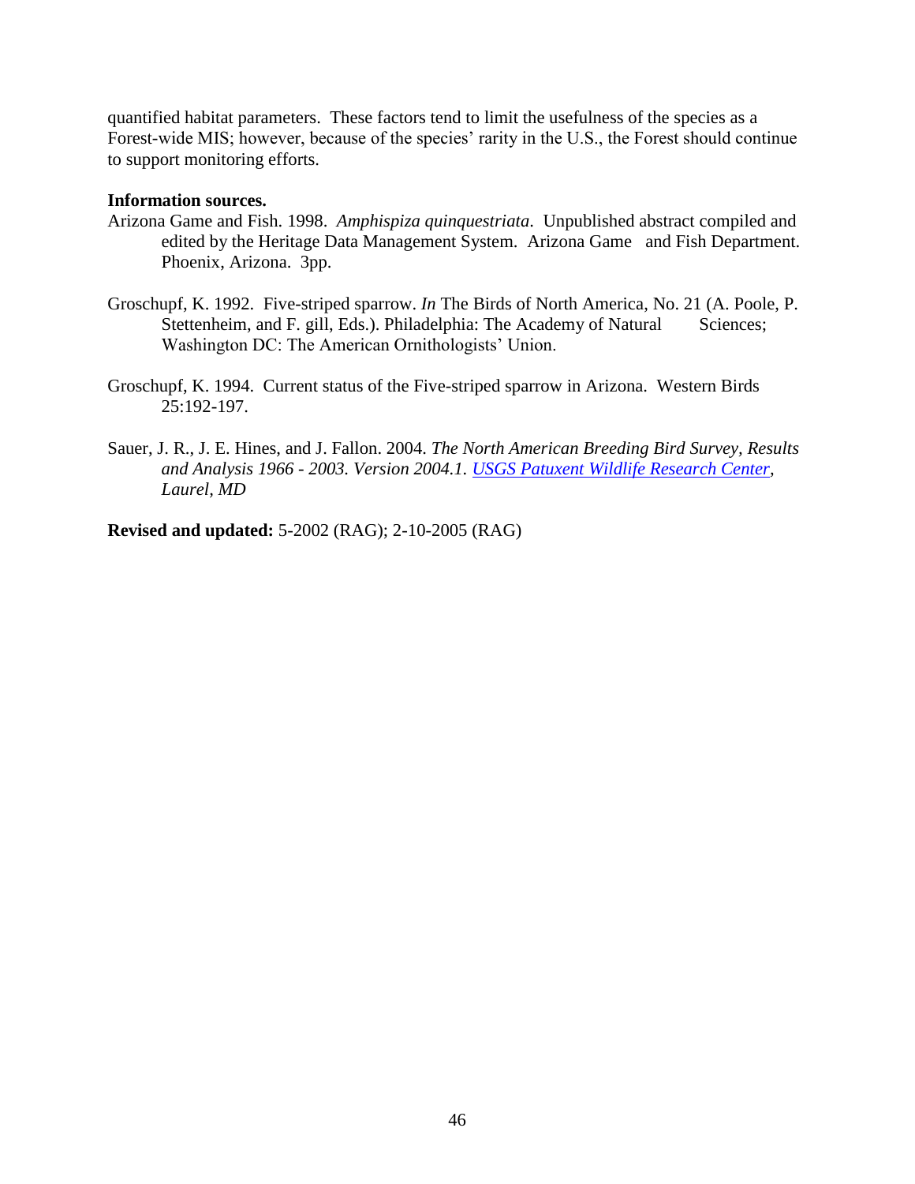quantified habitat parameters. These factors tend to limit the usefulness of the species as a Forest-wide MIS; however, because of the species' rarity in the U.S., the Forest should continue to support monitoring efforts.

**Information sources.**

Arizona Game and Fish. 1998. *Amphispiza quinquestriata*. Unpublished abstract compiled and edited by the Heritage Data Management System. Arizona Game and Fish Department. Phoenix, Arizona. 3pp.

Groschupf, K. 1992. Five-striped sparrow. *In* The Birds of North America, No. 21 (A. Poole, P. Stettenheim, and F. gill, Eds.). Philadelphia: The Academy of Natural Sciences; Washington DC: The American Ornithologists' Union.

Groschupf, K. 1994. Current status of the Five-striped sparrow in Arizona. Western Birds 25:192-197.

Sauer, J. R., J. E. Hines, and J. Fallon. 2004. *The North American Breeding Bird Survey, Results and Analysis 1966 - 2003. Version 2004.1. USGS Patuxent Wildlife Research Center, Laurel, MD*

**Revised and updated:** 5-2002 (RAG); 2-10-2005 (RAG)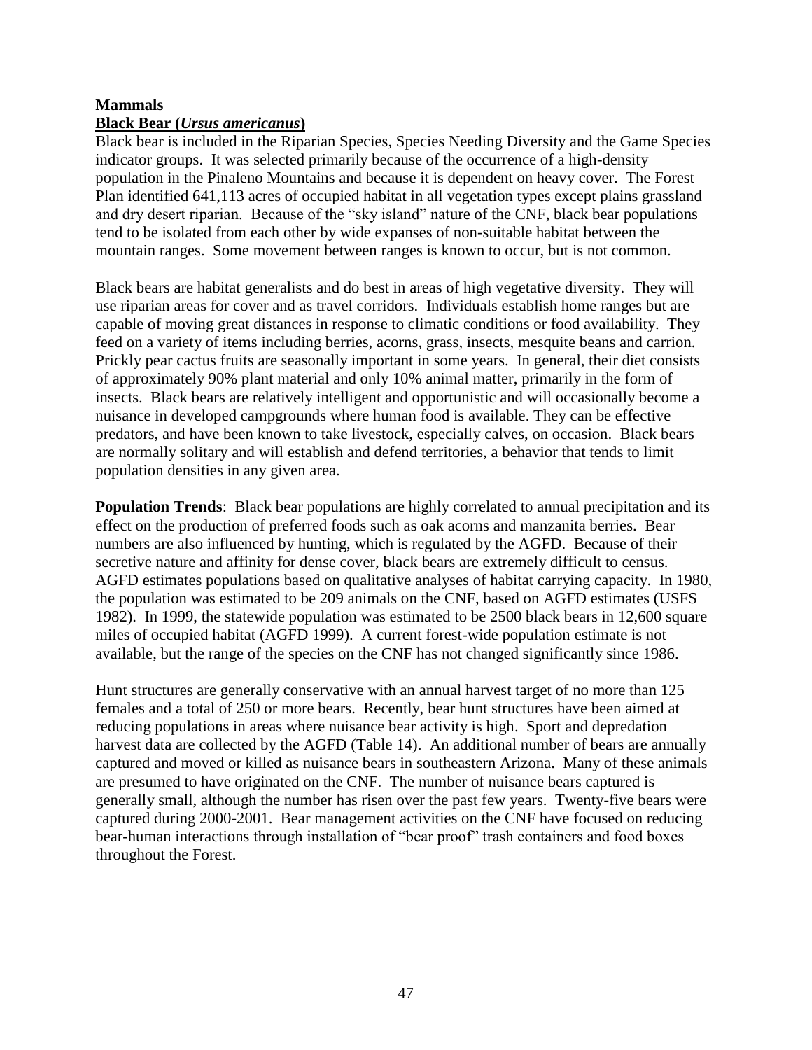## Mammals

### Black Bear (*Ursus americanus*)

Black bear is included in the Riparian Species, Species Needing Diversity and the Game Species indicator groups. It was selected primarily because of the occurrence of a high-density population in the Pinaleno Mountains and because it is dependent on heavy cover. The Forest Plan identified 641,113 acres of occupied habitat in all vegetation types except plains grassland and dry desert riparian. Because of the "sky island" nature of the CNF, black bear populations tend to be isolated from each other by wide expanses of non-suitable habitat between the mountain ranges. Some movement between ranges is known to occur, but is not common.

Black bears are habitat generalists and do best in areas of high vegetative diversity. They will use riparian areas for cover and as travel corridors. Individuals establish home ranges but are capable of moving great distances in response to climatic conditions or food availability. They feed on a variety of items including berries, acorns, grass, insects, mesquite beans and carrion. Prickly pear cactus fruits are seasonally important in some years. In general, their diet consists of approximately 90% plant material and only 10% animal matter, primarily in the form of insects. Black bears are relatively intelligent and opportunistic and will occasionally become a nuisance in developed campgrounds where human food is available. They can be effective predators, and have been known to take livestock, especially calves, on occasion. Black bears are normally solitary and will establish and defend territories, a behavior that tends to limit population densities in any given area.

**Population Trends**: Black bear populations are highly correlated to annual precipitation and its effect on the production of preferred foods such as oak acorns and manzanita berries. Bear numbers are also influenced by hunting, which is regulated by the AGFD. Because of their secretive nature and affinity for dense cover, black bears are extremely difficult to census. AGFD estimates populations based on qualitative analyses of habitat carrying capacity. In 1980, the population was estimated to be 209 animals on the CNF, based on AGFD estimates (USFS 1982). In 1999, the statewide population was estimated to be 2500 black bears in 12,600 square miles of occupied habitat (AGFD 1999). A current forest-wide population estimate is not available, but the range of the species on the CNF has not changed significantly since 1986.

Hunt structures are generally conservative with an annual harvest target of no more than 125 females and a total of 250 or more bears. Recently, bear hunt structures have been aimed at reducing populations in areas where nuisance bear activity is high. Sport and depredation harvest data are collected by the AGFD (Table 14). An additional number of bears are annually captured and moved or killed as nuisance bears in southeastern Arizona. Many of these animals are presumed to have originated on the CNF. The number of nuisance bears captured is generally small, although the number has risen over the past few years. Twenty-five bears were captured during 2000-2001. Bear management activities on the CNF have focused on reducing bear-human interactions through installation of "bear proof" trash containers and food boxes throughout the Forest.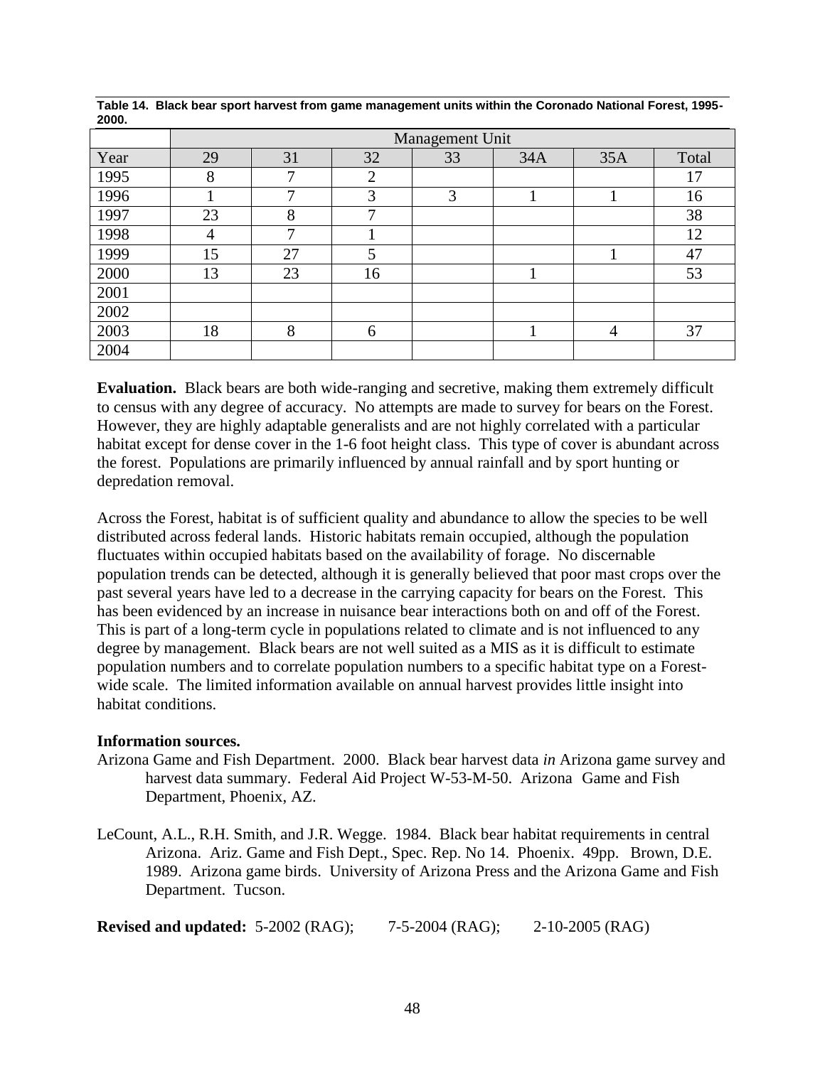**Table 14. Black bear sport harvest from game management units within the Coronado National Forest, 1995-2000.**

| | Management Unit | | | | | | |
|---|---|---|---|---|---|---|---|
| Year | 29 | 31 | 32 | 33 | 34A | 35A | Total |
| 1995 | 8 | 7 | 2 | | | | 17 |
| 1996 | 1 | 7 | 3 | 3 | 1 | 1 | 16 |
| 1997 | 23 | 8 | 7 | | | | 38 |
| 1998 | 4 | 7 | 1 | | | | 12 |
| 1999 | 15 | 27 | 5 | | | 1 | 47 |
| 2000 | 13 | 23 | 16 | | 1 | | 53 |
| 2001 | | | | | | | |
| 2002 | | | | | | | |
| 2003 | 18 | 8 | 6 | | 1 | 4 | 37 |
| 2004 | | | | | | | |

**Evaluation.** Black bears are both wide-ranging and secretive, making them extremely difficult to census with any degree of accuracy. No attempts are made to survey for bears on the Forest. However, they are highly adaptable generalists and are not highly correlated with a particular habitat except for dense cover in the 1-6 foot height class. This type of cover is abundant across the forest. Populations are primarily influenced by annual rainfall and by sport hunting or depredation removal.

Across the Forest, habitat is of sufficient quality and abundance to allow the species to be well distributed across federal lands. Historic habitats remain occupied, although the population fluctuates within occupied habitats based on the availability of forage. No discernable population trends can be detected, although it is generally believed that poor mast crops over the past several years have led to a decrease in the carrying capacity for bears on the Forest. This has been evidenced by an increase in nuisance bear interactions both on and off of the Forest. This is part of a long-term cycle in populations related to climate and is not influenced to any degree by management. Black bears are not well suited as a MIS as it is difficult to estimate population numbers and to correlate population numbers to a specific habitat type on a Forest-wide scale. The limited information available on annual harvest provides little insight into habitat conditions.

**Information sources.**

Arizona Game and Fish Department. 2000. Black bear harvest data *in* Arizona game survey and harvest data summary. Federal Aid Project W-53-M-50. Arizona Game and Fish Department, Phoenix, AZ.

LeCount, A.L., R.H. Smith, and J.R. Wegge. 1984. Black bear habitat requirements in central Arizona. Ariz. Game and Fish Dept., Spec. Rep. No 14. Phoenix. 49pp. Brown, D.E. 1989. Arizona game birds. University of Arizona Press and the Arizona Game and Fish Department. Tucson.

**Revised and updated:** 5-2002 (RAG); 7-5-2004 (RAG); 2-10-2005 (RAG)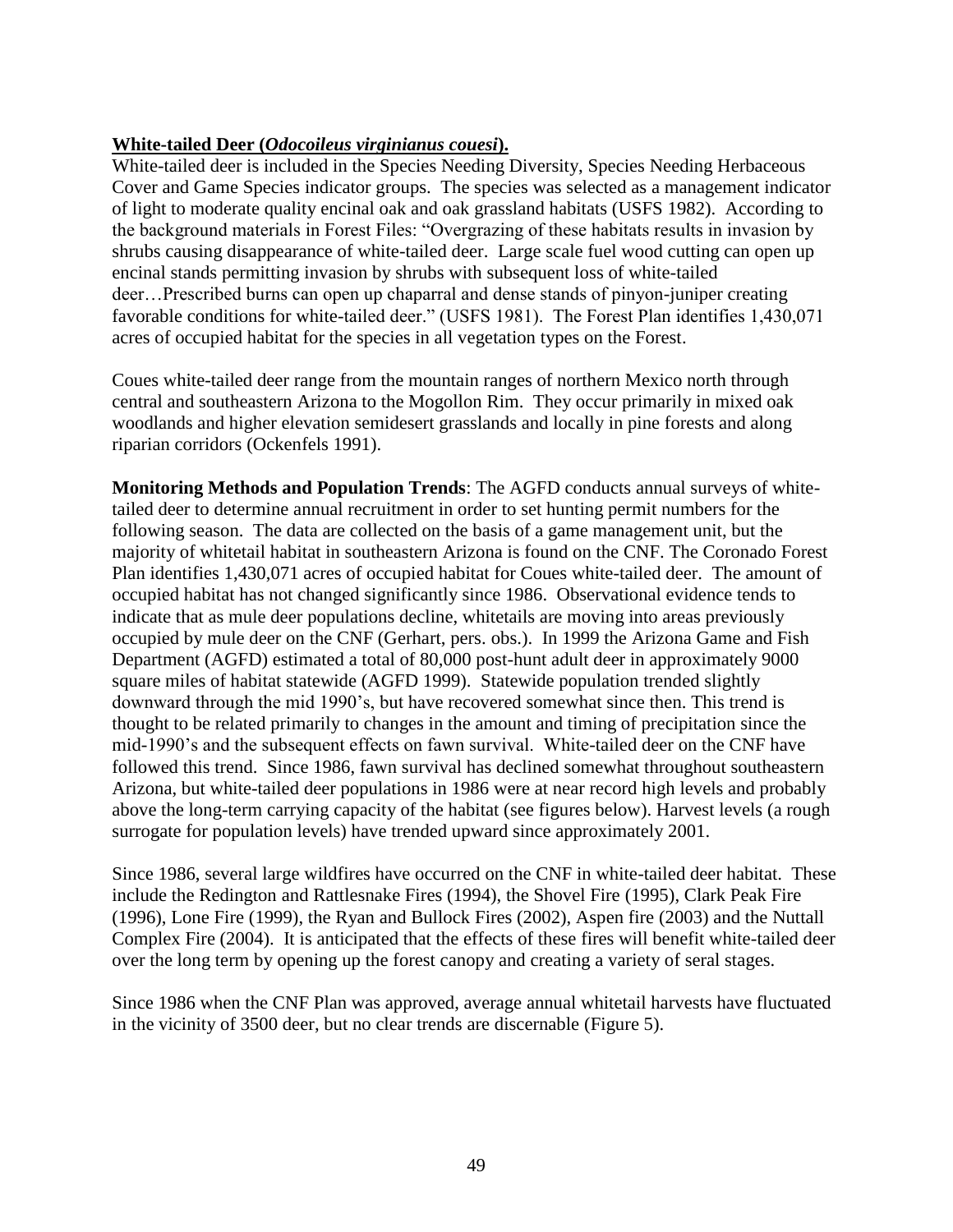**White-tailed Deer (*Odocoileus virginianus couesi*).**

White-tailed deer is included in the Species Needing Diversity, Species Needing Herbaceous Cover and Game Species indicator groups. The species was selected as a management indicator of light to moderate quality encinal oak and oak grassland habitats (USFS 1982). According to the background materials in Forest Files: "Overgrazing of these habitats results in invasion by shrubs causing disappearance of white-tailed deer. Large scale fuel wood cutting can open up encinal stands permitting invasion by shrubs with subsequent loss of white-tailed deer…Prescribed burns can open up chaparral and dense stands of pinyon-juniper creating favorable conditions for white-tailed deer." (USFS 1981). The Forest Plan identifies 1,430,071 acres of occupied habitat for the species in all vegetation types on the Forest.

Coues white-tailed deer range from the mountain ranges of northern Mexico north through central and southeastern Arizona to the Mogollon Rim. They occur primarily in mixed oak woodlands and higher elevation semidesert grasslands and locally in pine forests and along riparian corridors (Ockenfels 1991).

**Monitoring Methods and Population Trends**: The AGFD conducts annual surveys of white-tailed deer to determine annual recruitment in order to set hunting permit numbers for the following season. The data are collected on the basis of a game management unit, but the majority of whitetail habitat in southeastern Arizona is found on the CNF. The Coronado Forest Plan identifies 1,430,071 acres of occupied habitat for Coues white-tailed deer. The amount of occupied habitat has not changed significantly since 1986. Observational evidence tends to indicate that as mule deer populations decline, whitetails are moving into areas previously occupied by mule deer on the CNF (Gerhart, pers. obs.). In 1999 the Arizona Game and Fish Department (AGFD) estimated a total of 80,000 post-hunt adult deer in approximately 9000 square miles of habitat statewide (AGFD 1999). Statewide population trended slightly downward through the mid 1990's, but have recovered somewhat since then. This trend is thought to be related primarily to changes in the amount and timing of precipitation since the mid-1990's and the subsequent effects on fawn survival. White-tailed deer on the CNF have followed this trend. Since 1986, fawn survival has declined somewhat throughout southeastern Arizona, but white-tailed deer populations in 1986 were at near record high levels and probably above the long-term carrying capacity of the habitat (see figures below). Harvest levels (a rough surrogate for population levels) have trended upward since approximately 2001.

Since 1986, several large wildfires have occurred on the CNF in white-tailed deer habitat. These include the Redington and Rattlesnake Fires (1994), the Shovel Fire (1995), Clark Peak Fire (1996), Lone Fire (1999), the Ryan and Bullock Fires (2002), Aspen fire (2003) and the Nuttall Complex Fire (2004). It is anticipated that the effects of these fires will benefit white-tailed deer over the long term by opening up the forest canopy and creating a variety of seral stages.

Since 1986 when the CNF Plan was approved, average annual whitetail harvests have fluctuated in the vicinity of 3500 deer, but no clear trends are discernable (Figure 5).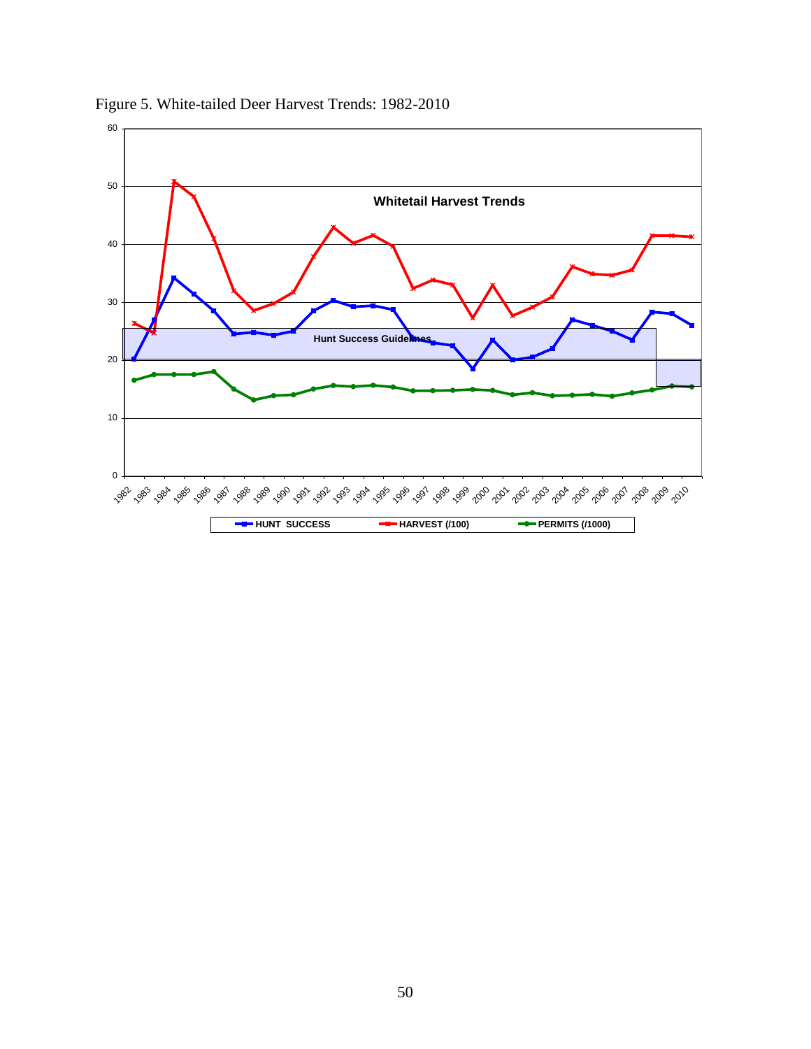Figure 5. White-tailed Deer Harvest Trends: 1982-2010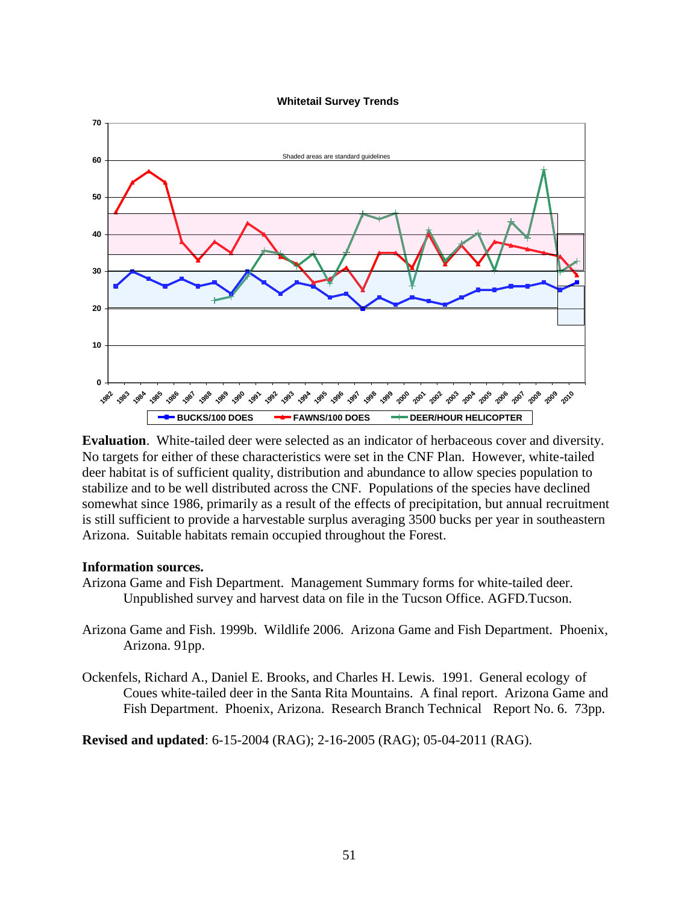**Whitetail Survey Trends**

Shaded areas are standard guidelines

BUCKS/100 DOES — FAWNS/100 DOES — DEER/HOUR HELICOPTER

**Evaluation**. White-tailed deer were selected as an indicator of herbaceous cover and diversity. No targets for either of these characteristics were set in the CNF Plan. However, white-tailed deer habitat is of sufficient quality, distribution and abundance to allow species population to stabilize and to be well distributed across the CNF. Populations of the species have declined somewhat since 1986, primarily as a result of the effects of precipitation, but annual recruitment is still sufficient to provide a harvestable surplus averaging 3500 bucks per year in southeastern Arizona. Suitable habitats remain occupied throughout the Forest.

**Information sources.**

Arizona Game and Fish Department. Management Summary forms for white-tailed deer. Unpublished survey and harvest data on file in the Tucson Office. AGFD.Tucson.

Arizona Game and Fish. 1999b. Wildlife 2006. Arizona Game and Fish Department. Phoenix, Arizona. 91pp.

Ockenfels, Richard A., Daniel E. Brooks, and Charles H. Lewis. 1991. General ecology of Coues white-tailed deer in the Santa Rita Mountains. A final report. Arizona Game and Fish Department. Phoenix, Arizona. Research Branch Technical Report No. 6. 73pp.

**Revised and updated**: 6-15-2004 (RAG); 2-16-2005 (RAG); 05-04-2011 (RAG).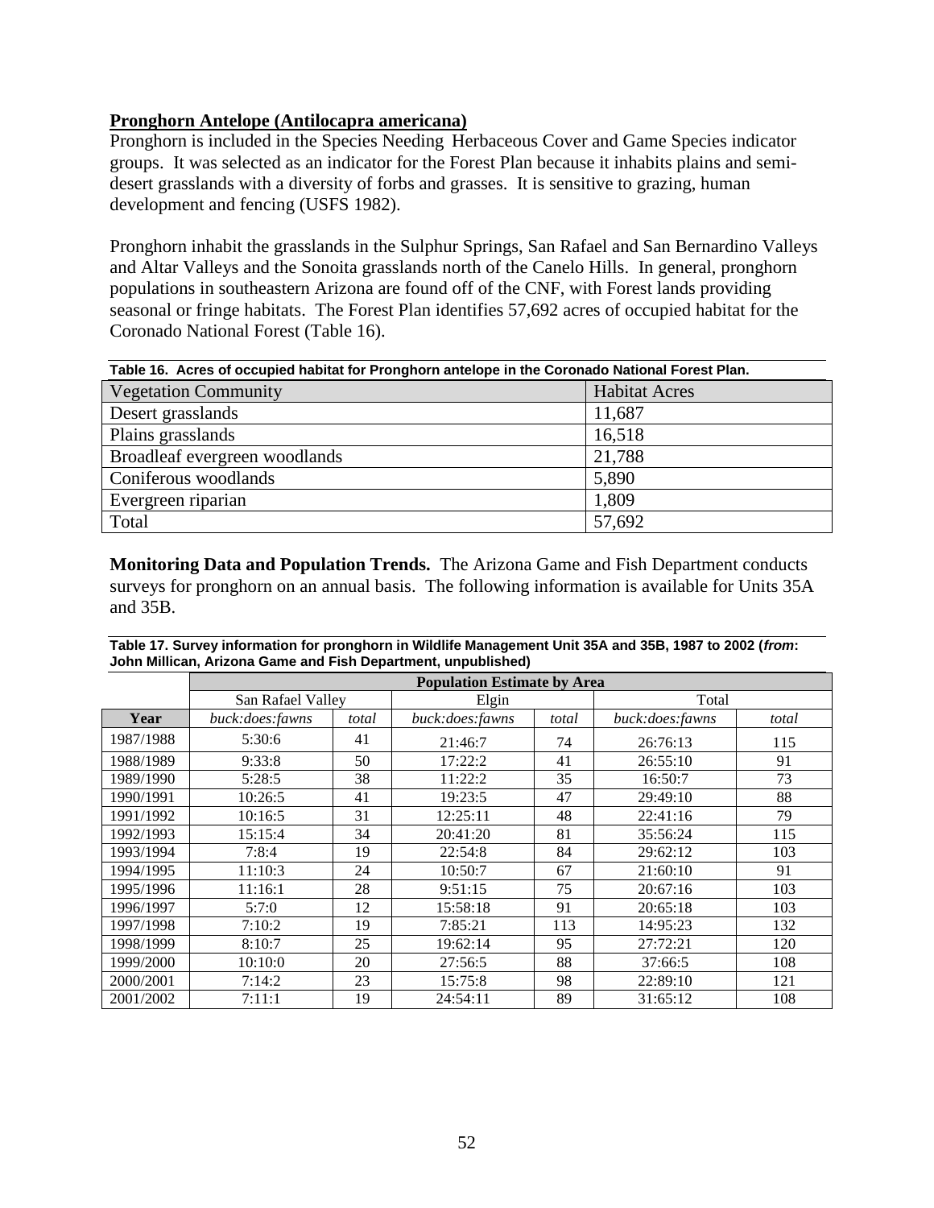**Pronghorn Antelope (Antilocapra americana)**

Pronghorn is included in the Species Needing Herbaceous Cover and Game Species indicator groups. It was selected as an indicator for the Forest Plan because it inhabits plains and semi-desert grasslands with a diversity of forbs and grasses. It is sensitive to grazing, human development and fencing (USFS 1982).

Pronghorn inhabit the grasslands in the Sulphur Springs, San Rafael and San Bernardino Valleys and Altar Valleys and the Sonoita grasslands north of the Canelo Hills. In general, pronghorn populations in southeastern Arizona are found off of the CNF, with Forest lands providing seasonal or fringe habitats. The Forest Plan identifies 57,692 acres of occupied habitat for the Coronado National Forest (Table 16).

**Table 16. Acres of occupied habitat for Pronghorn antelope in the Coronado National Forest Plan.**

| Vegetation Community | Habitat Acres |
|---|---|
| Desert grasslands | 11,687 |
| Plains grasslands | 16,518 |
| Broadleaf evergreen woodlands | 21,788 |
| Coniferous woodlands | 5,890 |
| Evergreen riparian | 1,809 |
| Total | 57,692 |

**Monitoring Data and Population Trends.** The Arizona Game and Fish Department conducts surveys for pronghorn on an annual basis. The following information is available for Units 35A and 35B.

**Table 17. Survey information for pronghorn in Wildlife Management Unit 35A and 35B, 1987 to 2002 (*from*: John Millican, Arizona Game and Fish Department, unpublished)**

| | Population Estimate by Area | | | | | |
|---|---|---|---|---|---|---|
| | San Rafael Valley | | Elgin | | Total | |
| **Year** | *buck:does:fawns* | *total* | *buck:does:fawns* | *total* | *buck:does:fawns* | *total* |
| 1987/1988 | 5:30:6 | 41 | 21:46:7 | 74 | 26:76:13 | 115 |
| 1988/1989 | 9:33:8 | 50 | 17:22:2 | 41 | 26:55:10 | 91 |
| 1989/1990 | 5:28:5 | 38 | 11:22:2 | 35 | 16:50:7 | 73 |
| 1990/1991 | 10:26:5 | 41 | 19:23:5 | 47 | 29:49:10 | 88 |
| 1991/1992 | 10:16:5 | 31 | 12:25:11 | 48 | 22:41:16 | 79 |
| 1992/1993 | 15:15:4 | 34 | 20:41:20 | 81 | 35:56:24 | 115 |
| 1993/1994 | 7:8:4 | 19 | 22:54:8 | 84 | 29:62:12 | 103 |
| 1994/1995 | 11:10:3 | 24 | 10:50:7 | 67 | 21:60:10 | 91 |
| 1995/1996 | 11:16:1 | 28 | 9:51:15 | 75 | 20:67:16 | 103 |
| 1996/1997 | 5:7:0 | 12 | 15:58:18 | 91 | 20:65:18 | 103 |
| 1997/1998 | 7:10:2 | 19 | 7:85:21 | 113 | 14:95:23 | 132 |
| 1998/1999 | 8:10:7 | 25 | 19:62:14 | 95 | 27:72:21 | 120 |
| 1999/2000 | 10:10:0 | 20 | 27:56:5 | 88 | 37:66:5 | 108 |
| 2000/2001 | 7:14:2 | 23 | 15:75:8 | 98 | 22:89:10 | 121 |
| 2001/2002 | 7:11:1 | 19 | 24:54:11 | 89 | 31:65:12 | 108 |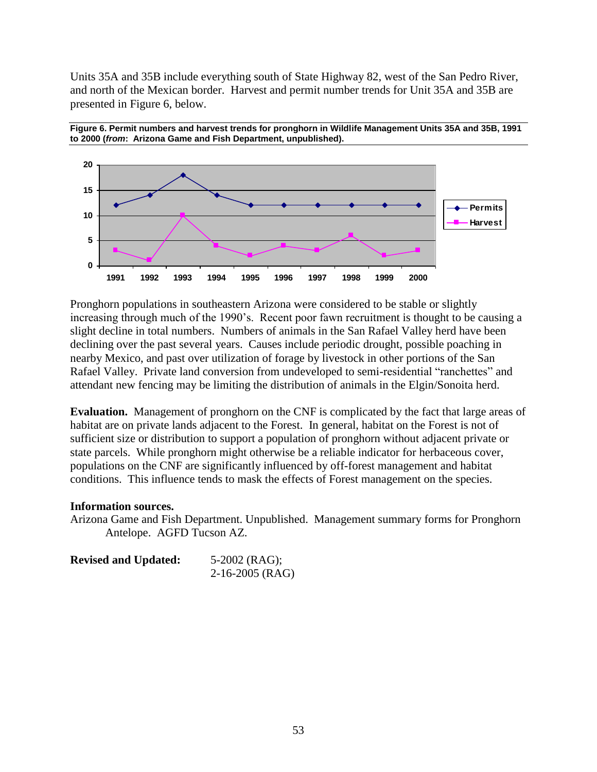Units 35A and 35B include everything south of State Highway 82, west of the San Pedro River, and north of the Mexican border. Harvest and permit number trends for Unit 35A and 35B are presented in Figure 6, below.

**Figure 6. Permit numbers and harvest trends for pronghorn in Wildlife Management Units 35A and 35B, 1991 to 2000 (*from*: Arizona Game and Fish Department, unpublished).**

Pronghorn populations in southeastern Arizona were considered to be stable or slightly increasing through much of the 1990's. Recent poor fawn recruitment is thought to be causing a slight decline in total numbers. Numbers of animals in the San Rafael Valley herd have been declining over the past several years. Causes include periodic drought, possible poaching in nearby Mexico, and past over utilization of forage by livestock in other portions of the San Rafael Valley. Private land conversion from undeveloped to semi-residential "ranchettes" and attendant new fencing may be limiting the distribution of animals in the Elgin/Sonoita herd.

**Evaluation.** Management of pronghorn on the CNF is complicated by the fact that large areas of habitat are on private lands adjacent to the Forest. In general, habitat on the Forest is not of sufficient size or distribution to support a population of pronghorn without adjacent private or state parcels. While pronghorn might otherwise be a reliable indicator for herbaceous cover, populations on the CNF are significantly influenced by off-forest management and habitat conditions. This influence tends to mask the effects of Forest management on the species.

**Information sources.**

Arizona Game and Fish Department. Unpublished. Management summary forms for Pronghorn Antelope. AGFD Tucson AZ.

**Revised and Updated:** 5-2002 (RAG);
2-16-2005 (RAG)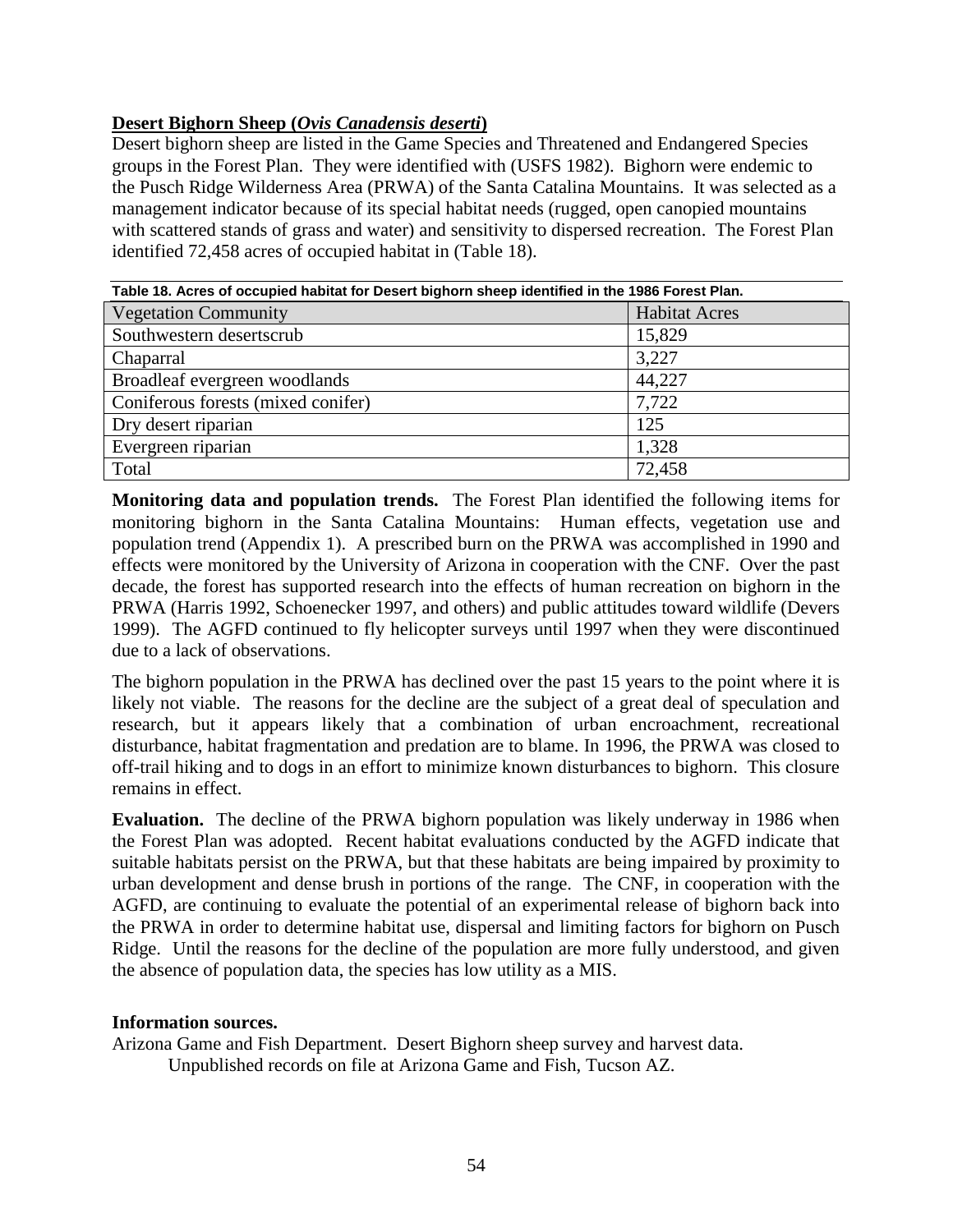**Desert Bighorn Sheep (*Ovis Canadensis deserti*)**

Desert bighorn sheep are listed in the Game Species and Threatened and Endangered Species groups in the Forest Plan. They were identified with (USFS 1982). Bighorn were endemic to the Pusch Ridge Wilderness Area (PRWA) of the Santa Catalina Mountains. It was selected as a management indicator because of its special habitat needs (rugged, open canopied mountains with scattered stands of grass and water) and sensitivity to dispersed recreation. The Forest Plan identified 72,458 acres of occupied habitat in (Table 18).

**Table 18. Acres of occupied habitat for Desert bighorn sheep identified in the 1986 Forest Plan.**

| Vegetation Community | Habitat Acres |
|---|---|
| Southwestern desertscrub | 15,829 |
| Chaparral | 3,227 |
| Broadleaf evergreen woodlands | 44,227 |
| Coniferous forests (mixed conifer) | 7,722 |
| Dry desert riparian | 125 |
| Evergreen riparian | 1,328 |
| Total | 72,458 |

**Monitoring data and population trends.** The Forest Plan identified the following items for monitoring bighorn in the Santa Catalina Mountains: Human effects, vegetation use and population trend (Appendix 1). A prescribed burn on the PRWA was accomplished in 1990 and effects were monitored by the University of Arizona in cooperation with the CNF. Over the past decade, the forest has supported research into the effects of human recreation on bighorn in the PRWA (Harris 1992, Schoenecker 1997, and others) and public attitudes toward wildlife (Devers 1999). The AGFD continued to fly helicopter surveys until 1997 when they were discontinued due to a lack of observations.

The bighorn population in the PRWA has declined over the past 15 years to the point where it is likely not viable. The reasons for the decline are the subject of a great deal of speculation and research, but it appears likely that a combination of urban encroachment, recreational disturbance, habitat fragmentation and predation are to blame. In 1996, the PRWA was closed to off-trail hiking and to dogs in an effort to minimize known disturbances to bighorn. This closure remains in effect.

**Evaluation.** The decline of the PRWA bighorn population was likely underway in 1986 when the Forest Plan was adopted. Recent habitat evaluations conducted by the AGFD indicate that suitable habitats persist on the PRWA, but that these habitats are being impaired by proximity to urban development and dense brush in portions of the range. The CNF, in cooperation with the AGFD, are continuing to evaluate the potential of an experimental release of bighorn back into the PRWA in order to determine habitat use, dispersal and limiting factors for bighorn on Pusch Ridge. Until the reasons for the decline of the population are more fully understood, and given the absence of population data, the species has low utility as a MIS.

**Information sources.**

Arizona Game and Fish Department. Desert Bighorn sheep survey and harvest data. Unpublished records on file at Arizona Game and Fish, Tucson AZ.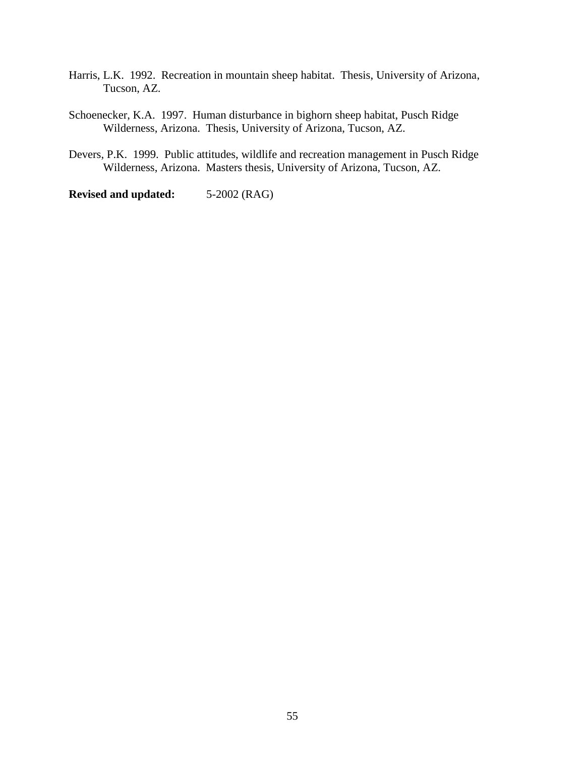Harris, L.K. 1992. Recreation in mountain sheep habitat. Thesis, University of Arizona, Tucson, AZ.

Schoenecker, K.A. 1997. Human disturbance in bighorn sheep habitat, Pusch Ridge Wilderness, Arizona. Thesis, University of Arizona, Tucson, AZ.

Devers, P.K. 1999. Public attitudes, wildlife and recreation management in Pusch Ridge Wilderness, Arizona. Masters thesis, University of Arizona, Tucson, AZ.

**Revised and updated:** 5-2002 (RAG)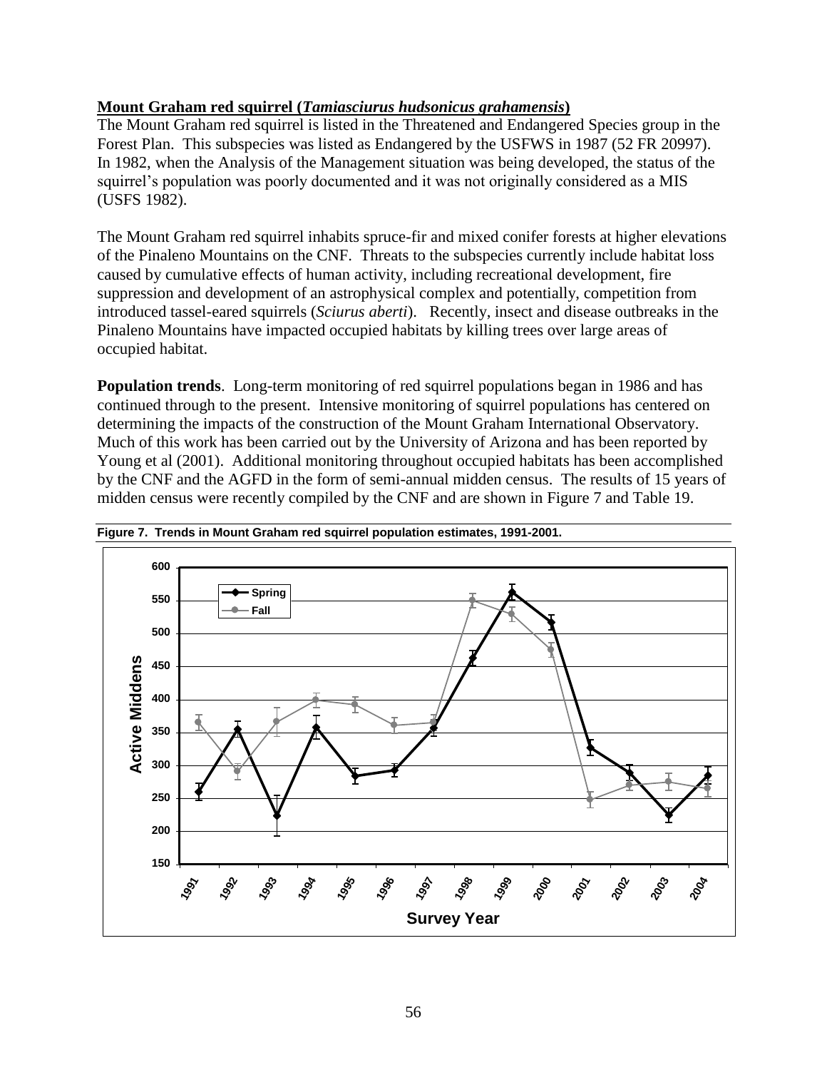**Mount Graham red squirrel (*Tamiasciurus hudsonicus grahamensis*)**

The Mount Graham red squirrel is listed in the Threatened and Endangered Species group in the Forest Plan. This subspecies was listed as Endangered by the USFWS in 1987 (52 FR 20997). In 1982, when the Analysis of the Management situation was being developed, the status of the squirrel's population was poorly documented and it was not originally considered as a MIS (USFS 1982).

The Mount Graham red squirrel inhabits spruce-fir and mixed conifer forests at higher elevations of the Pinaleno Mountains on the CNF. Threats to the subspecies currently include habitat loss caused by cumulative effects of human activity, including recreational development, fire suppression and development of an astrophysical complex and potentially, competition from introduced tassel-eared squirrels (*Sciurus aberti*). Recently, insect and disease outbreaks in the Pinaleno Mountains have impacted occupied habitats by killing trees over large areas of occupied habitat.

**Population trends**. Long-term monitoring of red squirrel populations began in 1986 and has continued through to the present. Intensive monitoring of squirrel populations has centered on determining the impacts of the construction of the Mount Graham International Observatory. Much of this work has been carried out by the University of Arizona and has been reported by Young et al (2001). Additional monitoring throughout occupied habitats has been accomplished by the CNF and the AGFD in the form of semi-annual midden census. The results of 15 years of midden census were recently compiled by the CNF and are shown in Figure 7 and Table 19.

**Figure 7. Trends in Mount Graham red squirrel population estimates, 1991-2001.**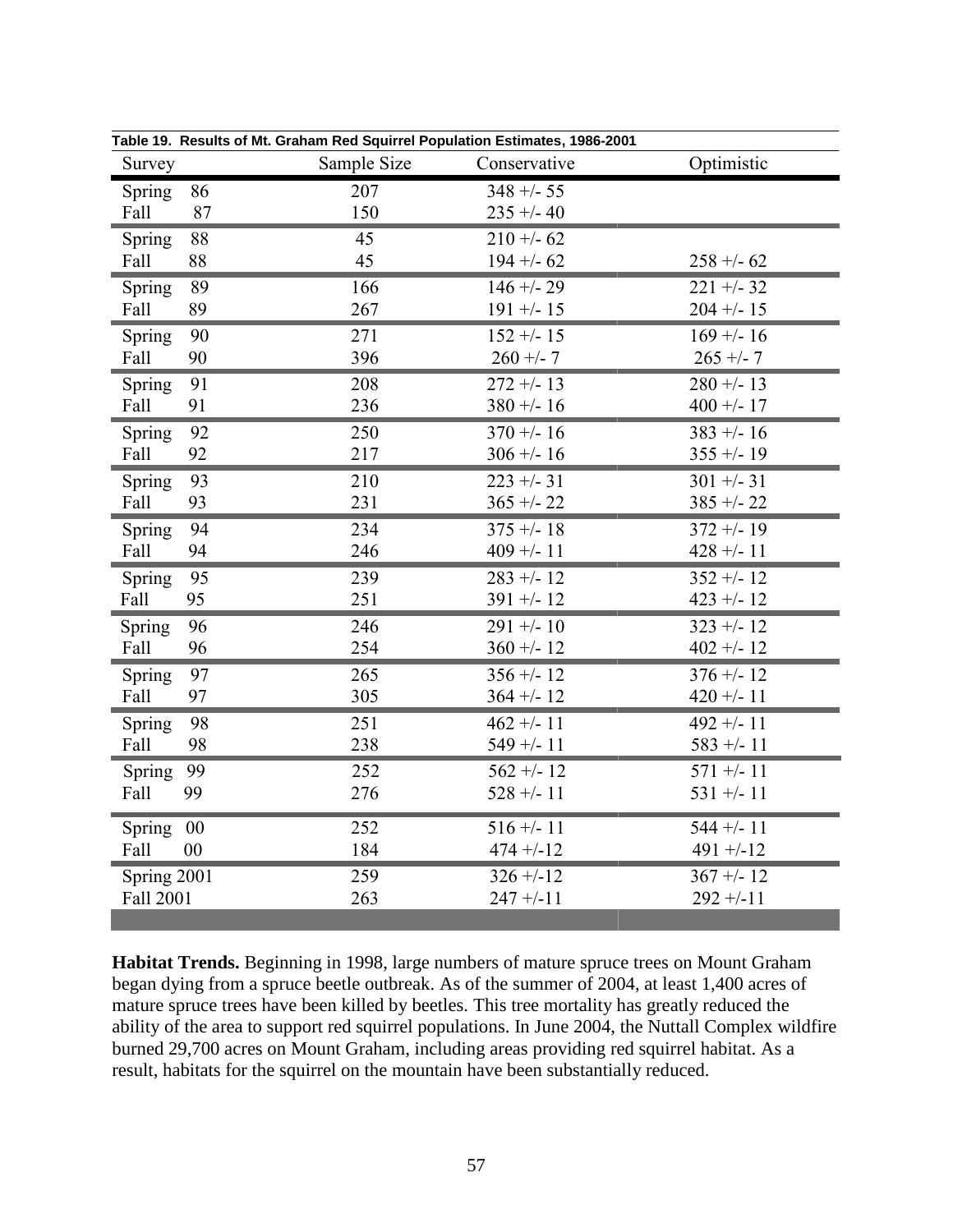**Table 19. Results of Mt. Graham Red Squirrel Population Estimates, 1986-2001**

| Survey | Sample Size | Conservative | Optimistic |
|---|---|---|---|
| Spring 86 | 207 | 348 +/- 55 | |
| Fall 87 | 150 | 235 +/- 40 | |
| Spring 88 | 45 | 210 +/- 62 | |
| Fall 88 | 45 | 194 +/- 62 | 258 +/- 62 |
| Spring 89 | 166 | 146 +/- 29 | 221 +/- 32 |
| Fall 89 | 267 | 191 +/- 15 | 204 +/- 15 |
| Spring 90 | 271 | 152 +/- 15 | 169 +/- 16 |
| Fall 90 | 396 | 260 +/- 7 | 265 +/- 7 |
| Spring 91 | 208 | 272 +/- 13 | 280 +/- 13 |
| Fall 91 | 236 | 380 +/- 16 | 400 +/- 17 |
| Spring 92 | 250 | 370 +/- 16 | 383 +/- 16 |
| Fall 92 | 217 | 306 +/- 16 | 355 +/- 19 |
| Spring 93 | 210 | 223 +/- 31 | 301 +/- 31 |
| Fall 93 | 231 | 365 +/- 22 | 385 +/- 22 |
| Spring 94 | 234 | 375 +/- 18 | 372 +/- 19 |
| Fall 94 | 246 | 409 +/- 11 | 428 +/- 11 |
| Spring 95 | 239 | 283 +/- 12 | 352 +/- 12 |
| Fall 95 | 251 | 391 +/- 12 | 423 +/- 12 |
| Spring 96 | 246 | 291 +/- 10 | 323 +/- 12 |
| Fall 96 | 254 | 360 +/- 12 | 402 +/- 12 |
| Spring 97 | 265 | 356 +/- 12 | 376 +/- 12 |
| Fall 97 | 305 | 364 +/- 12 | 420 +/- 11 |
| Spring 98 | 251 | 462 +/- 11 | 492 +/- 11 |
| Fall 98 | 238 | 549 +/- 11 | 583 +/- 11 |
| Spring 99 | 252 | 562 +/- 12 | 571 +/- 11 |
| Fall 99 | 276 | 528 +/- 11 | 531 +/- 11 |
| Spring 00 | 252 | 516 +/- 11 | 544 +/- 11 |
| Fall 00 | 184 | 474 +/-12 | 491 +/-12 |
| Spring 2001 | 259 | 326 +/-12 | 367 +/- 12 |
| Fall 2001 | 263 | 247 +/-11 | 292 +/-11 |

**Habitat Trends.** Beginning in 1998, large numbers of mature spruce trees on Mount Graham began dying from a spruce beetle outbreak. As of the summer of 2004, at least 1,400 acres of mature spruce trees have been killed by beetles. This tree mortality has greatly reduced the ability of the area to support red squirrel populations. In June 2004, the Nuttall Complex wildfire burned 29,700 acres on Mount Graham, including areas providing red squirrel habitat. As a result, habitats for the squirrel on the mountain have been substantially reduced.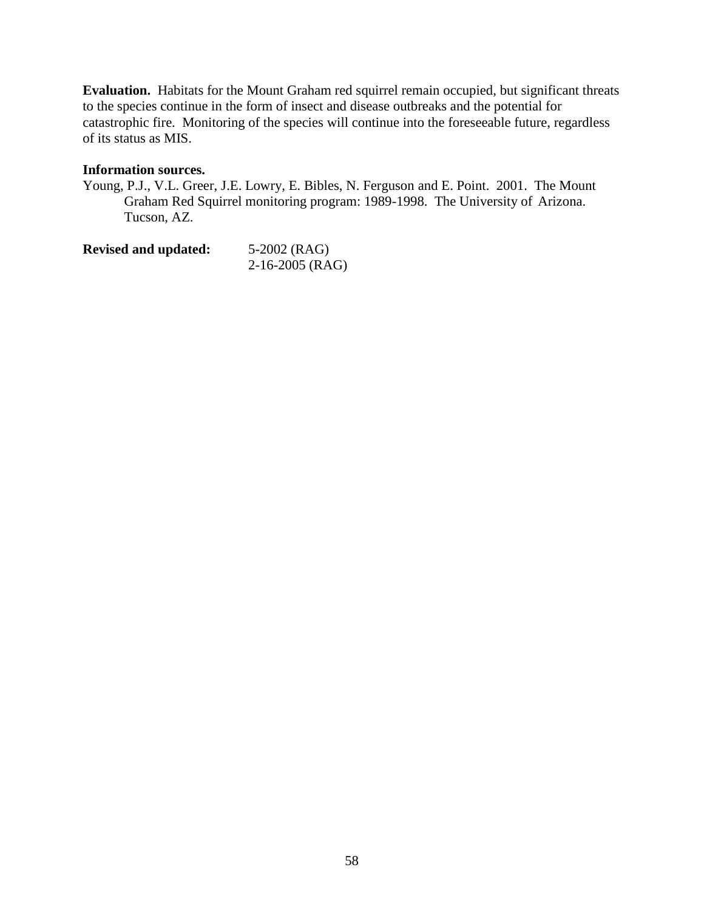**Evaluation.** Habitats for the Mount Graham red squirrel remain occupied, but significant threats to the species continue in the form of insect and disease outbreaks and the potential for catastrophic fire. Monitoring of the species will continue into the foreseeable future, regardless of its status as MIS.

**Information sources.**

Young, P.J., V.L. Greer, J.E. Lowry, E. Bibles, N. Ferguson and E. Point. 2001. The Mount Graham Red Squirrel monitoring program: 1989-1998. The University of Arizona. Tucson, AZ.

**Revised and updated:** 5-2002 (RAG)
2-16-2005 (RAG)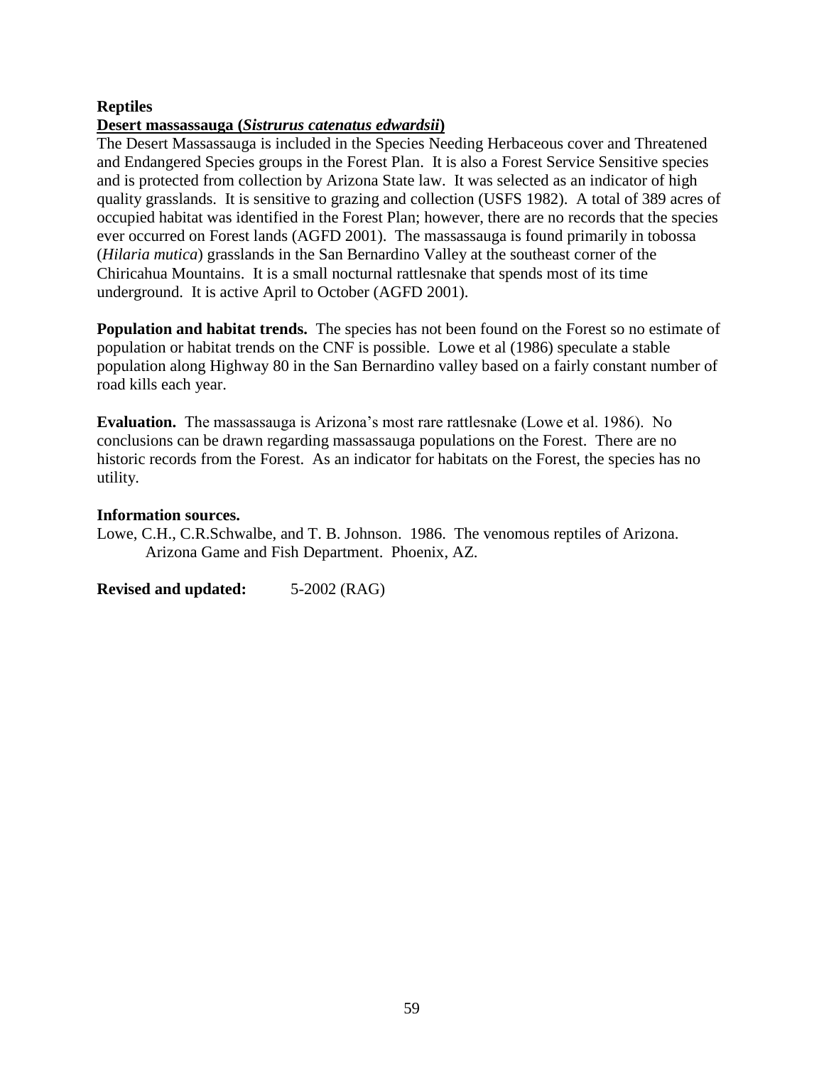**Reptiles**

**Desert massassauga (*Sistrurus catenatus edwardsii*)**

The Desert Massassauga is included in the Species Needing Herbaceous cover and Threatened and Endangered Species groups in the Forest Plan. It is also a Forest Service Sensitive species and is protected from collection by Arizona State law. It was selected as an indicator of high quality grasslands. It is sensitive to grazing and collection (USFS 1982). A total of 389 acres of occupied habitat was identified in the Forest Plan; however, there are no records that the species ever occurred on Forest lands (AGFD 2001). The massassauga is found primarily in tobossa (*Hilaria mutica*) grasslands in the San Bernardino Valley at the southeast corner of the Chiricahua Mountains. It is a small nocturnal rattlesnake that spends most of its time underground. It is active April to October (AGFD 2001).

**Population and habitat trends.** The species has not been found on the Forest so no estimate of population or habitat trends on the CNF is possible. Lowe et al (1986) speculate a stable population along Highway 80 in the San Bernardino valley based on a fairly constant number of road kills each year.

**Evaluation.** The massassauga is Arizona's most rare rattlesnake (Lowe et al. 1986). No conclusions can be drawn regarding massassauga populations on the Forest. There are no historic records from the Forest. As an indicator for habitats on the Forest, the species has no utility.

**Information sources.**

Lowe, C.H., C.R.Schwalbe, and T. B. Johnson. 1986. The venomous reptiles of Arizona. Arizona Game and Fish Department. Phoenix, AZ.

**Revised and updated:** 5-2002 (RAG)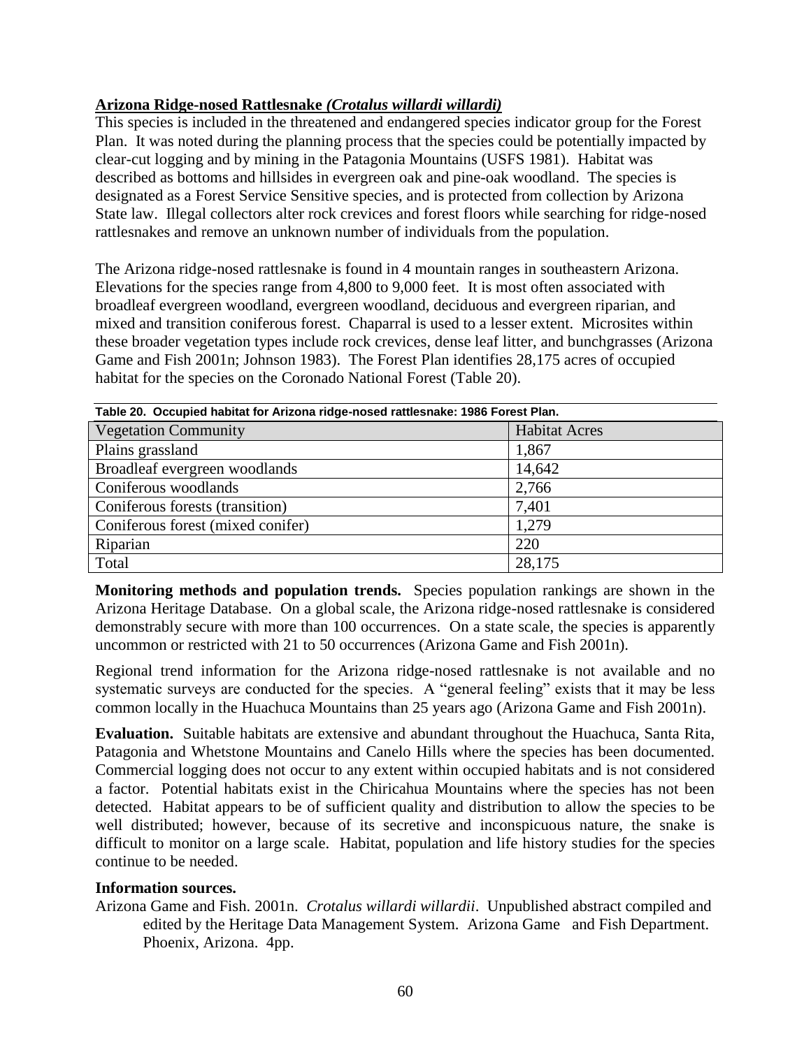**Arizona Ridge-nosed Rattlesnake *(Crotalus willardi willardi)***

This species is included in the threatened and endangered species indicator group for the Forest Plan. It was noted during the planning process that the species could be potentially impacted by clear-cut logging and by mining in the Patagonia Mountains (USFS 1981). Habitat was described as bottoms and hillsides in evergreen oak and pine-oak woodland. The species is designated as a Forest Service Sensitive species, and is protected from collection by Arizona State law. Illegal collectors alter rock crevices and forest floors while searching for ridge-nosed rattlesnakes and remove an unknown number of individuals from the population.

The Arizona ridge-nosed rattlesnake is found in 4 mountain ranges in southeastern Arizona. Elevations for the species range from 4,800 to 9,000 feet. It is most often associated with broadleaf evergreen woodland, evergreen woodland, deciduous and evergreen riparian, and mixed and transition coniferous forest. Chaparral is used to a lesser extent. Microsites within these broader vegetation types include rock crevices, dense leaf litter, and bunchgrasses (Arizona Game and Fish 2001n; Johnson 1983). The Forest Plan identifies 28,175 acres of occupied habitat for the species on the Coronado National Forest (Table 20).

**Table 20. Occupied habitat for Arizona ridge-nosed rattlesnake: 1986 Forest Plan.**

| Vegetation Community | Habitat Acres |
|---|---|
| Plains grassland | 1,867 |
| Broadleaf evergreen woodlands | 14,642 |
| Coniferous woodlands | 2,766 |
| Coniferous forests (transition) | 7,401 |
| Coniferous forest (mixed conifer) | 1,279 |
| Riparian | 220 |
| Total | 28,175 |

**Monitoring methods and population trends.** Species population rankings are shown in the Arizona Heritage Database. On a global scale, the Arizona ridge-nosed rattlesnake is considered demonstrably secure with more than 100 occurrences. On a state scale, the species is apparently uncommon or restricted with 21 to 50 occurrences (Arizona Game and Fish 2001n).

Regional trend information for the Arizona ridge-nosed rattlesnake is not available and no systematic surveys are conducted for the species. A "general feeling" exists that it may be less common locally in the Huachuca Mountains than 25 years ago (Arizona Game and Fish 2001n).

**Evaluation.** Suitable habitats are extensive and abundant throughout the Huachuca, Santa Rita, Patagonia and Whetstone Mountains and Canelo Hills where the species has been documented. Commercial logging does not occur to any extent within occupied habitats and is not considered a factor. Potential habitats exist in the Chiricahua Mountains where the species has not been detected. Habitat appears to be of sufficient quality and distribution to allow the species to be well distributed; however, because of its secretive and inconspicuous nature, the snake is difficult to monitor on a large scale. Habitat, population and life history studies for the species continue to be needed.

**Information sources.**

Arizona Game and Fish. 2001n. *Crotalus willardi willardii*. Unpublished abstract compiled and edited by the Heritage Data Management System. Arizona Game and Fish Department. Phoenix, Arizona. 4pp.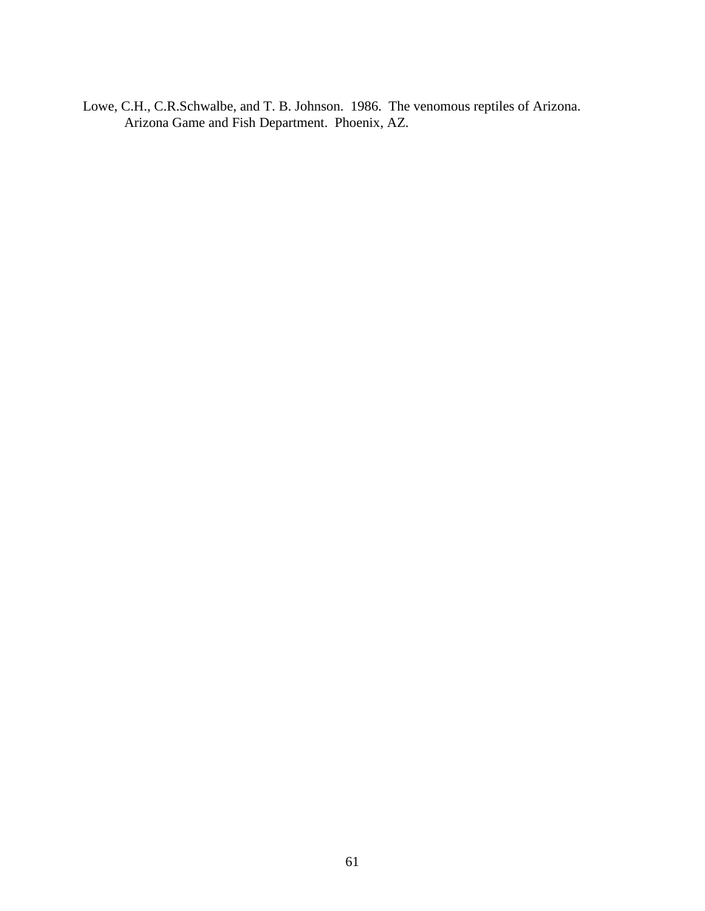Lowe, C.H., C.R.Schwalbe, and T. B. Johnson. 1986. The venomous reptiles of Arizona. Arizona Game and Fish Department. Phoenix, AZ.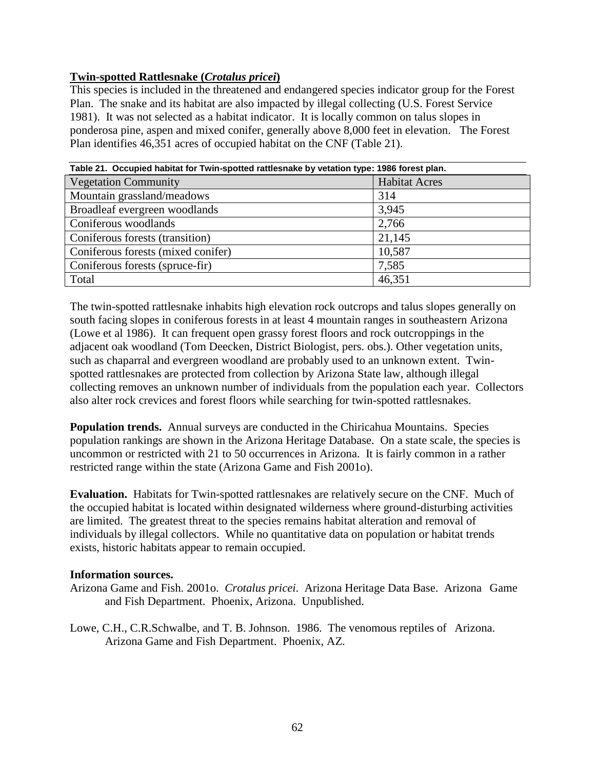**Twin-spotted Rattlesnake (*Crotalus pricei*)**

This species is included in the threatened and endangered species indicator group for the Forest Plan. The snake and its habitat are also impacted by illegal collecting (U.S. Forest Service 1981). It was not selected as a habitat indicator. It is locally common on talus slopes in ponderosa pine, aspen and mixed conifer, generally above 8,000 feet in elevation. The Forest Plan identifies 46,351 acres of occupied habitat on the CNF (Table 21).

**Table 21. Occupied habitat for Twin-spotted rattlesnake by vetation type: 1986 forest plan.**

| Vegetation Community | Habitat Acres |
|---|---|
| Mountain grassland/meadows | 314 |
| Broadleaf evergreen woodlands | 3,945 |
| Coniferous woodlands | 2,766 |
| Coniferous forests (transition) | 21,145 |
| Coniferous forests (mixed conifer) | 10,587 |
| Coniferous forests (spruce-fir) | 7,585 |
| Total | 46,351 |

The twin-spotted rattlesnake inhabits high elevation rock outcrops and talus slopes generally on south facing slopes in coniferous forests in at least 4 mountain ranges in southeastern Arizona (Lowe et al 1986). It can frequent open grassy forest floors and rock outcroppings in the adjacent oak woodland (Tom Deecken, District Biologist, pers. obs.). Other vegetation units, such as chaparral and evergreen woodland are probably used to an unknown extent. Twin-spotted rattlesnakes are protected from collection by Arizona State law, although illegal collecting removes an unknown number of individuals from the population each year. Collectors also alter rock crevices and forest floors while searching for twin-spotted rattlesnakes.

**Population trends.** Annual surveys are conducted in the Chiricahua Mountains. Species population rankings are shown in the Arizona Heritage Database. On a state scale, the species is uncommon or restricted with 21 to 50 occurrences in Arizona. It is fairly common in a rather restricted range within the state (Arizona Game and Fish 2001o).

**Evaluation.** Habitats for Twin-spotted rattlesnakes are relatively secure on the CNF. Much of the occupied habitat is located within designated wilderness where ground-disturbing activities are limited. The greatest threat to the species remains habitat alteration and removal of individuals by illegal collectors. While no quantitative data on population or habitat trends exists, historic habitats appear to remain occupied.

**Information sources.**

Arizona Game and Fish. 2001o. *Crotalus pricei*. Arizona Heritage Data Base. Arizona Game and Fish Department. Phoenix, Arizona. Unpublished.

Lowe, C.H., C.R.Schwalbe, and T. B. Johnson. 1986. The venomous reptiles of Arizona. Arizona Game and Fish Department. Phoenix, AZ.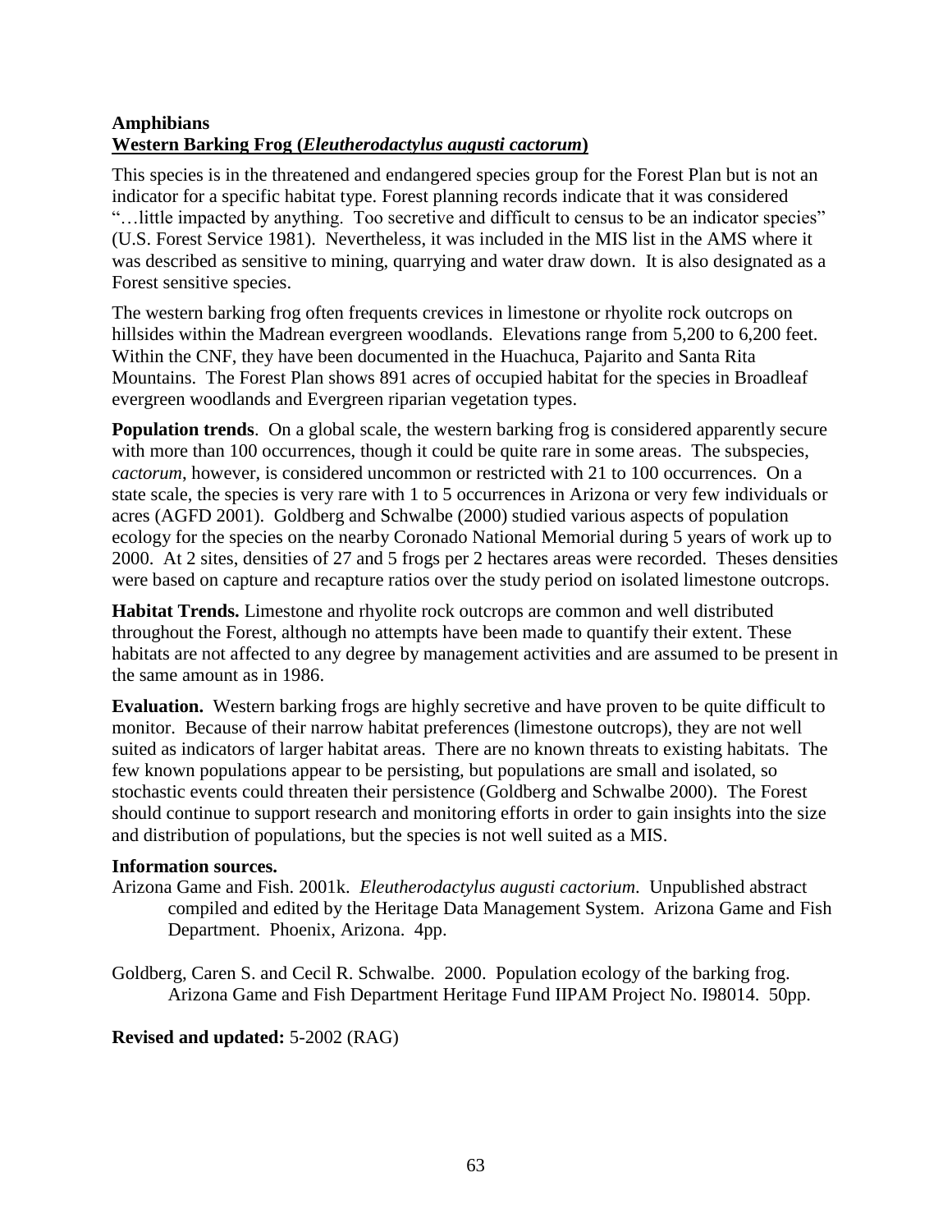**Amphibians**
**Western Barking Frog (*Eleutherodactylus augusti cactorum*)**

This species is in the threatened and endangered species group for the Forest Plan but is not an indicator for a specific habitat type. Forest planning records indicate that it was considered "…little impacted by anything. Too secretive and difficult to census to be an indicator species" (U.S. Forest Service 1981). Nevertheless, it was included in the MIS list in the AMS where it was described as sensitive to mining, quarrying and water draw down. It is also designated as a Forest sensitive species.

The western barking frog often frequents crevices in limestone or rhyolite rock outcrops on hillsides within the Madrean evergreen woodlands. Elevations range from 5,200 to 6,200 feet. Within the CNF, they have been documented in the Huachuca, Pajarito and Santa Rita Mountains. The Forest Plan shows 891 acres of occupied habitat for the species in Broadleaf evergreen woodlands and Evergreen riparian vegetation types.

**Population trends**. On a global scale, the western barking frog is considered apparently secure with more than 100 occurrences, though it could be quite rare in some areas. The subspecies, *cactorum*, however, is considered uncommon or restricted with 21 to 100 occurrences. On a state scale, the species is very rare with 1 to 5 occurrences in Arizona or very few individuals or acres (AGFD 2001). Goldberg and Schwalbe (2000) studied various aspects of population ecology for the species on the nearby Coronado National Memorial during 5 years of work up to 2000. At 2 sites, densities of 27 and 5 frogs per 2 hectares areas were recorded. Theses densities were based on capture and recapture ratios over the study period on isolated limestone outcrops.

**Habitat Trends.** Limestone and rhyolite rock outcrops are common and well distributed throughout the Forest, although no attempts have been made to quantify their extent. These habitats are not affected to any degree by management activities and are assumed to be present in the same amount as in 1986.

**Evaluation.** Western barking frogs are highly secretive and have proven to be quite difficult to monitor. Because of their narrow habitat preferences (limestone outcrops), they are not well suited as indicators of larger habitat areas. There are no known threats to existing habitats. The few known populations appear to be persisting, but populations are small and isolated, so stochastic events could threaten their persistence (Goldberg and Schwalbe 2000). The Forest should continue to support research and monitoring efforts in order to gain insights into the size and distribution of populations, but the species is not well suited as a MIS.

**Information sources.**

Arizona Game and Fish. 2001k. *Eleutherodactylus augusti cactorium*. Unpublished abstract compiled and edited by the Heritage Data Management System. Arizona Game and Fish Department. Phoenix, Arizona. 4pp.

Goldberg, Caren S. and Cecil R. Schwalbe. 2000. Population ecology of the barking frog. Arizona Game and Fish Department Heritage Fund IIPAM Project No. I98014. 50pp.

**Revised and updated:** 5-2002 (RAG)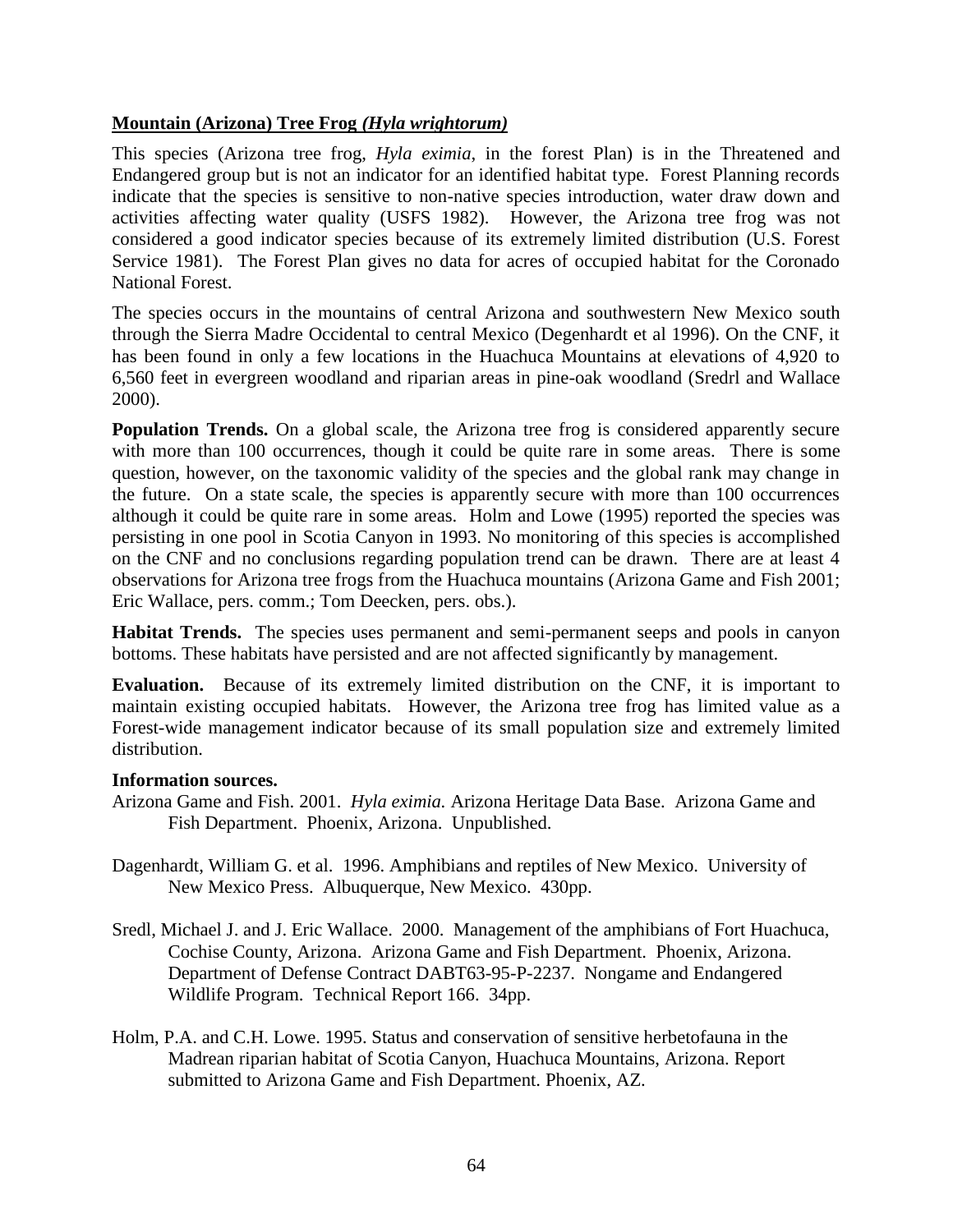**<u>Mountain (Arizona) Tree Frog *(Hyla wrightorum)*</u>**

This species (Arizona tree frog, *Hyla eximia*, in the forest Plan) is in the Threatened and Endangered group but is not an indicator for an identified habitat type. Forest Planning records indicate that the species is sensitive to non-native species introduction, water draw down and activities affecting water quality (USFS 1982). However, the Arizona tree frog was not considered a good indicator species because of its extremely limited distribution (U.S. Forest Service 1981). The Forest Plan gives no data for acres of occupied habitat for the Coronado National Forest.

The species occurs in the mountains of central Arizona and southwestern New Mexico south through the Sierra Madre Occidental to central Mexico (Degenhardt et al 1996). On the CNF, it has been found in only a few locations in the Huachuca Mountains at elevations of 4,920 to 6,560 feet in evergreen woodland and riparian areas in pine-oak woodland (Sredrl and Wallace 2000).

**Population Trends.** On a global scale, the Arizona tree frog is considered apparently secure with more than 100 occurrences, though it could be quite rare in some areas. There is some question, however, on the taxonomic validity of the species and the global rank may change in the future. On a state scale, the species is apparently secure with more than 100 occurrences although it could be quite rare in some areas. Holm and Lowe (1995) reported the species was persisting in one pool in Scotia Canyon in 1993. No monitoring of this species is accomplished on the CNF and no conclusions regarding population trend can be drawn. There are at least 4 observations for Arizona tree frogs from the Huachuca mountains (Arizona Game and Fish 2001; Eric Wallace, pers. comm.; Tom Deecken, pers. obs.).

**Habitat Trends.** The species uses permanent and semi-permanent seeps and pools in canyon bottoms. These habitats have persisted and are not affected significantly by management.

**Evaluation.** Because of its extremely limited distribution on the CNF, it is important to maintain existing occupied habitats. However, the Arizona tree frog has limited value as a Forest-wide management indicator because of its small population size and extremely limited distribution.

**Information sources.**

Arizona Game and Fish. 2001. *Hyla eximia.* Arizona Heritage Data Base. Arizona Game and Fish Department. Phoenix, Arizona. Unpublished.

Dagenhardt, William G. et al. 1996. Amphibians and reptiles of New Mexico. University of New Mexico Press. Albuquerque, New Mexico. 430pp.

Sredl, Michael J. and J. Eric Wallace. 2000. Management of the amphibians of Fort Huachuca, Cochise County, Arizona. Arizona Game and Fish Department. Phoenix, Arizona. Department of Defense Contract DABT63-95-P-2237. Nongame and Endangered Wildlife Program. Technical Report 166. 34pp.

Holm, P.A. and C.H. Lowe. 1995. Status and conservation of sensitive herbetofauna in the Madrean riparian habitat of Scotia Canyon, Huachuca Mountains, Arizona. Report submitted to Arizona Game and Fish Department. Phoenix, AZ.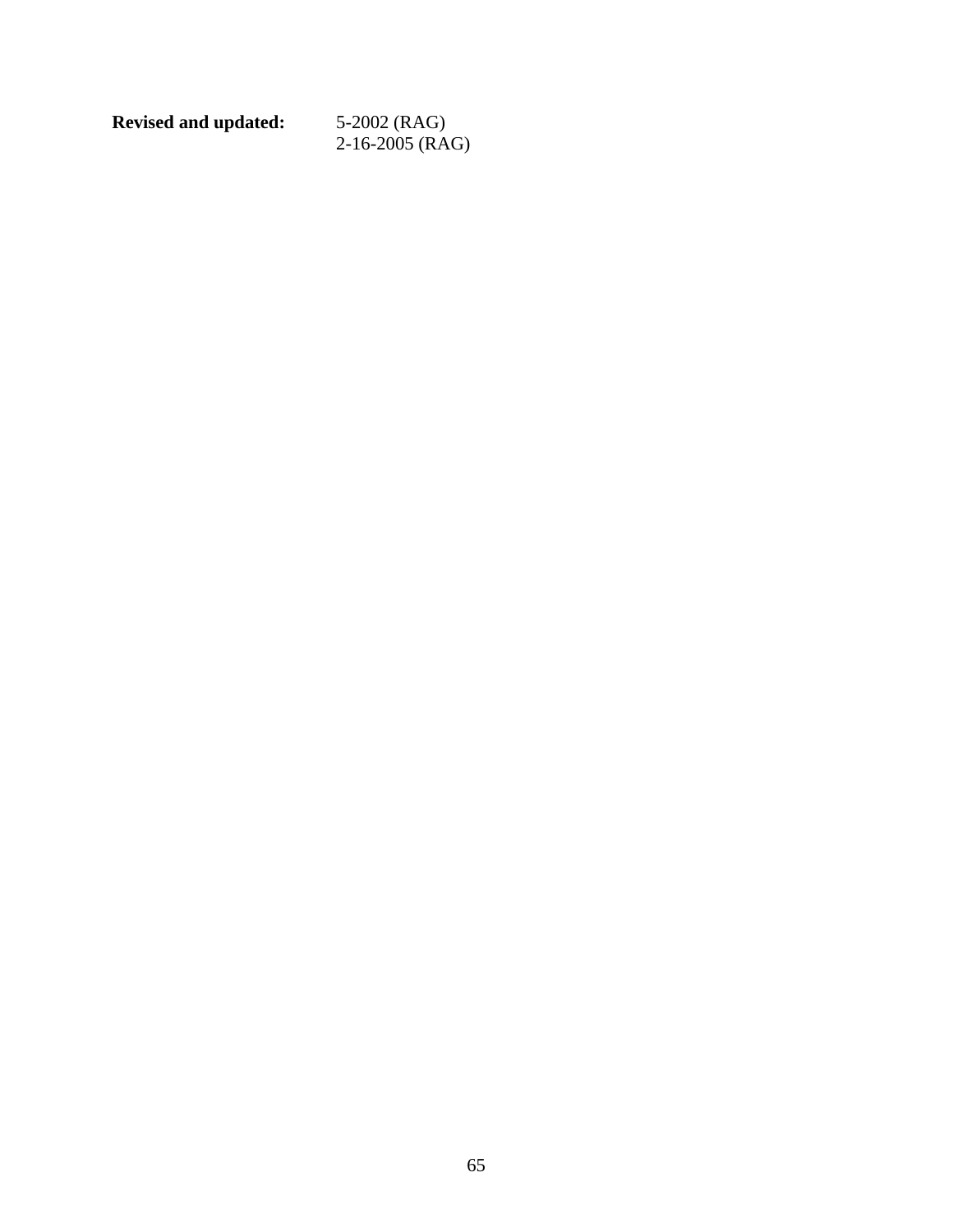**Revised and updated:** 5-2002 (RAG)
2-16-2005 (RAG)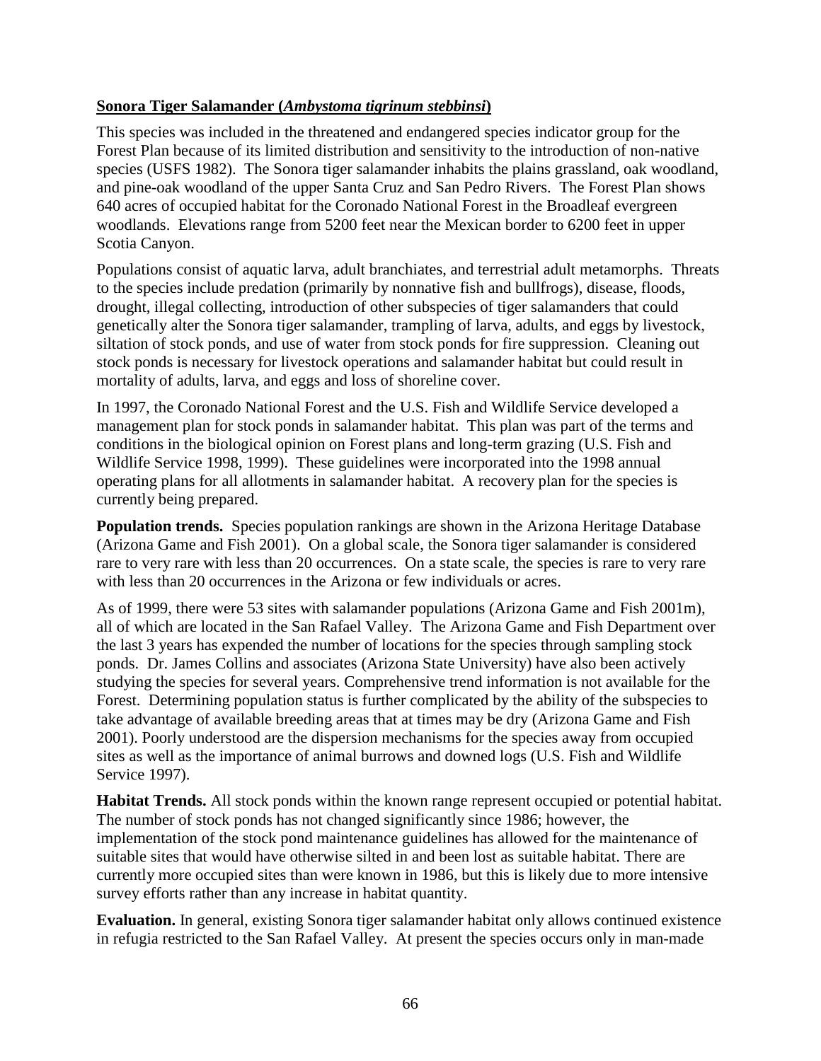**Sonora Tiger Salamander (*Ambystoma tigrinum stebbinsi*)**

This species was included in the threatened and endangered species indicator group for the Forest Plan because of its limited distribution and sensitivity to the introduction of non-native species (USFS 1982). The Sonora tiger salamander inhabits the plains grassland, oak woodland, and pine-oak woodland of the upper Santa Cruz and San Pedro Rivers. The Forest Plan shows 640 acres of occupied habitat for the Coronado National Forest in the Broadleaf evergreen woodlands. Elevations range from 5200 feet near the Mexican border to 6200 feet in upper Scotia Canyon.

Populations consist of aquatic larva, adult branchiates, and terrestrial adult metamorphs. Threats to the species include predation (primarily by nonnative fish and bullfrogs), disease, floods, drought, illegal collecting, introduction of other subspecies of tiger salamanders that could genetically alter the Sonora tiger salamander, trampling of larva, adults, and eggs by livestock, siltation of stock ponds, and use of water from stock ponds for fire suppression. Cleaning out stock ponds is necessary for livestock operations and salamander habitat but could result in mortality of adults, larva, and eggs and loss of shoreline cover.

In 1997, the Coronado National Forest and the U.S. Fish and Wildlife Service developed a management plan for stock ponds in salamander habitat. This plan was part of the terms and conditions in the biological opinion on Forest plans and long-term grazing (U.S. Fish and Wildlife Service 1998, 1999). These guidelines were incorporated into the 1998 annual operating plans for all allotments in salamander habitat. A recovery plan for the species is currently being prepared.

**Population trends.** Species population rankings are shown in the Arizona Heritage Database (Arizona Game and Fish 2001). On a global scale, the Sonora tiger salamander is considered rare to very rare with less than 20 occurrences. On a state scale, the species is rare to very rare with less than 20 occurrences in the Arizona or few individuals or acres.

As of 1999, there were 53 sites with salamander populations (Arizona Game and Fish 2001m), all of which are located in the San Rafael Valley. The Arizona Game and Fish Department over the last 3 years has expended the number of locations for the species through sampling stock ponds. Dr. James Collins and associates (Arizona State University) have also been actively studying the species for several years. Comprehensive trend information is not available for the Forest. Determining population status is further complicated by the ability of the subspecies to take advantage of available breeding areas that at times may be dry (Arizona Game and Fish 2001). Poorly understood are the dispersion mechanisms for the species away from occupied sites as well as the importance of animal burrows and downed logs (U.S. Fish and Wildlife Service 1997).

**Habitat Trends.** All stock ponds within the known range represent occupied or potential habitat. The number of stock ponds has not changed significantly since 1986; however, the implementation of the stock pond maintenance guidelines has allowed for the maintenance of suitable sites that would have otherwise silted in and been lost as suitable habitat. There are currently more occupied sites than were known in 1986, but this is likely due to more intensive survey efforts rather than any increase in habitat quantity.

**Evaluation.** In general, existing Sonora tiger salamander habitat only allows continued existence in refugia restricted to the San Rafael Valley. At present the species occurs only in man-made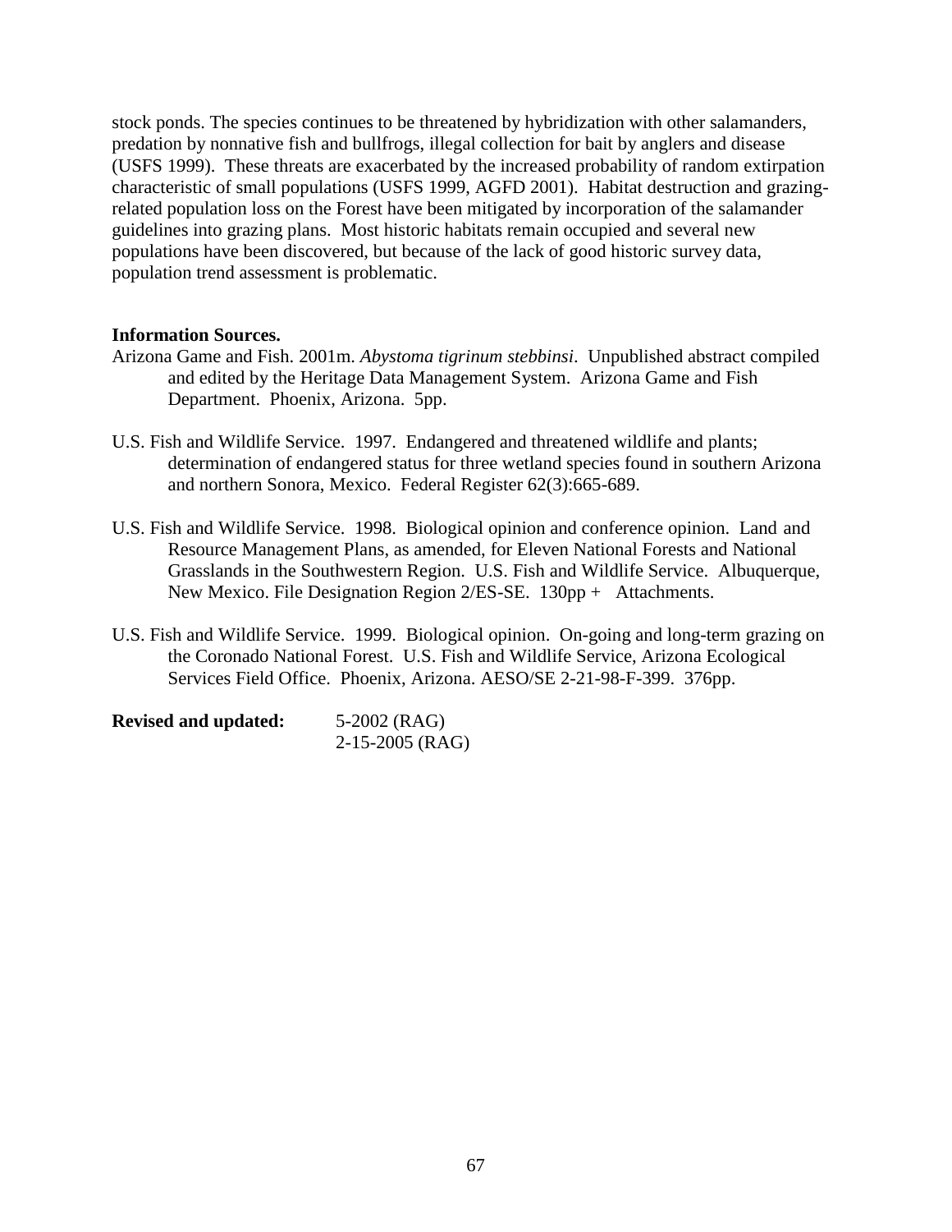stock ponds. The species continues to be threatened by hybridization with other salamanders, predation by nonnative fish and bullfrogs, illegal collection for bait by anglers and disease (USFS 1999). These threats are exacerbated by the increased probability of random extirpation characteristic of small populations (USFS 1999, AGFD 2001). Habitat destruction and grazing-related population loss on the Forest have been mitigated by incorporation of the salamander guidelines into grazing plans. Most historic habitats remain occupied and several new populations have been discovered, but because of the lack of good historic survey data, population trend assessment is problematic.

**Information Sources.**

Arizona Game and Fish. 2001m. *Abystoma tigrinum stebbinsi*. Unpublished abstract compiled and edited by the Heritage Data Management System. Arizona Game and Fish Department. Phoenix, Arizona. 5pp.

U.S. Fish and Wildlife Service. 1997. Endangered and threatened wildlife and plants; determination of endangered status for three wetland species found in southern Arizona and northern Sonora, Mexico. Federal Register 62(3):665-689.

U.S. Fish and Wildlife Service. 1998. Biological opinion and conference opinion. Land and Resource Management Plans, as amended, for Eleven National Forests and National Grasslands in the Southwestern Region. U.S. Fish and Wildlife Service. Albuquerque, New Mexico. File Designation Region 2/ES-SE. 130pp + Attachments.

U.S. Fish and Wildlife Service. 1999. Biological opinion. On-going and long-term grazing on the Coronado National Forest. U.S. Fish and Wildlife Service, Arizona Ecological Services Field Office. Phoenix, Arizona. AESO/SE 2-21-98-F-399. 376pp.

**Revised and updated:** 5-2002 (RAG)
2-15-2005 (RAG)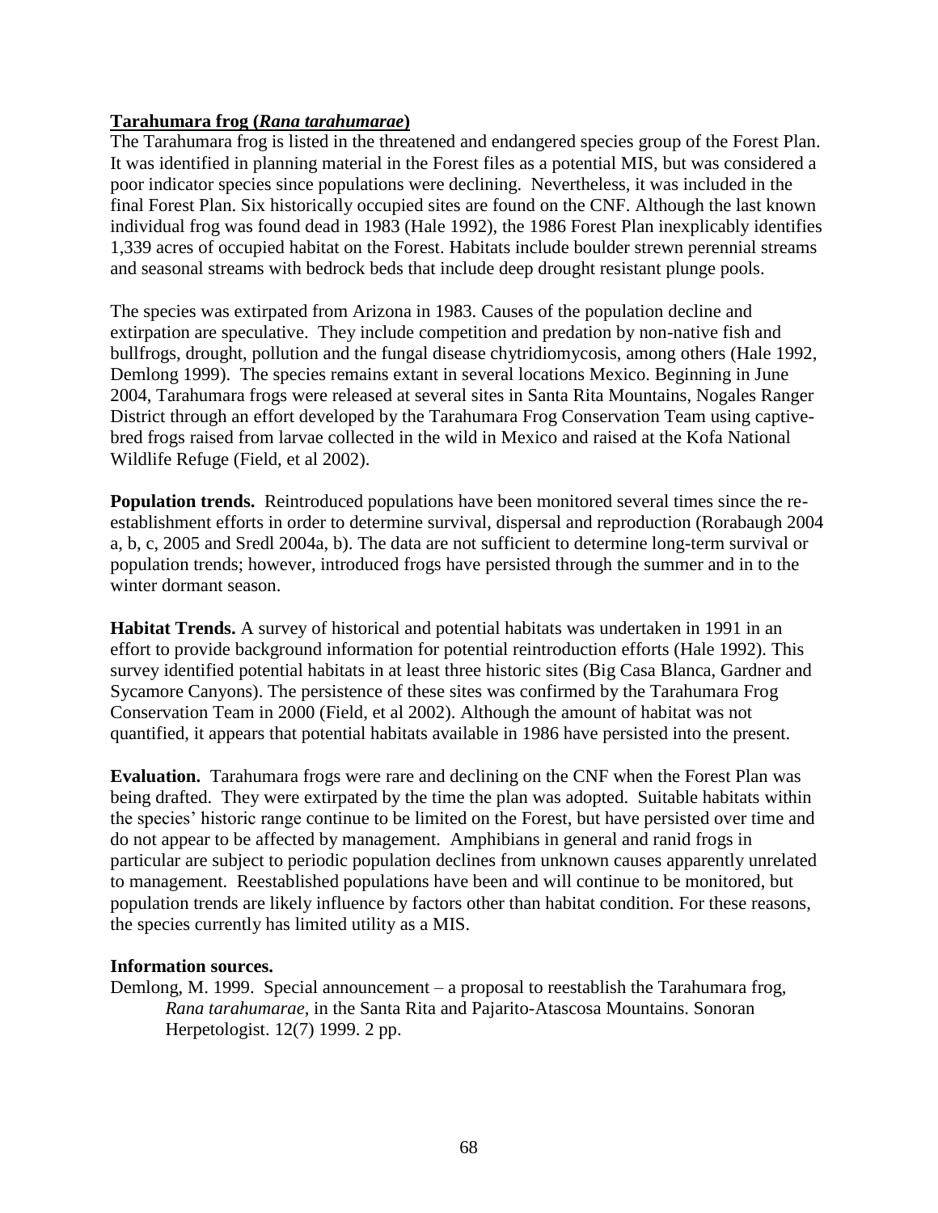**Tarahumara frog (*Rana tarahumarae*)**

The Tarahumara frog is listed in the threatened and endangered species group of the Forest Plan. It was identified in planning material in the Forest files as a potential MIS, but was considered a poor indicator species since populations were declining. Nevertheless, it was included in the final Forest Plan. Six historically occupied sites are found on the CNF. Although the last known individual frog was found dead in 1983 (Hale 1992), the 1986 Forest Plan inexplicably identifies 1,339 acres of occupied habitat on the Forest. Habitats include boulder strewn perennial streams and seasonal streams with bedrock beds that include deep drought resistant plunge pools.

The species was extirpated from Arizona in 1983. Causes of the population decline and extirpation are speculative. They include competition and predation by non-native fish and bullfrogs, drought, pollution and the fungal disease chytridiomycosis, among others (Hale 1992, Demlong 1999). The species remains extant in several locations Mexico. Beginning in June 2004, Tarahumara frogs were released at several sites in Santa Rita Mountains, Nogales Ranger District through an effort developed by the Tarahumara Frog Conservation Team using captive-bred frogs raised from larvae collected in the wild in Mexico and raised at the Kofa National Wildlife Refuge (Field, et al 2002).

**Population trends.** Reintroduced populations have been monitored several times since the re-establishment efforts in order to determine survival, dispersal and reproduction (Rorabaugh 2004 a, b, c, 2005 and Sredl 2004a, b). The data are not sufficient to determine long-term survival or population trends; however, introduced frogs have persisted through the summer and in to the winter dormant season.

**Habitat Trends.** A survey of historical and potential habitats was undertaken in 1991 in an effort to provide background information for potential reintroduction efforts (Hale 1992). This survey identified potential habitats in at least three historic sites (Big Casa Blanca, Gardner and Sycamore Canyons). The persistence of these sites was confirmed by the Tarahumara Frog Conservation Team in 2000 (Field, et al 2002). Although the amount of habitat was not quantified, it appears that potential habitats available in 1986 have persisted into the present.

**Evaluation.** Tarahumara frogs were rare and declining on the CNF when the Forest Plan was being drafted. They were extirpated by the time the plan was adopted. Suitable habitats within the species' historic range continue to be limited on the Forest, but have persisted over time and do not appear to be affected by management. Amphibians in general and ranid frogs in particular are subject to periodic population declines from unknown causes apparently unrelated to management. Reestablished populations have been and will continue to be monitored, but population trends are likely influence by factors other than habitat condition. For these reasons, the species currently has limited utility as a MIS.

**Information sources.**

Demlong, M. 1999. Special announcement – a proposal to reestablish the Tarahumara frog, *Rana tarahumarae*, in the Santa Rita and Pajarito-Atascosa Mountains. Sonoran Herpetologist. 12(7) 1999. 2 pp.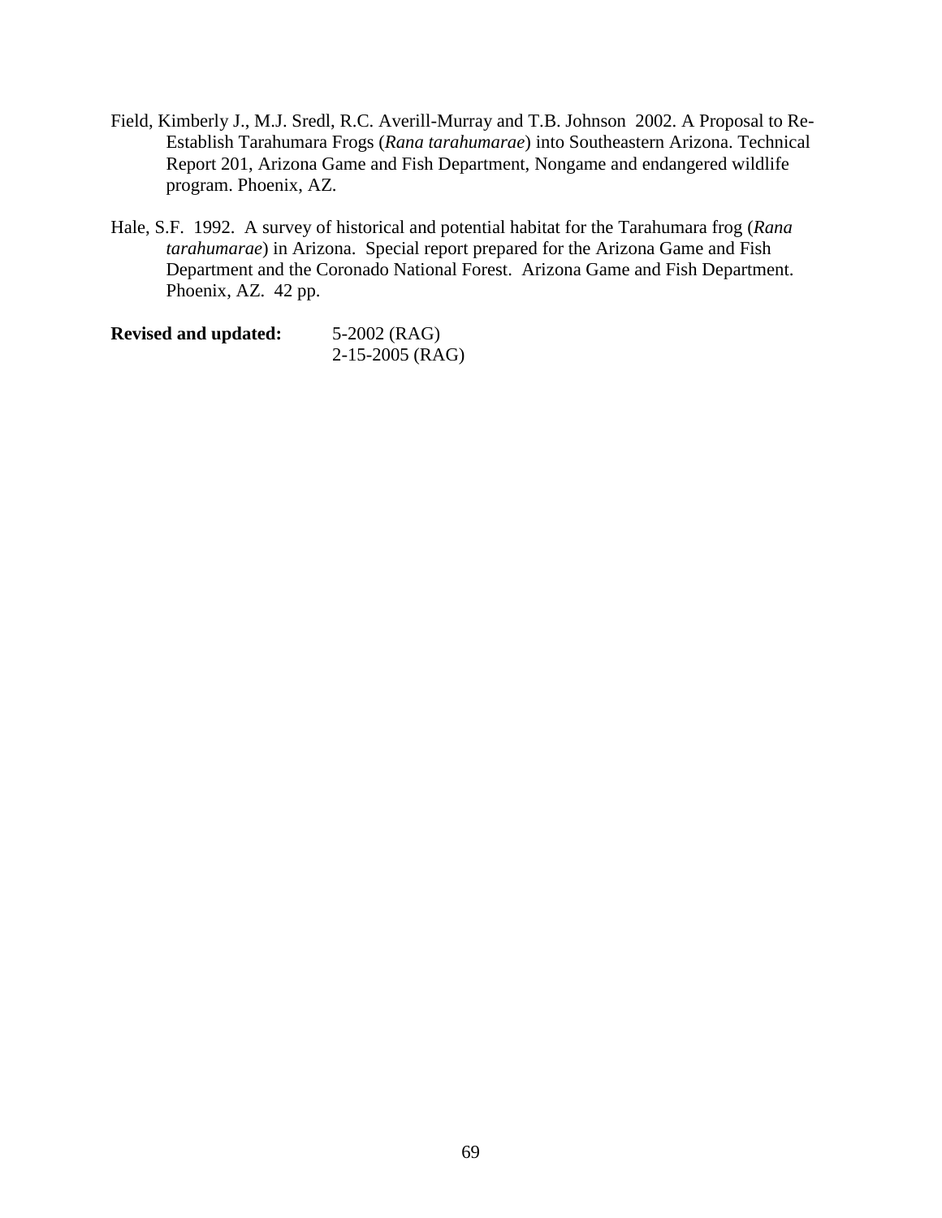Field, Kimberly J., M.J. Sredl, R.C. Averill-Murray and T.B. Johnson  2002. A Proposal to Re-Establish Tarahumara Frogs (*Rana tarahumarae*) into Southeastern Arizona. Technical Report 201, Arizona Game and Fish Department, Nongame and endangered wildlife program. Phoenix, AZ.

Hale, S.F.  1992.  A survey of historical and potential habitat for the Tarahumara frog (*Rana tarahumarae*) in Arizona.  Special report prepared for the Arizona Game and Fish Department and the Coronado National Forest.  Arizona Game and Fish Department. Phoenix, AZ.  42 pp.

**Revised and updated:** 5-2002 (RAG)
2-15-2005 (RAG)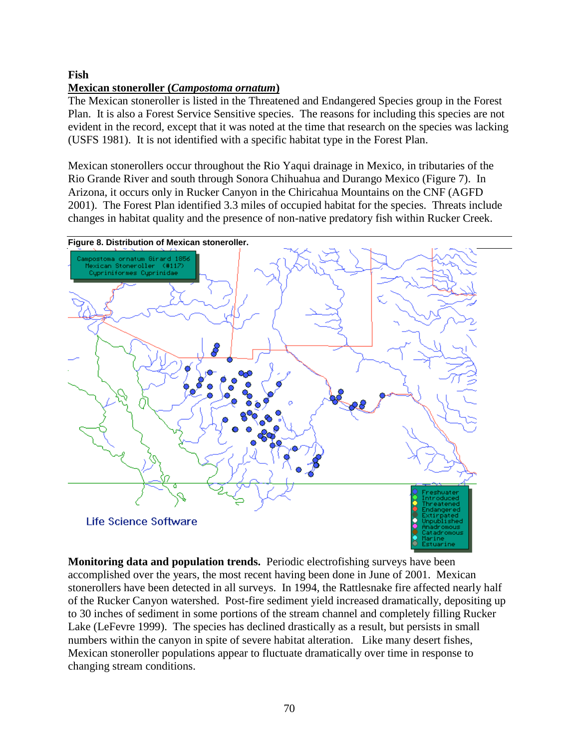**Fish**

**Mexican stoneroller (*Campostoma ornatum*)**

The Mexican stoneroller is listed in the Threatened and Endangered Species group in the Forest Plan. It is also a Forest Service Sensitive species. The reasons for including this species are not evident in the record, except that it was noted at the time that research on the species was lacking (USFS 1981). It is not identified with a specific habitat type in the Forest Plan.

Mexican stonerollers occur throughout the Rio Yaqui drainage in Mexico, in tributaries of the Rio Grande River and south through Sonora Chihuahua and Durango Mexico (Figure 7). In Arizona, it occurs only in Rucker Canyon in the Chiricahua Mountains on the CNF (AGFD 2001). The Forest Plan identified 3.3 miles of occupied habitat for the species. Threats include changes in habitat quality and the presence of non-native predatory fish within Rucker Creek.

**Figure 8. Distribution of Mexican stoneroller.**

**Monitoring data and population trends.** Periodic electrofishing surveys have been accomplished over the years, the most recent having been done in June of 2001. Mexican stonerollers have been detected in all surveys. In 1994, the Rattlesnake fire affected nearly half of the Rucker Canyon watershed. Post-fire sediment yield increased dramatically, depositing up to 30 inches of sediment in some portions of the stream channel and completely filling Rucker Lake (LeFevre 1999). The species has declined drastically as a result, but persists in small numbers within the canyon in spite of severe habitat alteration. Like many desert fishes, Mexican stoneroller populations appear to fluctuate dramatically over time in response to changing stream conditions.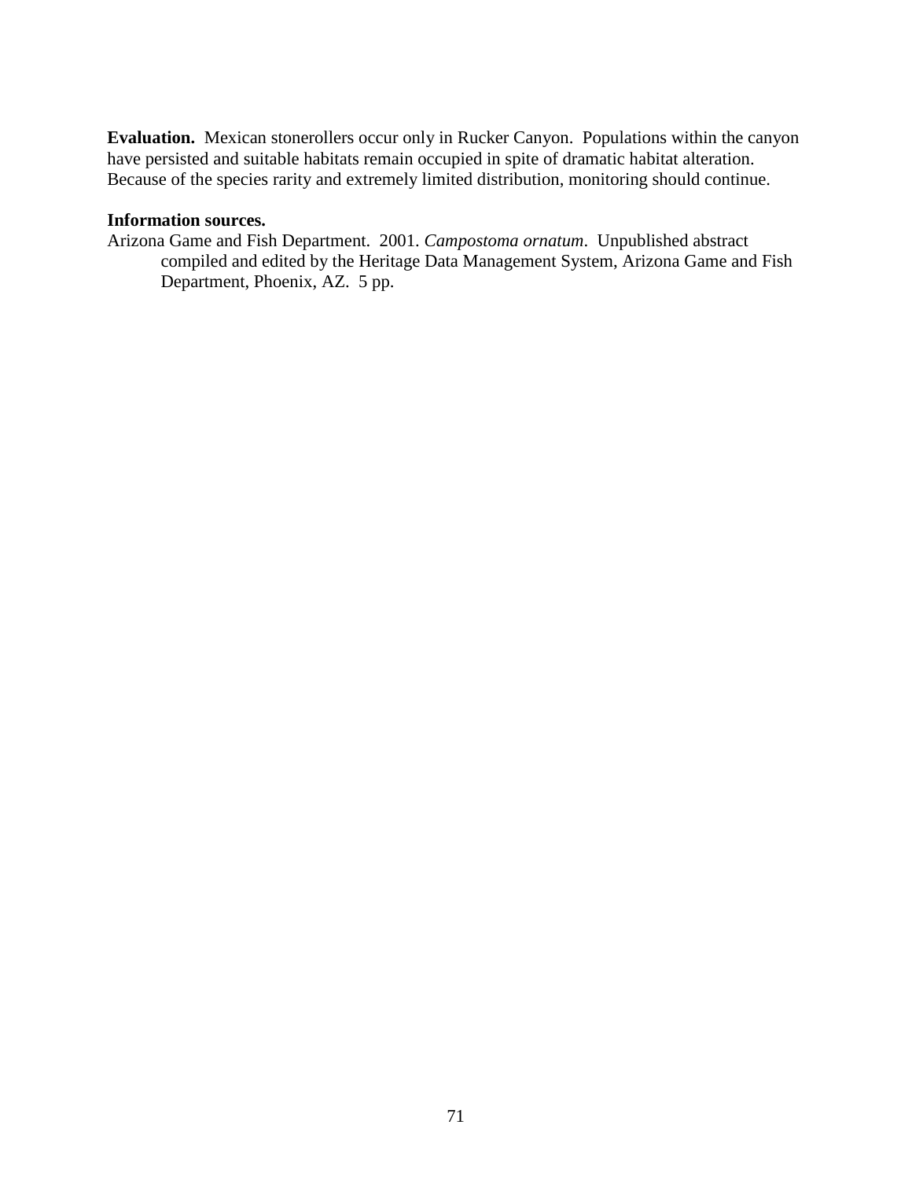**Evaluation.** Mexican stonerollers occur only in Rucker Canyon. Populations within the canyon have persisted and suitable habitats remain occupied in spite of dramatic habitat alteration. Because of the species rarity and extremely limited distribution, monitoring should continue.

**Information sources.**

Arizona Game and Fish Department. 2001. *Campostoma ornatum*. Unpublished abstract compiled and edited by the Heritage Data Management System, Arizona Game and Fish Department, Phoenix, AZ. 5 pp.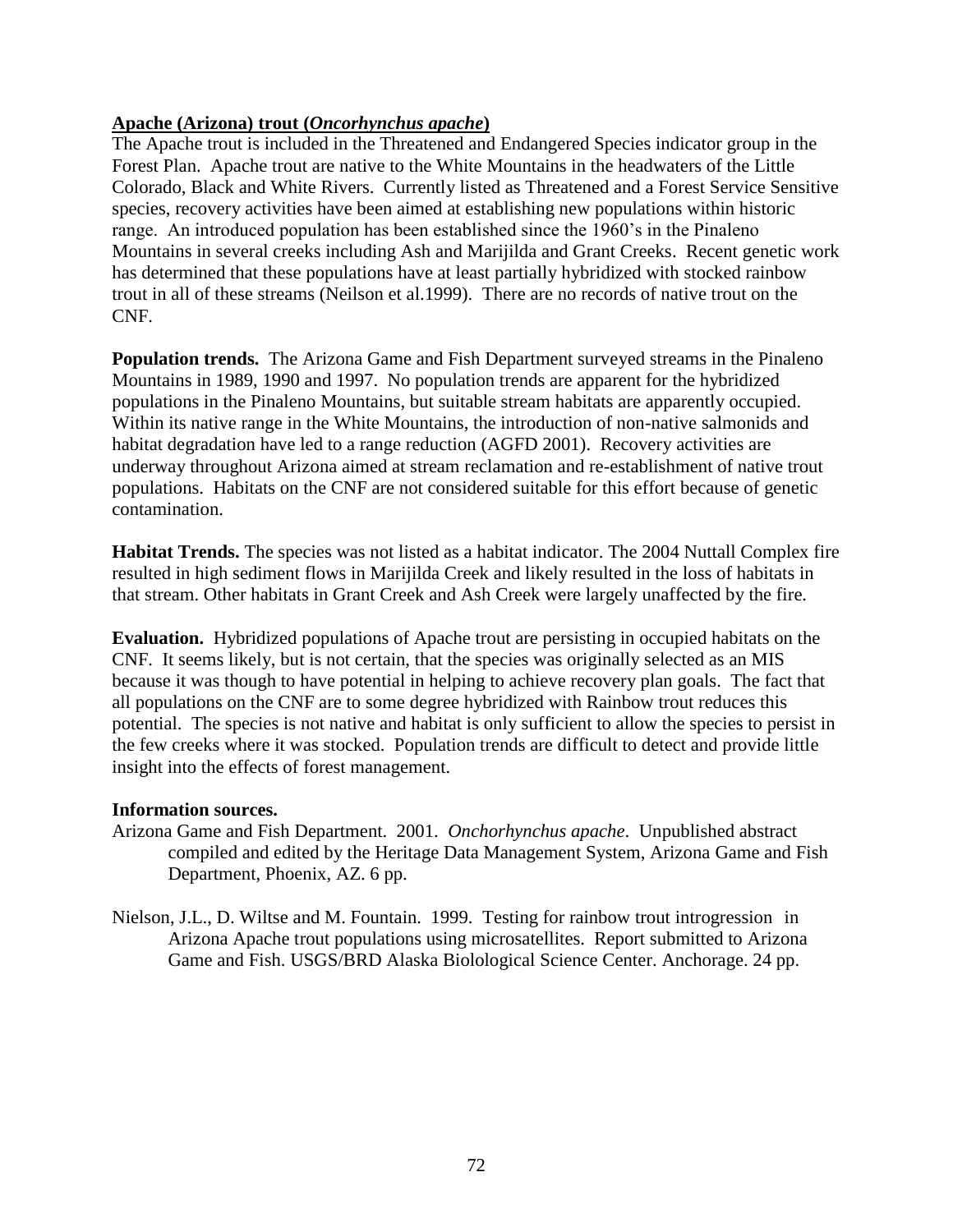## Apache (Arizona) trout (*Oncorhynchus apache*)

The Apache trout is included in the Threatened and Endangered Species indicator group in the Forest Plan. Apache trout are native to the White Mountains in the headwaters of the Little Colorado, Black and White Rivers. Currently listed as Threatened and a Forest Service Sensitive species, recovery activities have been aimed at establishing new populations within historic range. An introduced population has been established since the 1960's in the Pinaleno Mountains in several creeks including Ash and Marijilda and Grant Creeks. Recent genetic work has determined that these populations have at least partially hybridized with stocked rainbow trout in all of these streams (Neilson et al.1999). There are no records of native trout on the CNF.

**Population trends.** The Arizona Game and Fish Department surveyed streams in the Pinaleno Mountains in 1989, 1990 and 1997. No population trends are apparent for the hybridized populations in the Pinaleno Mountains, but suitable stream habitats are apparently occupied. Within its native range in the White Mountains, the introduction of non-native salmonids and habitat degradation have led to a range reduction (AGFD 2001). Recovery activities are underway throughout Arizona aimed at stream reclamation and re-establishment of native trout populations. Habitats on the CNF are not considered suitable for this effort because of genetic contamination.

**Habitat Trends.** The species was not listed as a habitat indicator. The 2004 Nuttall Complex fire resulted in high sediment flows in Marijilda Creek and likely resulted in the loss of habitats in that stream. Other habitats in Grant Creek and Ash Creek were largely unaffected by the fire.

**Evaluation.** Hybridized populations of Apache trout are persisting in occupied habitats on the CNF. It seems likely, but is not certain, that the species was originally selected as an MIS because it was though to have potential in helping to achieve recovery plan goals. The fact that all populations on the CNF are to some degree hybridized with Rainbow trout reduces this potential. The species is not native and habitat is only sufficient to allow the species to persist in the few creeks where it was stocked. Population trends are difficult to detect and provide little insight into the effects of forest management.

**Information sources.**

Arizona Game and Fish Department. 2001. *Onchorhynchus apache*. Unpublished abstract compiled and edited by the Heritage Data Management System, Arizona Game and Fish Department, Phoenix, AZ. 6 pp.

Nielson, J.L., D. Wiltse and M. Fountain. 1999. Testing for rainbow trout introgression in Arizona Apache trout populations using microsatellites. Report submitted to Arizona Game and Fish. USGS/BRD Alaska Biolological Science Center. Anchorage. 24 pp.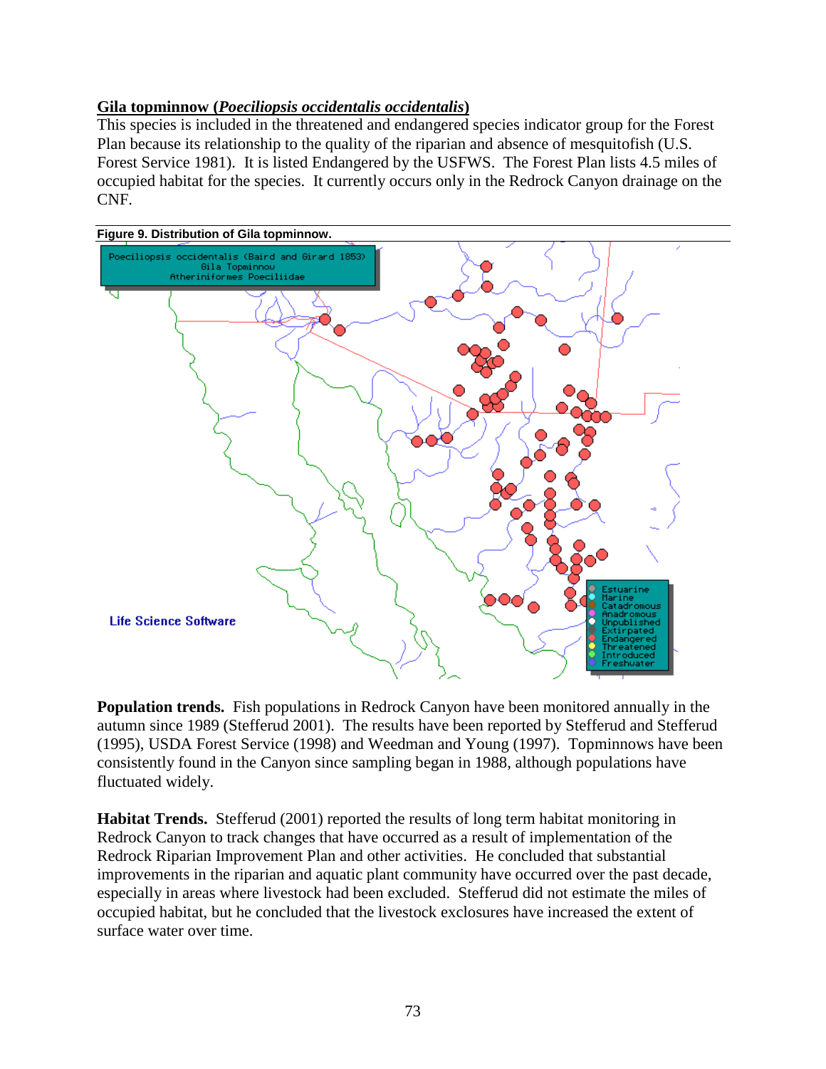**Gila topminnow (*Poeciliopsis occidentalis occidentalis*)**

This species is included in the threatened and endangered species indicator group for the Forest Plan because its relationship to the quality of the riparian and absence of mesquitofish (U.S. Forest Service 1981). It is listed Endangered by the USFWS. The Forest Plan lists 4.5 miles of occupied habitat for the species. It currently occurs only in the Redrock Canyon drainage on the CNF.

**Figure 9. Distribution of Gila topminnow.**

**Population trends.** Fish populations in Redrock Canyon have been monitored annually in the autumn since 1989 (Stefferud 2001). The results have been reported by Stefferud and Stefferud (1995), USDA Forest Service (1998) and Weedman and Young (1997). Topminnows have been consistently found in the Canyon since sampling began in 1988, although populations have fluctuated widely.

**Habitat Trends.** Stefferud (2001) reported the results of long term habitat monitoring in Redrock Canyon to track changes that have occurred as a result of implementation of the Redrock Riparian Improvement Plan and other activities. He concluded that substantial improvements in the riparian and aquatic plant community have occurred over the past decade, especially in areas where livestock had been excluded. Stefferud did not estimate the miles of occupied habitat, but he concluded that the livestock exclosures have increased the extent of surface water over time.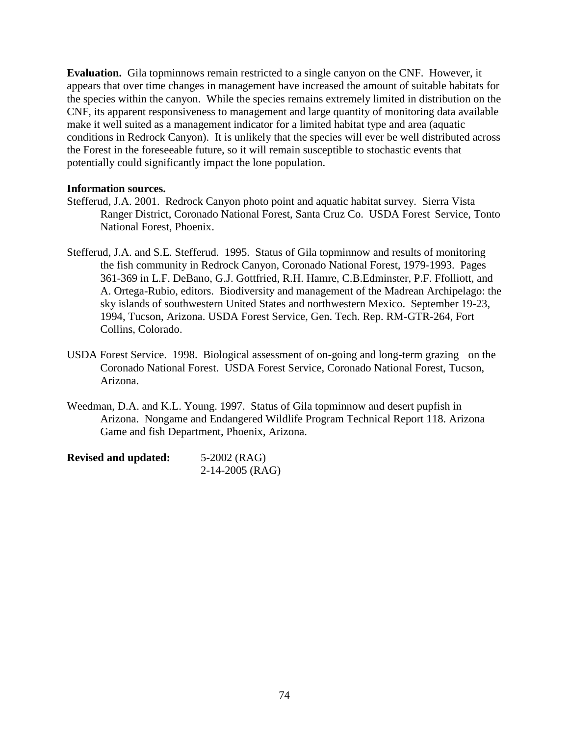**Evaluation.** Gila topminnows remain restricted to a single canyon on the CNF. However, it appears that over time changes in management have increased the amount of suitable habitats for the species within the canyon. While the species remains extremely limited in distribution on the CNF, its apparent responsiveness to management and large quantity of monitoring data available make it well suited as a management indicator for a limited habitat type and area (aquatic conditions in Redrock Canyon). It is unlikely that the species will ever be well distributed across the Forest in the foreseeable future, so it will remain susceptible to stochastic events that potentially could significantly impact the lone population.

**Information sources.**

Stefferud, J.A. 2001. Redrock Canyon photo point and aquatic habitat survey. Sierra Vista Ranger District, Coronado National Forest, Santa Cruz Co. USDA Forest Service, Tonto National Forest, Phoenix.

Stefferud, J.A. and S.E. Stefferud. 1995. Status of Gila topminnow and results of monitoring the fish community in Redrock Canyon, Coronado National Forest, 1979-1993. Pages 361-369 in L.F. DeBano, G.J. Gottfried, R.H. Hamre, C.B.Edminster, P.F. Ffolliott, and A. Ortega-Rubio, editors. Biodiversity and management of the Madrean Archipelago: the sky islands of southwestern United States and northwestern Mexico. September 19-23, 1994, Tucson, Arizona. USDA Forest Service, Gen. Tech. Rep. RM-GTR-264, Fort Collins, Colorado.

USDA Forest Service. 1998. Biological assessment of on-going and long-term grazing on the Coronado National Forest. USDA Forest Service, Coronado National Forest, Tucson, Arizona.

Weedman, D.A. and K.L. Young. 1997. Status of Gila topminnow and desert pupfish in Arizona. Nongame and Endangered Wildlife Program Technical Report 118. Arizona Game and fish Department, Phoenix, Arizona.

**Revised and updated:** 5-2002 (RAG)
2-14-2005 (RAG)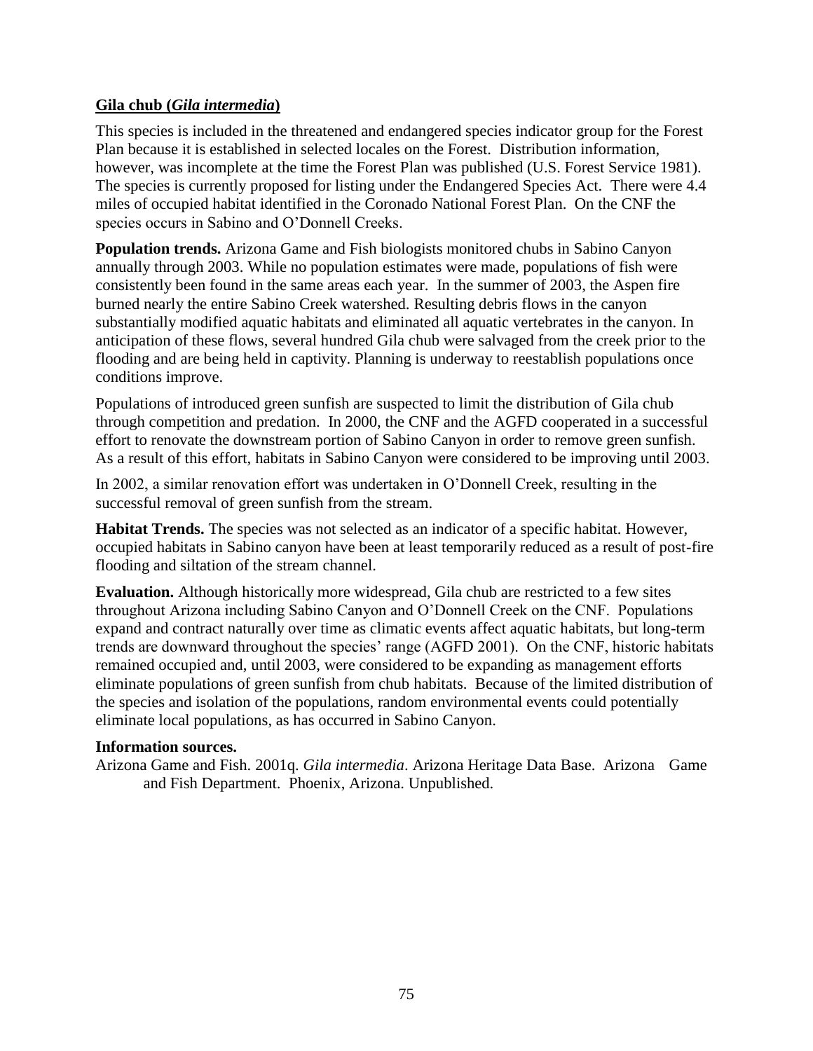## **Gila chub (*Gila intermedia*)**

This species is included in the threatened and endangered species indicator group for the Forest Plan because it is established in selected locales on the Forest. Distribution information, however, was incomplete at the time the Forest Plan was published (U.S. Forest Service 1981). The species is currently proposed for listing under the Endangered Species Act. There were 4.4 miles of occupied habitat identified in the Coronado National Forest Plan. On the CNF the species occurs in Sabino and O'Donnell Creeks.

**Population trends.** Arizona Game and Fish biologists monitored chubs in Sabino Canyon annually through 2003. While no population estimates were made, populations of fish were consistently been found in the same areas each year. In the summer of 2003, the Aspen fire burned nearly the entire Sabino Creek watershed. Resulting debris flows in the canyon substantially modified aquatic habitats and eliminated all aquatic vertebrates in the canyon. In anticipation of these flows, several hundred Gila chub were salvaged from the creek prior to the flooding and are being held in captivity. Planning is underway to reestablish populations once conditions improve.

Populations of introduced green sunfish are suspected to limit the distribution of Gila chub through competition and predation. In 2000, the CNF and the AGFD cooperated in a successful effort to renovate the downstream portion of Sabino Canyon in order to remove green sunfish. As a result of this effort, habitats in Sabino Canyon were considered to be improving until 2003.

In 2002, a similar renovation effort was undertaken in O'Donnell Creek, resulting in the successful removal of green sunfish from the stream.

**Habitat Trends.** The species was not selected as an indicator of a specific habitat. However, occupied habitats in Sabino canyon have been at least temporarily reduced as a result of post-fire flooding and siltation of the stream channel.

**Evaluation.** Although historically more widespread, Gila chub are restricted to a few sites throughout Arizona including Sabino Canyon and O'Donnell Creek on the CNF. Populations expand and contract naturally over time as climatic events affect aquatic habitats, but long-term trends are downward throughout the species' range (AGFD 2001). On the CNF, historic habitats remained occupied and, until 2003, were considered to be expanding as management efforts eliminate populations of green sunfish from chub habitats. Because of the limited distribution of the species and isolation of the populations, random environmental events could potentially eliminate local populations, as has occurred in Sabino Canyon.

**Information sources.**

Arizona Game and Fish. 2001q. *Gila intermedia*. Arizona Heritage Data Base. Arizona Game and Fish Department. Phoenix, Arizona. Unpublished.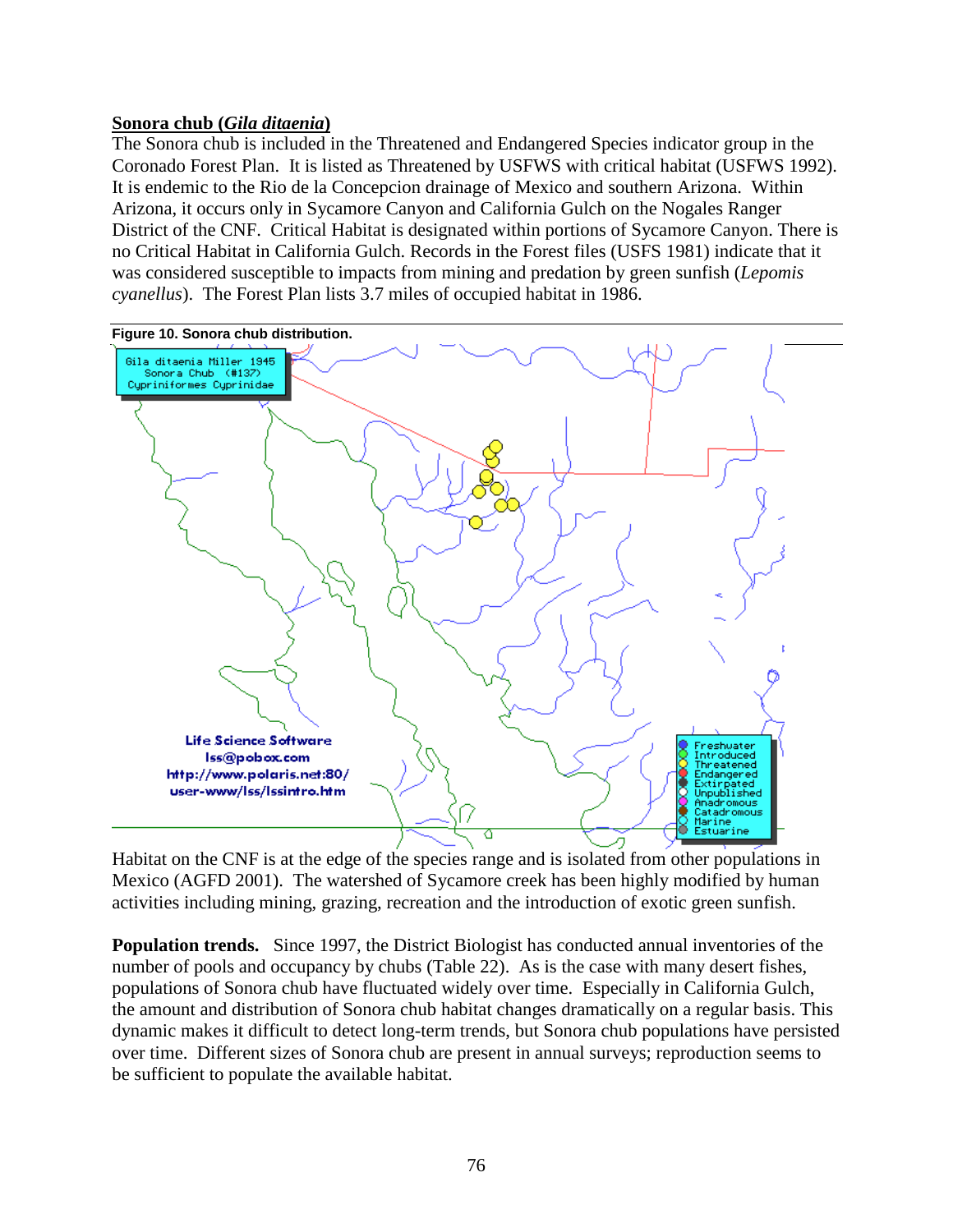**Sonora chub (*Gila ditaenia*)**
The Sonora chub is included in the Threatened and Endangered Species indicator group in the Coronado Forest Plan. It is listed as Threatened by USFWS with critical habitat (USFWS 1992). It is endemic to the Rio de la Concepcion drainage of Mexico and southern Arizona. Within Arizona, it occurs only in Sycamore Canyon and California Gulch on the Nogales Ranger District of the CNF. Critical Habitat is designated within portions of Sycamore Canyon. There is no Critical Habitat in California Gulch. Records in the Forest files (USFS 1981) indicate that it was considered susceptible to impacts from mining and predation by green sunfish (*Lepomis cyanellus*). The Forest Plan lists 3.7 miles of occupied habitat in 1986.

**Figure 10. Sonora chub distribution.**

Habitat on the CNF is at the edge of the species range and is isolated from other populations in Mexico (AGFD 2001). The watershed of Sycamore creek has been highly modified by human activities including mining, grazing, recreation and the introduction of exotic green sunfish.

**Population trends.** Since 1997, the District Biologist has conducted annual inventories of the number of pools and occupancy by chubs (Table 22). As is the case with many desert fishes, populations of Sonora chub have fluctuated widely over time. Especially in California Gulch, the amount and distribution of Sonora chub habitat changes dramatically on a regular basis. This dynamic makes it difficult to detect long-term trends, but Sonora chub populations have persisted over time. Different sizes of Sonora chub are present in annual surveys; reproduction seems to be sufficient to populate the available habitat.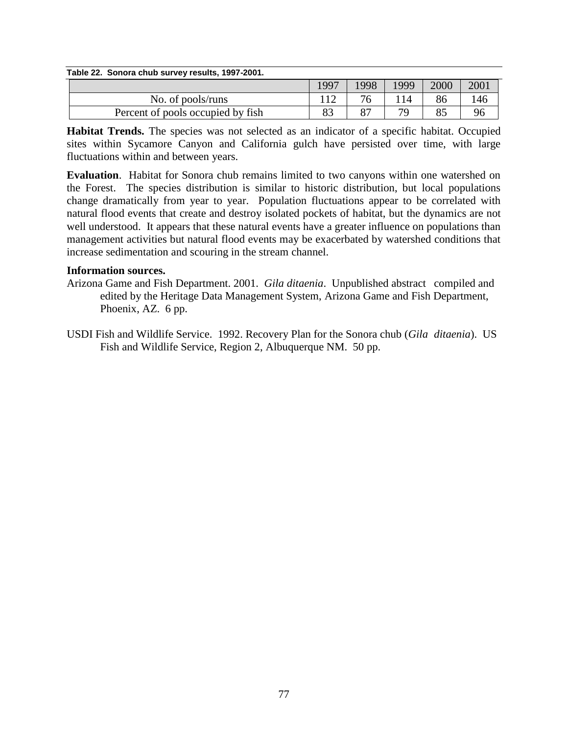**Table 22. Sonora chub survey results, 1997-2001.**

| | 1997 | 1998 | 1999 | 2000 | 2001 |
|---|---|---|---|---|---|
| No. of pools/runs | 112 | 76 | 114 | 86 | 146 |
| Percent of pools occupied by fish | 83 | 87 | 79 | 85 | 96 |

**Habitat Trends.** The species was not selected as an indicator of a specific habitat. Occupied sites within Sycamore Canyon and California gulch have persisted over time, with large fluctuations within and between years.

**Evaluation**. Habitat for Sonora chub remains limited to two canyons within one watershed on the Forest. The species distribution is similar to historic distribution, but local populations change dramatically from year to year. Population fluctuations appear to be correlated with natural flood events that create and destroy isolated pockets of habitat, but the dynamics are not well understood. It appears that these natural events have a greater influence on populations than management activities but natural flood events may be exacerbated by watershed conditions that increase sedimentation and scouring in the stream channel.

**Information sources.**

Arizona Game and Fish Department. 2001. *Gila ditaenia*. Unpublished abstract compiled and edited by the Heritage Data Management System, Arizona Game and Fish Department, Phoenix, AZ. 6 pp.

USDI Fish and Wildlife Service. 1992. Recovery Plan for the Sonora chub (*Gila ditaenia*). US Fish and Wildlife Service, Region 2, Albuquerque NM. 50 pp.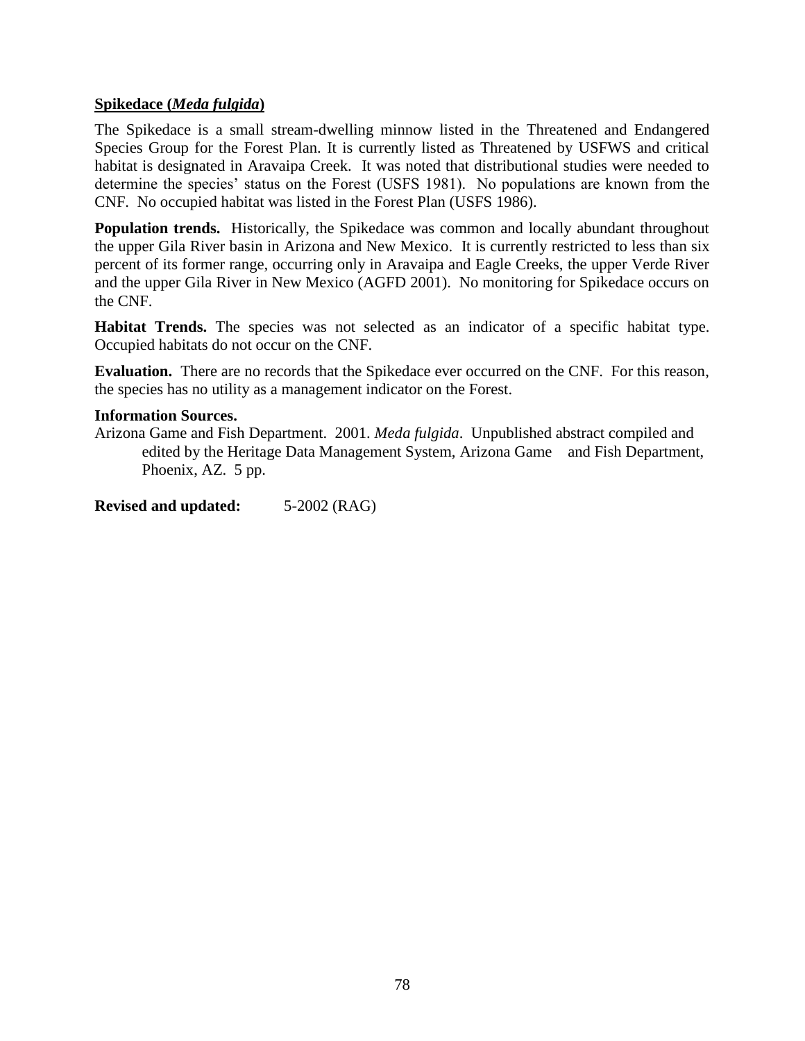**Spikedace (*Meda fulgida*)**

The Spikedace is a small stream-dwelling minnow listed in the Threatened and Endangered Species Group for the Forest Plan. It is currently listed as Threatened by USFWS and critical habitat is designated in Aravaipa Creek. It was noted that distributional studies were needed to determine the species' status on the Forest (USFS 1981). No populations are known from the CNF. No occupied habitat was listed in the Forest Plan (USFS 1986).

**Population trends.** Historically, the Spikedace was common and locally abundant throughout the upper Gila River basin in Arizona and New Mexico. It is currently restricted to less than six percent of its former range, occurring only in Aravaipa and Eagle Creeks, the upper Verde River and the upper Gila River in New Mexico (AGFD 2001). No monitoring for Spikedace occurs on the CNF.

**Habitat Trends.** The species was not selected as an indicator of a specific habitat type. Occupied habitats do not occur on the CNF.

**Evaluation.** There are no records that the Spikedace ever occurred on the CNF. For this reason, the species has no utility as a management indicator on the Forest.

**Information Sources.**

Arizona Game and Fish Department. 2001. *Meda fulgida*. Unpublished abstract compiled and edited by the Heritage Data Management System, Arizona Game and Fish Department, Phoenix, AZ. 5 pp.

**Revised and updated:** 5-2002 (RAG)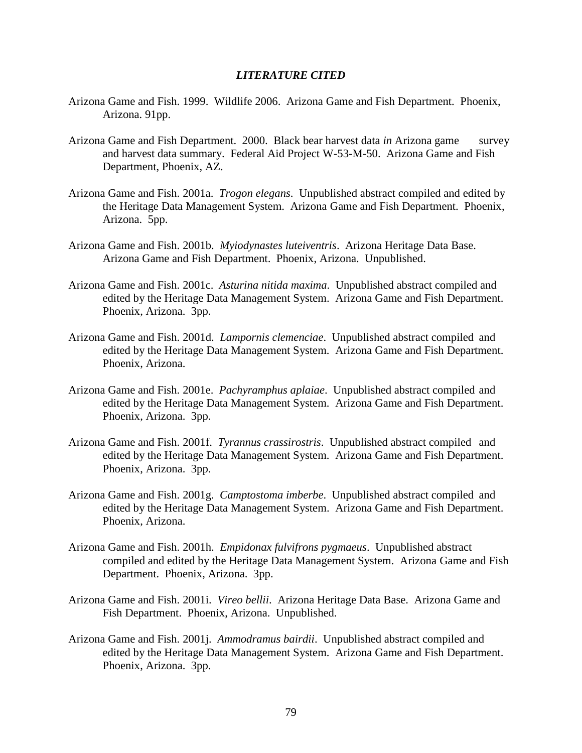## *LITERATURE CITED*

Arizona Game and Fish. 1999. Wildlife 2006. Arizona Game and Fish Department. Phoenix, Arizona. 91pp.

Arizona Game and Fish Department. 2000. Black bear harvest data *in* Arizona game survey and harvest data summary. Federal Aid Project W-53-M-50. Arizona Game and Fish Department, Phoenix, AZ.

Arizona Game and Fish. 2001a. *Trogon elegans*. Unpublished abstract compiled and edited by the Heritage Data Management System. Arizona Game and Fish Department. Phoenix, Arizona. 5pp.

Arizona Game and Fish. 2001b. *Myiodynastes luteiventris*. Arizona Heritage Data Base. Arizona Game and Fish Department. Phoenix, Arizona. Unpublished.

Arizona Game and Fish. 2001c. *Asturina nitida maxima*. Unpublished abstract compiled and edited by the Heritage Data Management System. Arizona Game and Fish Department. Phoenix, Arizona. 3pp.

Arizona Game and Fish. 2001d. *Lampornis clemenciae*. Unpublished abstract compiled and edited by the Heritage Data Management System. Arizona Game and Fish Department. Phoenix, Arizona.

Arizona Game and Fish. 2001e. *Pachyramphus aplaiae*. Unpublished abstract compiled and edited by the Heritage Data Management System. Arizona Game and Fish Department. Phoenix, Arizona. 3pp.

Arizona Game and Fish. 2001f. *Tyrannus crassirostris*. Unpublished abstract compiled and edited by the Heritage Data Management System. Arizona Game and Fish Department. Phoenix, Arizona. 3pp.

Arizona Game and Fish. 2001g. *Camptostoma imberbe*. Unpublished abstract compiled and edited by the Heritage Data Management System. Arizona Game and Fish Department. Phoenix, Arizona.

Arizona Game and Fish. 2001h. *Empidonax fulvifrons pygmaeus*. Unpublished abstract compiled and edited by the Heritage Data Management System. Arizona Game and Fish Department. Phoenix, Arizona. 3pp.

Arizona Game and Fish. 2001i. *Vireo bellii*. Arizona Heritage Data Base. Arizona Game and Fish Department. Phoenix, Arizona. Unpublished.

Arizona Game and Fish. 2001j. *Ammodramus bairdii*. Unpublished abstract compiled and edited by the Heritage Data Management System. Arizona Game and Fish Department. Phoenix, Arizona. 3pp.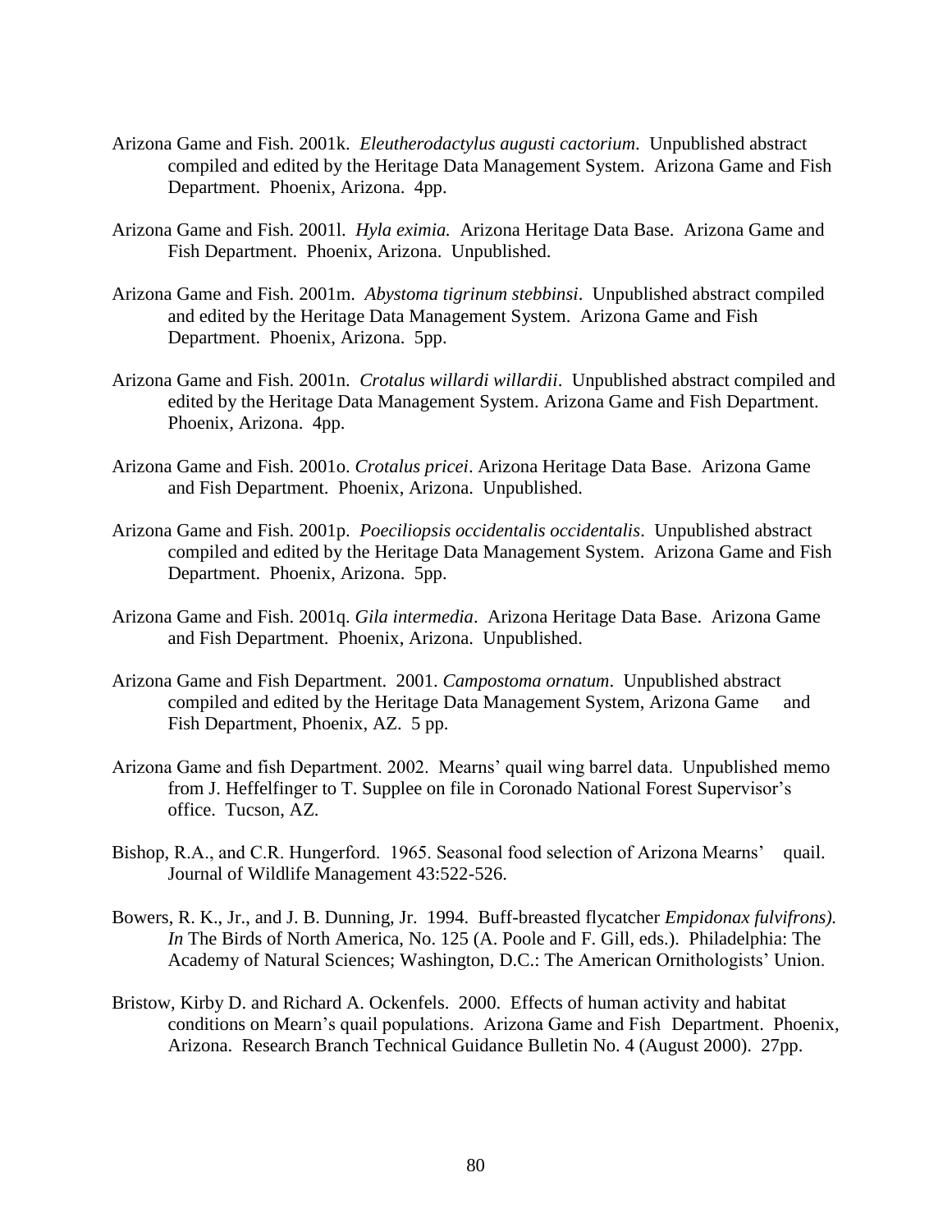Arizona Game and Fish. 2001k. *Eleutherodactylus augusti cactorium*. Unpublished abstract compiled and edited by the Heritage Data Management System. Arizona Game and Fish Department. Phoenix, Arizona. 4pp.

Arizona Game and Fish. 2001l. *Hyla eximia.* Arizona Heritage Data Base. Arizona Game and Fish Department. Phoenix, Arizona. Unpublished.

Arizona Game and Fish. 2001m. *Abystoma tigrinum stebbinsi*. Unpublished abstract compiled and edited by the Heritage Data Management System. Arizona Game and Fish Department. Phoenix, Arizona. 5pp.

Arizona Game and Fish. 2001n. *Crotalus willardi willardii*. Unpublished abstract compiled and edited by the Heritage Data Management System. Arizona Game and Fish Department. Phoenix, Arizona. 4pp.

Arizona Game and Fish. 2001o. *Crotalus pricei*. Arizona Heritage Data Base. Arizona Game and Fish Department. Phoenix, Arizona. Unpublished.

Arizona Game and Fish. 2001p. *Poeciliopsis occidentalis occidentalis*. Unpublished abstract compiled and edited by the Heritage Data Management System. Arizona Game and Fish Department. Phoenix, Arizona. 5pp.

Arizona Game and Fish. 2001q. *Gila intermedia*. Arizona Heritage Data Base. Arizona Game and Fish Department. Phoenix, Arizona. Unpublished.

Arizona Game and Fish Department. 2001. *Campostoma ornatum*. Unpublished abstract compiled and edited by the Heritage Data Management System, Arizona Game and Fish Department, Phoenix, AZ. 5 pp.

Arizona Game and fish Department. 2002. Mearns' quail wing barrel data. Unpublished memo from J. Heffelfinger to T. Supplee on file in Coronado National Forest Supervisor's office. Tucson, AZ.

Bishop, R.A., and C.R. Hungerford. 1965. Seasonal food selection of Arizona Mearns' quail. Journal of Wildlife Management 43:522-526.

Bowers, R. K., Jr., and J. B. Dunning, Jr. 1994. Buff-breasted flycatcher *Empidonax fulvifrons). In* The Birds of North America, No. 125 (A. Poole and F. Gill, eds.). Philadelphia: The Academy of Natural Sciences; Washington, D.C.: The American Ornithologists' Union.

Bristow, Kirby D. and Richard A. Ockenfels. 2000. Effects of human activity and habitat conditions on Mearn's quail populations. Arizona Game and Fish Department. Phoenix, Arizona. Research Branch Technical Guidance Bulletin No. 4 (August 2000). 27pp.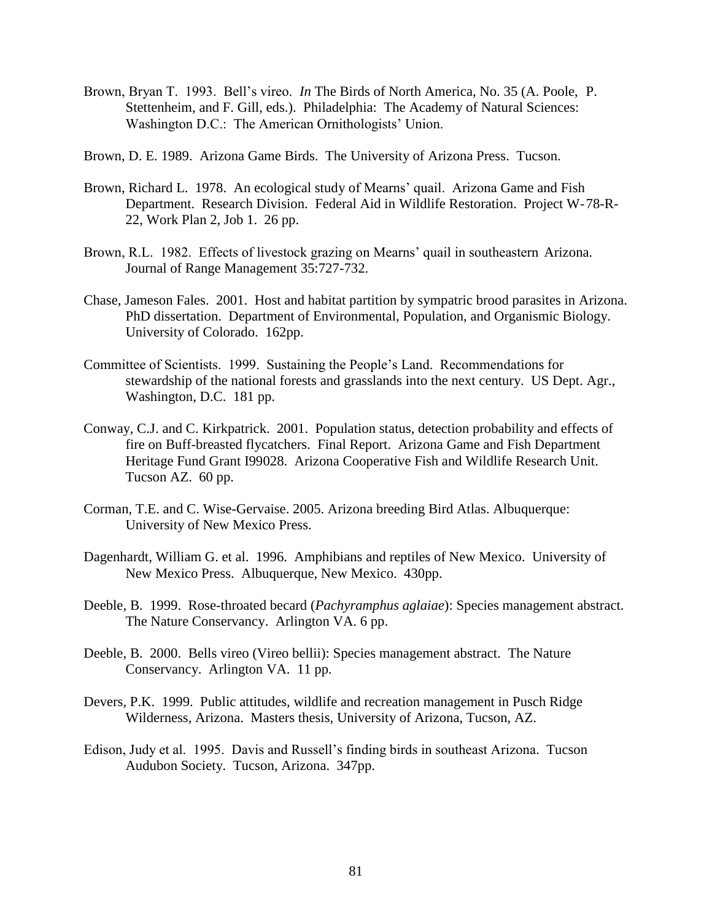Brown, Bryan T. 1993. Bell's vireo. *In* The Birds of North America, No. 35 (A. Poole, P. Stettenheim, and F. Gill, eds.). Philadelphia: The Academy of Natural Sciences: Washington D.C.: The American Ornithologists' Union.

Brown, D. E. 1989. Arizona Game Birds. The University of Arizona Press. Tucson.

Brown, Richard L. 1978. An ecological study of Mearns' quail. Arizona Game and Fish Department. Research Division. Federal Aid in Wildlife Restoration. Project W-78-R-22, Work Plan 2, Job 1. 26 pp.

Brown, R.L. 1982. Effects of livestock grazing on Mearns' quail in southeastern Arizona. Journal of Range Management 35:727-732.

Chase, Jameson Fales. 2001. Host and habitat partition by sympatric brood parasites in Arizona. PhD dissertation. Department of Environmental, Population, and Organismic Biology. University of Colorado. 162pp.

Committee of Scientists. 1999. Sustaining the People's Land. Recommendations for stewardship of the national forests and grasslands into the next century. US Dept. Agr., Washington, D.C. 181 pp.

Conway, C.J. and C. Kirkpatrick. 2001. Population status, detection probability and effects of fire on Buff-breasted flycatchers. Final Report. Arizona Game and Fish Department Heritage Fund Grant I99028. Arizona Cooperative Fish and Wildlife Research Unit. Tucson AZ. 60 pp.

Corman, T.E. and C. Wise-Gervaise. 2005. Arizona breeding Bird Atlas. Albuquerque: University of New Mexico Press.

Dagenhardt, William G. et al. 1996. Amphibians and reptiles of New Mexico. University of New Mexico Press. Albuquerque, New Mexico. 430pp.

Deeble, B. 1999. Rose-throated becard (*Pachyramphus aglaiae*): Species management abstract. The Nature Conservancy. Arlington VA. 6 pp.

Deeble, B. 2000. Bells vireo (Vireo bellii): Species management abstract. The Nature Conservancy. Arlington VA. 11 pp.

Devers, P.K. 1999. Public attitudes, wildlife and recreation management in Pusch Ridge Wilderness, Arizona. Masters thesis, University of Arizona, Tucson, AZ.

Edison, Judy et al. 1995. Davis and Russell's finding birds in southeast Arizona. Tucson Audubon Society. Tucson, Arizona. 347pp.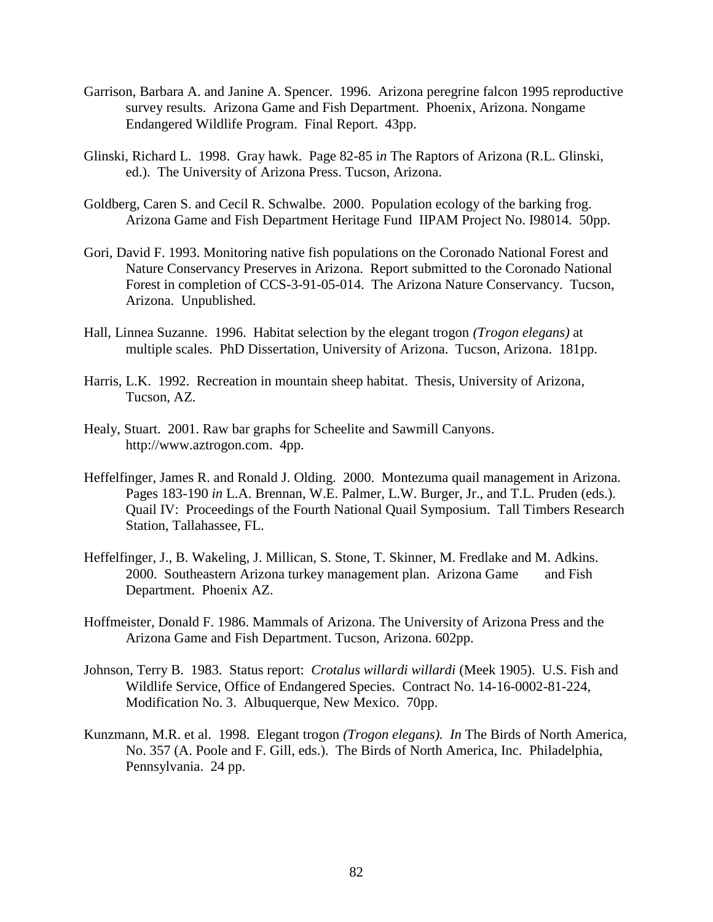Garrison, Barbara A. and Janine A. Spencer. 1996. Arizona peregrine falcon 1995 reproductive survey results. Arizona Game and Fish Department. Phoenix, Arizona. Nongame Endangered Wildlife Program. Final Report. 43pp.

Glinski, Richard L. 1998. Gray hawk. Page 82-85 i*n* The Raptors of Arizona (R.L. Glinski, ed.). The University of Arizona Press. Tucson, Arizona.

Goldberg, Caren S. and Cecil R. Schwalbe. 2000. Population ecology of the barking frog. Arizona Game and Fish Department Heritage Fund IIPAM Project No. I98014. 50pp.

Gori, David F. 1993. Monitoring native fish populations on the Coronado National Forest and Nature Conservancy Preserves in Arizona. Report submitted to the Coronado National Forest in completion of CCS-3-91-05-014. The Arizona Nature Conservancy. Tucson, Arizona. Unpublished.

Hall, Linnea Suzanne. 1996. Habitat selection by the elegant trogon *(Trogon elegans)* at multiple scales. PhD Dissertation, University of Arizona. Tucson, Arizona. 181pp.

Harris, L.K. 1992. Recreation in mountain sheep habitat. Thesis, University of Arizona, Tucson, AZ.

Healy, Stuart. 2001. Raw bar graphs for Scheelite and Sawmill Canyons. http://www.aztrogon.com. 4pp.

Heffelfinger, James R. and Ronald J. Olding. 2000. Montezuma quail management in Arizona. Pages 183-190 *in* L.A. Brennan, W.E. Palmer, L.W. Burger, Jr., and T.L. Pruden (eds.). Quail IV: Proceedings of the Fourth National Quail Symposium. Tall Timbers Research Station, Tallahassee, FL.

Heffelfinger, J., B. Wakeling, J. Millican, S. Stone, T. Skinner, M. Fredlake and M. Adkins. 2000. Southeastern Arizona turkey management plan. Arizona Game and Fish Department. Phoenix AZ.

Hoffmeister, Donald F. 1986. Mammals of Arizona. The University of Arizona Press and the Arizona Game and Fish Department. Tucson, Arizona. 602pp.

Johnson, Terry B. 1983. Status report: *Crotalus willardi willardi* (Meek 1905). U.S. Fish and Wildlife Service, Office of Endangered Species. Contract No. 14-16-0002-81-224, Modification No. 3. Albuquerque, New Mexico. 70pp.

Kunzmann, M.R. et al. 1998. Elegant trogon *(Trogon elegans). In* The Birds of North America, No. 357 (A. Poole and F. Gill, eds.). The Birds of North America, Inc. Philadelphia, Pennsylvania. 24 pp.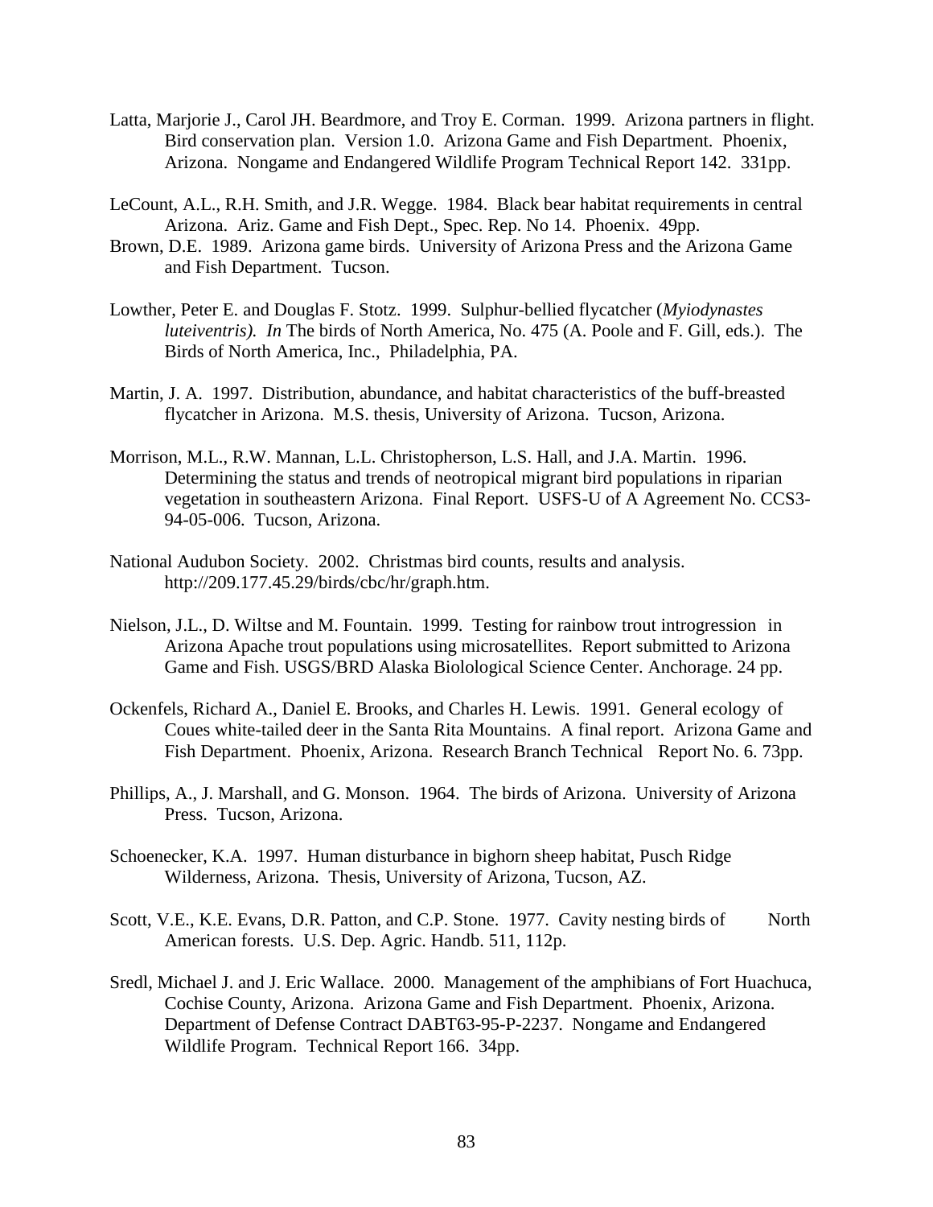Latta, Marjorie J., Carol JH. Beardmore, and Troy E. Corman. 1999. Arizona partners in flight. Bird conservation plan. Version 1.0. Arizona Game and Fish Department. Phoenix, Arizona. Nongame and Endangered Wildlife Program Technical Report 142. 331pp.

LeCount, A.L., R.H. Smith, and J.R. Wegge. 1984. Black bear habitat requirements in central Arizona. Ariz. Game and Fish Dept., Spec. Rep. No 14. Phoenix. 49pp.

Brown, D.E. 1989. Arizona game birds. University of Arizona Press and the Arizona Game and Fish Department. Tucson.

Lowther, Peter E. and Douglas F. Stotz. 1999. Sulphur-bellied flycatcher (*Myiodynastes luteiventris). In* The birds of North America, No. 475 (A. Poole and F. Gill, eds.). The Birds of North America, Inc., Philadelphia, PA.

Martin, J. A. 1997. Distribution, abundance, and habitat characteristics of the buff-breasted flycatcher in Arizona. M.S. thesis, University of Arizona. Tucson, Arizona.

Morrison, M.L., R.W. Mannan, L.L. Christopherson, L.S. Hall, and J.A. Martin. 1996. Determining the status and trends of neotropical migrant bird populations in riparian vegetation in southeastern Arizona. Final Report. USFS-U of A Agreement No. CCS3-94-05-006. Tucson, Arizona.

National Audubon Society. 2002. Christmas bird counts, results and analysis. http://209.177.45.29/birds/cbc/hr/graph.htm.

Nielson, J.L., D. Wiltse and M. Fountain. 1999. Testing for rainbow trout introgression in Arizona Apache trout populations using microsatellites. Report submitted to Arizona Game and Fish. USGS/BRD Alaska Biolological Science Center. Anchorage. 24 pp.

Ockenfels, Richard A., Daniel E. Brooks, and Charles H. Lewis. 1991. General ecology of Coues white-tailed deer in the Santa Rita Mountains. A final report. Arizona Game and Fish Department. Phoenix, Arizona. Research Branch Technical Report No. 6. 73pp.

Phillips, A., J. Marshall, and G. Monson. 1964. The birds of Arizona. University of Arizona Press. Tucson, Arizona.

Schoenecker, K.A. 1997. Human disturbance in bighorn sheep habitat, Pusch Ridge Wilderness, Arizona. Thesis, University of Arizona, Tucson, AZ.

Scott, V.E., K.E. Evans, D.R. Patton, and C.P. Stone. 1977. Cavity nesting birds of North American forests. U.S. Dep. Agric. Handb. 511, 112p.

Sredl, Michael J. and J. Eric Wallace. 2000. Management of the amphibians of Fort Huachuca, Cochise County, Arizona. Arizona Game and Fish Department. Phoenix, Arizona. Department of Defense Contract DABT63-95-P-2237. Nongame and Endangered Wildlife Program. Technical Report 166. 34pp.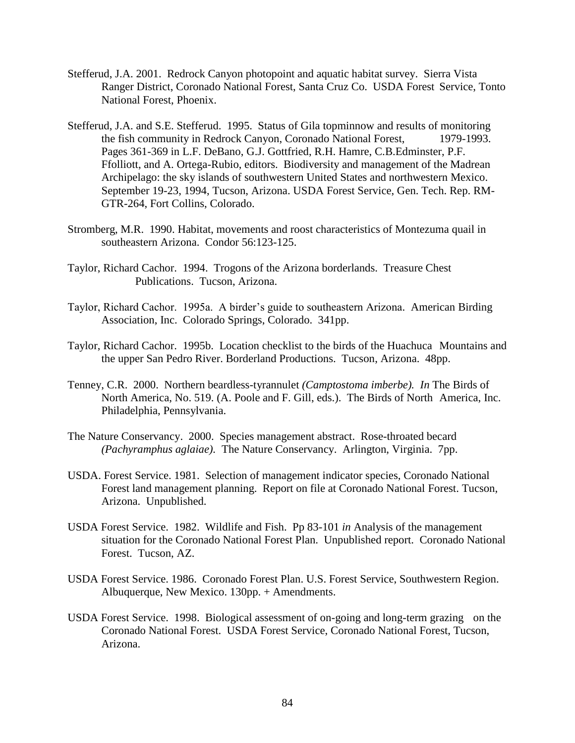Stefferud, J.A. 2001. Redrock Canyon photopoint and aquatic habitat survey. Sierra Vista Ranger District, Coronado National Forest, Santa Cruz Co. USDA Forest Service, Tonto National Forest, Phoenix.

Stefferud, J.A. and S.E. Stefferud. 1995. Status of Gila topminnow and results of monitoring the fish community in Redrock Canyon, Coronado National Forest, 1979-1993. Pages 361-369 in L.F. DeBano, G.J. Gottfried, R.H. Hamre, C.B.Edminster, P.F. Ffolliott, and A. Ortega-Rubio, editors. Biodiversity and management of the Madrean Archipelago: the sky islands of southwestern United States and northwestern Mexico. September 19-23, 1994, Tucson, Arizona. USDA Forest Service, Gen. Tech. Rep. RM-GTR-264, Fort Collins, Colorado.

Stromberg, M.R. 1990. Habitat, movements and roost characteristics of Montezuma quail in southeastern Arizona. Condor 56:123-125.

Taylor, Richard Cachor. 1994. Trogons of the Arizona borderlands. Treasure Chest Publications. Tucson, Arizona.

Taylor, Richard Cachor. 1995a. A birder's guide to southeastern Arizona. American Birding Association, Inc. Colorado Springs, Colorado. 341pp.

Taylor, Richard Cachor. 1995b. Location checklist to the birds of the Huachuca Mountains and the upper San Pedro River. Borderland Productions. Tucson, Arizona. 48pp.

Tenney, C.R. 2000. Northern beardless-tyrannulet *(Camptostoma imberbe). In* The Birds of North America, No. 519. (A. Poole and F. Gill, eds.). The Birds of North America, Inc. Philadelphia, Pennsylvania.

The Nature Conservancy. 2000. Species management abstract. Rose-throated becard *(Pachyramphus aglaiae)*. The Nature Conservancy. Arlington, Virginia. 7pp.

USDA. Forest Service. 1981. Selection of management indicator species, Coronado National Forest land management planning. Report on file at Coronado National Forest. Tucson, Arizona. Unpublished.

USDA Forest Service. 1982. Wildlife and Fish. Pp 83-101 *in* Analysis of the management situation for the Coronado National Forest Plan. Unpublished report. Coronado National Forest. Tucson, AZ.

USDA Forest Service. 1986. Coronado Forest Plan. U.S. Forest Service, Southwestern Region. Albuquerque, New Mexico. 130pp. + Amendments.

USDA Forest Service. 1998. Biological assessment of on-going and long-term grazing on the Coronado National Forest. USDA Forest Service, Coronado National Forest, Tucson, Arizona.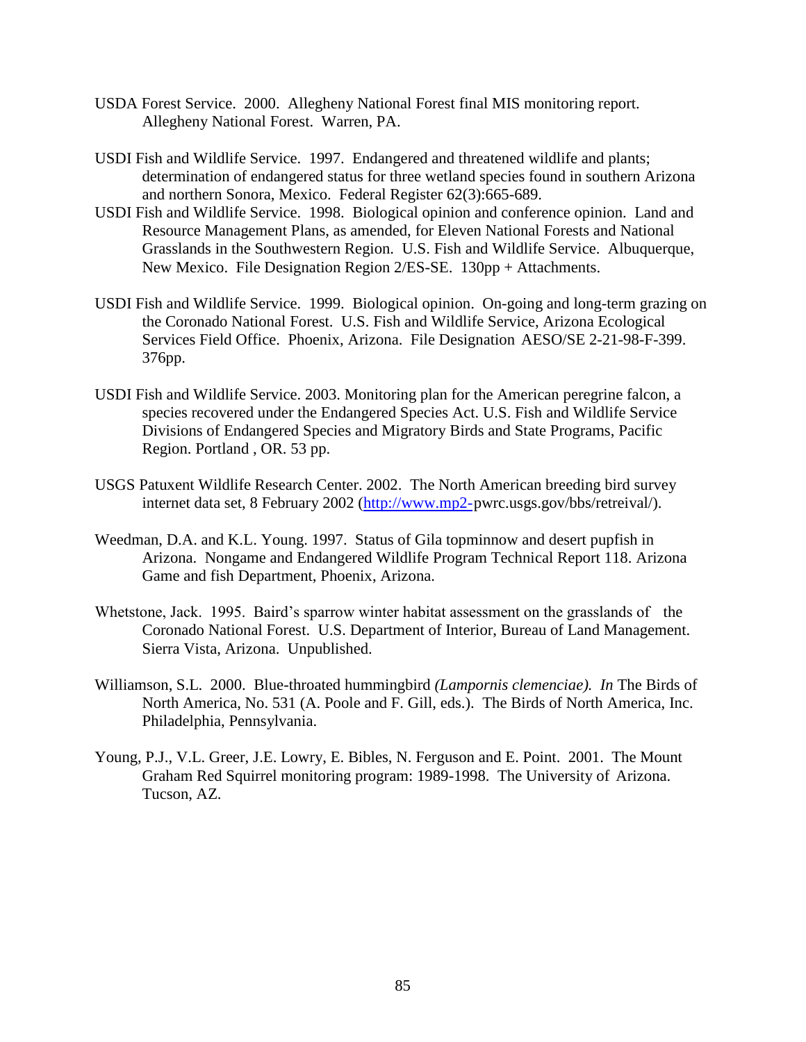USDA Forest Service. 2000. Allegheny National Forest final MIS monitoring report. Allegheny National Forest. Warren, PA.

USDI Fish and Wildlife Service. 1997. Endangered and threatened wildlife and plants; determination of endangered status for three wetland species found in southern Arizona and northern Sonora, Mexico. Federal Register 62(3):665-689.

USDI Fish and Wildlife Service. 1998. Biological opinion and conference opinion. Land and Resource Management Plans, as amended, for Eleven National Forests and National Grasslands in the Southwestern Region. U.S. Fish and Wildlife Service. Albuquerque, New Mexico. File Designation Region 2/ES-SE. 130pp + Attachments.

USDI Fish and Wildlife Service. 1999. Biological opinion. On-going and long-term grazing on the Coronado National Forest. U.S. Fish and Wildlife Service, Arizona Ecological Services Field Office. Phoenix, Arizona. File Designation AESO/SE 2-21-98-F-399. 376pp.

USDI Fish and Wildlife Service. 2003. Monitoring plan for the American peregrine falcon, a species recovered under the Endangered Species Act. U.S. Fish and Wildlife Service Divisions of Endangered Species and Migratory Birds and State Programs, Pacific Region. Portland , OR. 53 pp.

USGS Patuxent Wildlife Research Center. 2002. The North American breeding bird survey internet data set, 8 February 2002 (http://www.mp2-pwrc.usgs.gov/bbs/retreival/).

Weedman, D.A. and K.L. Young. 1997. Status of Gila topminnow and desert pupfish in Arizona. Nongame and Endangered Wildlife Program Technical Report 118. Arizona Game and fish Department, Phoenix, Arizona.

Whetstone, Jack. 1995. Baird's sparrow winter habitat assessment on the grasslands of the Coronado National Forest. U.S. Department of Interior, Bureau of Land Management. Sierra Vista, Arizona. Unpublished.

Williamson, S.L. 2000. Blue-throated hummingbird *(Lampornis clemenciae). In* The Birds of North America, No. 531 (A. Poole and F. Gill, eds.). The Birds of North America, Inc. Philadelphia, Pennsylvania.

Young, P.J., V.L. Greer, J.E. Lowry, E. Bibles, N. Ferguson and E. Point. 2001. The Mount Graham Red Squirrel monitoring program: 1989-1998. The University of Arizona. Tucson, AZ.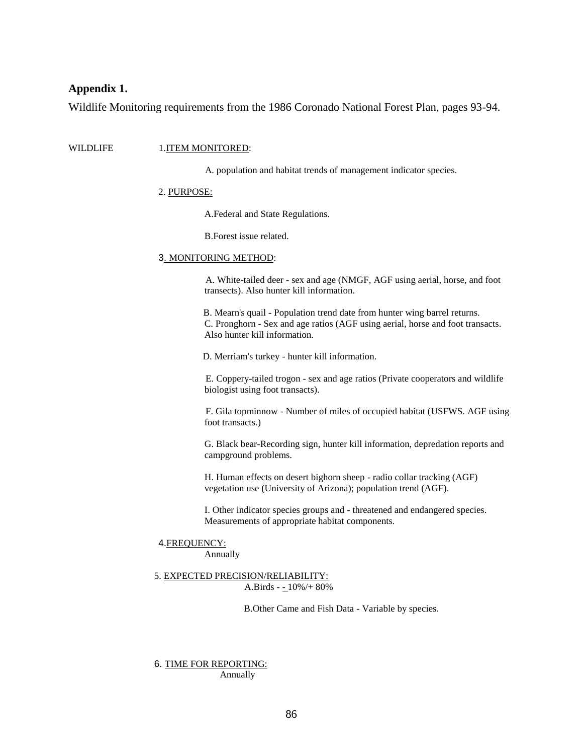## Appendix 1.

Wildlife Monitoring requirements from the 1986 Coronado National Forest Plan, pages 93-94.

WILDLIFE

1. ITEM MONITORED:

A. population and habitat trends of management indicator species.

2. PURPOSE:

A. Federal and State Regulations.

B. Forest issue related.

3. MONITORING METHOD:

A. White-tailed deer - sex and age (NMGF, AGF using aerial, horse, and foot transects). Also hunter kill information.

B. Mearn's quail - Population trend date from hunter wing barrel returns.
C. Pronghorn - Sex and age ratios (AGF using aerial, horse and foot transacts. Also hunter kill information.

D. Merriam's turkey - hunter kill information.

E. Coppery-tailed trogon - sex and age ratios (Private cooperators and wildlife biologist using foot transacts).

F. Gila topminnow - Number of miles of occupied habitat (USFWS. AGF using foot transacts.)

G. Black bear-Recording sign, hunter kill information, depredation reports and campground problems.

H. Human effects on desert bighorn sheep - radio collar tracking (AGF) vegetation use (University of Arizona); population trend (AGF).

I. Other indicator species groups and - threatened and endangered species. Measurements of appropriate habitat components.

4. FREQUENCY:
Annually

5. EXPECTED PRECISION/RELIABILITY:
A. Birds - - 10%/+ 80%

B. Other Came and Fish Data - Variable by species.

6. TIME FOR REPORTING:
Annually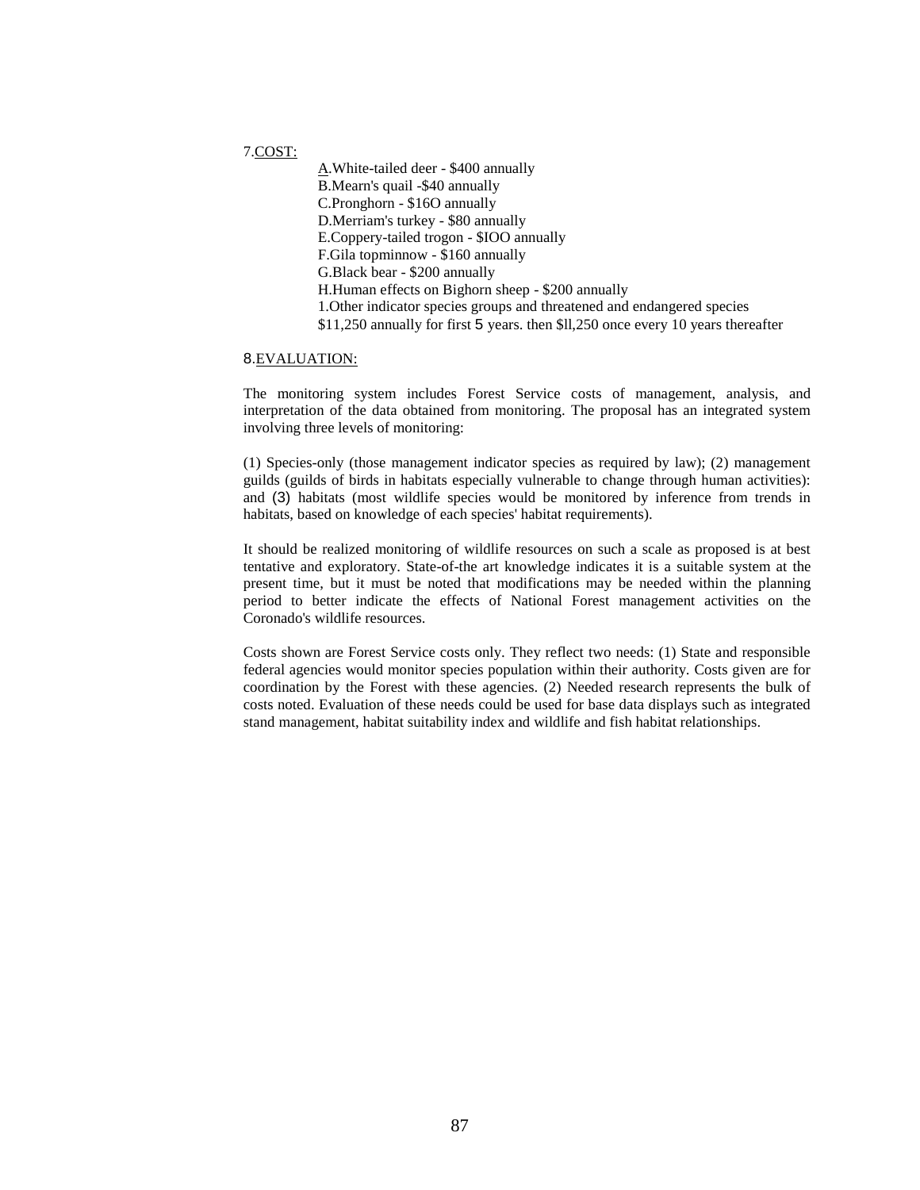7.COST:

A.White-tailed deer - $400 annually
B.Mearn's quail -$40 annually
C.Pronghorn - $16O annually
D.Merriam's turkey - $80 annually
E.Coppery-tailed trogon - $IOO annually
F.Gila topminnow - $160 annually
G.Black bear - $200 annually
H.Human effects on Bighorn sheep - $200 annually
1.Other indicator species groups and threatened and endangered species
$11,250 annually for first 5 years. then $ll,250 once every 10 years thereafter

8.EVALUATION:

The monitoring system includes Forest Service costs of management, analysis, and interpretation of the data obtained from monitoring. The proposal has an integrated system involving three levels of monitoring:

(1) Species-only (those management indicator species as required by law); (2) management guilds (guilds of birds in habitats especially vulnerable to change through human activities): and (3) habitats (most wildlife species would be monitored by inference from trends in habitats, based on knowledge of each species' habitat requirements).

It should be realized monitoring of wildlife resources on such a scale as proposed is at best tentative and exploratory. State-of-the art knowledge indicates it is a suitable system at the present time, but it must be noted that modifications may be needed within the planning period to better indicate the effects of National Forest management activities on the Coronado's wildlife resources.

Costs shown are Forest Service costs only. They reflect two needs: (1) State and responsible federal agencies would monitor species population within their authority. Costs given are for coordination by the Forest with these agencies. (2) Needed research represents the bulk of costs noted. Evaluation of these needs could be used for base data displays such as integrated stand management, habitat suitability index and wildlife and fish habitat relationships.